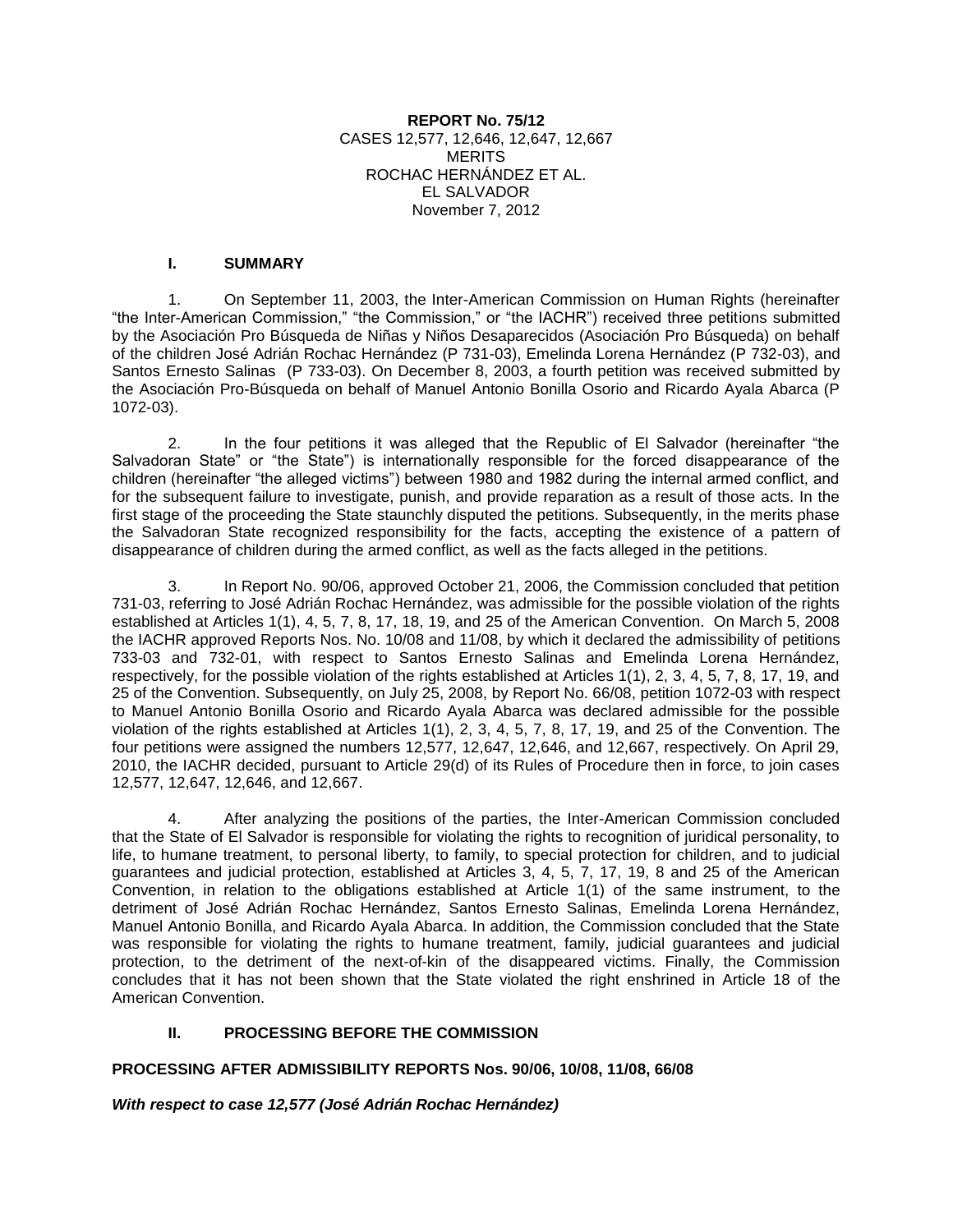**REPORT No. 75/12**
CASES 12,577, 12,646, 12,647, 12,667
MERITS
ROCHAC HERNÁNDEZ ET AL.
EL SALVADOR
November 7, 2012

## I. SUMMARY

1. On September 11, 2003, the Inter-American Commission on Human Rights (hereinafter "the Inter-American Commission," "the Commission," or "the IACHR") received three petitions submitted by the Asociación Pro Búsqueda de Niñas y Niños Desaparecidos (Asociación Pro Búsqueda) on behalf of the children José Adrián Rochac Hernández (P 731-03), Emelinda Lorena Hernández (P 732-03), and Santos Ernesto Salinas (P 733-03). On December 8, 2003, a fourth petition was received submitted by the Asociación Pro-Búsqueda on behalf of Manuel Antonio Bonilla Osorio and Ricardo Ayala Abarca (P 1072-03).

2. In the four petitions it was alleged that the Republic of El Salvador (hereinafter "the Salvadoran State" or "the State") is internationally responsible for the forced disappearance of the children (hereinafter "the alleged victims") between 1980 and 1982 during the internal armed conflict, and for the subsequent failure to investigate, punish, and provide reparation as a result of those acts. In the first stage of the proceeding the State staunchly disputed the petitions. Subsequently, in the merits phase the Salvadoran State recognized responsibility for the facts, accepting the existence of a pattern of disappearance of children during the armed conflict, as well as the facts alleged in the petitions.

3. In Report No. 90/06, approved October 21, 2006, the Commission concluded that petition 731-03, referring to José Adrián Rochac Hernández, was admissible for the possible violation of the rights established at Articles 1(1), 4, 5, 7, 8, 17, 18, 19, and 25 of the American Convention. On March 5, 2008 the IACHR approved Reports Nos. No. 10/08 and 11/08, by which it declared the admissibility of petitions 733-03 and 732-01, with respect to Santos Ernesto Salinas and Emelinda Lorena Hernández, respectively, for the possible violation of the rights established at Articles 1(1), 2, 3, 4, 5, 7, 8, 17, 19, and 25 of the Convention. Subsequently, on July 25, 2008, by Report No. 66/08, petition 1072-03 with respect to Manuel Antonio Bonilla Osorio and Ricardo Ayala Abarca was declared admissible for the possible violation of the rights established at Articles 1(1), 2, 3, 4, 5, 7, 8, 17, 19, and 25 of the Convention. The four petitions were assigned the numbers 12,577, 12,647, 12,646, and 12,667, respectively. On April 29, 2010, the IACHR decided, pursuant to Article 29(d) of its Rules of Procedure then in force, to join cases 12,577, 12,647, 12,646, and 12,667.

4. After analyzing the positions of the parties, the Inter-American Commission concluded that the State of El Salvador is responsible for violating the rights to recognition of juridical personality, to life, to humane treatment, to personal liberty, to family, to special protection for children, and to judicial guarantees and judicial protection, established at Articles 3, 4, 5, 7, 17, 19, 8 and 25 of the American Convention, in relation to the obligations established at Article 1(1) of the same instrument, to the detriment of José Adrián Rochac Hernández, Santos Ernesto Salinas, Emelinda Lorena Hernández, Manuel Antonio Bonilla, and Ricardo Ayala Abarca. In addition, the Commission concluded that the State was responsible for violating the rights to humane treatment, family, judicial guarantees and judicial protection, to the detriment of the next-of-kin of the disappeared victims. Finally, the Commission concludes that it has not been shown that the State violated the right enshrined in Article 18 of the American Convention.

## II. PROCESSING BEFORE THE COMMISSION

### PROCESSING AFTER ADMISSIBILITY REPORTS Nos. 90/06, 10/08, 11/08, 66/08

***With respect to case 12,577 (José Adrián Rochac Hernández)***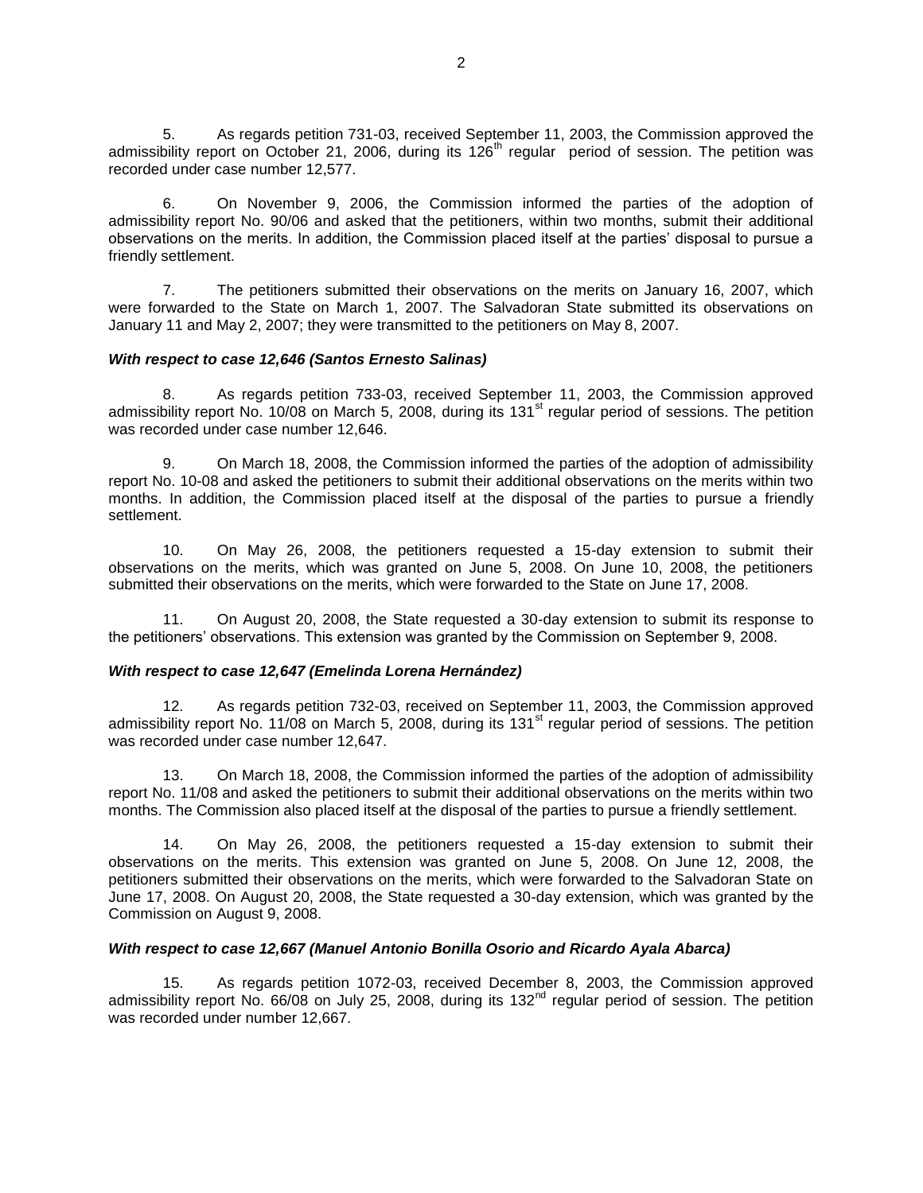5. As regards petition 731-03, received September 11, 2003, the Commission approved the admissibility report on October 21, 2006, during its 126th regular period of session. The petition was recorded under case number 12,577.

6. On November 9, 2006, the Commission informed the parties of the adoption of admissibility report No. 90/06 and asked that the petitioners, within two months, submit their additional observations on the merits. In addition, the Commission placed itself at the parties' disposal to pursue a friendly settlement.

7. The petitioners submitted their observations on the merits on January 16, 2007, which were forwarded to the State on March 1, 2007. The Salvadoran State submitted its observations on January 11 and May 2, 2007; they were transmitted to the petitioners on May 8, 2007.

***With respect to case 12,646 (Santos Ernesto Salinas)***

8. As regards petition 733-03, received September 11, 2003, the Commission approved admissibility report No. 10/08 on March 5, 2008, during its 131st regular period of sessions. The petition was recorded under case number 12,646.

9. On March 18, 2008, the Commission informed the parties of the adoption of admissibility report No. 10-08 and asked the petitioners to submit their additional observations on the merits within two months. In addition, the Commission placed itself at the disposal of the parties to pursue a friendly settlement.

10. On May 26, 2008, the petitioners requested a 15-day extension to submit their observations on the merits, which was granted on June 5, 2008. On June 10, 2008, the petitioners submitted their observations on the merits, which were forwarded to the State on June 17, 2008.

11. On August 20, 2008, the State requested a 30-day extension to submit its response to the petitioners' observations. This extension was granted by the Commission on September 9, 2008.

***With respect to case 12,647 (Emelinda Lorena Hernández)***

12. As regards petition 732-03, received on September 11, 2003, the Commission approved admissibility report No. 11/08 on March 5, 2008, during its 131st regular period of sessions. The petition was recorded under case number 12,647.

13. On March 18, 2008, the Commission informed the parties of the adoption of admissibility report No. 11/08 and asked the petitioners to submit their additional observations on the merits within two months. The Commission also placed itself at the disposal of the parties to pursue a friendly settlement.

14. On May 26, 2008, the petitioners requested a 15-day extension to submit their observations on the merits. This extension was granted on June 5, 2008. On June 12, 2008, the petitioners submitted their observations on the merits, which were forwarded to the Salvadoran State on June 17, 2008. On August 20, 2008, the State requested a 30-day extension, which was granted by the Commission on August 9, 2008.

***With respect to case 12,667 (Manuel Antonio Bonilla Osorio and Ricardo Ayala Abarca)***

15. As regards petition 1072-03, received December 8, 2003, the Commission approved admissibility report No. 66/08 on July 25, 2008, during its 132nd regular period of session. The petition was recorded under number 12,667.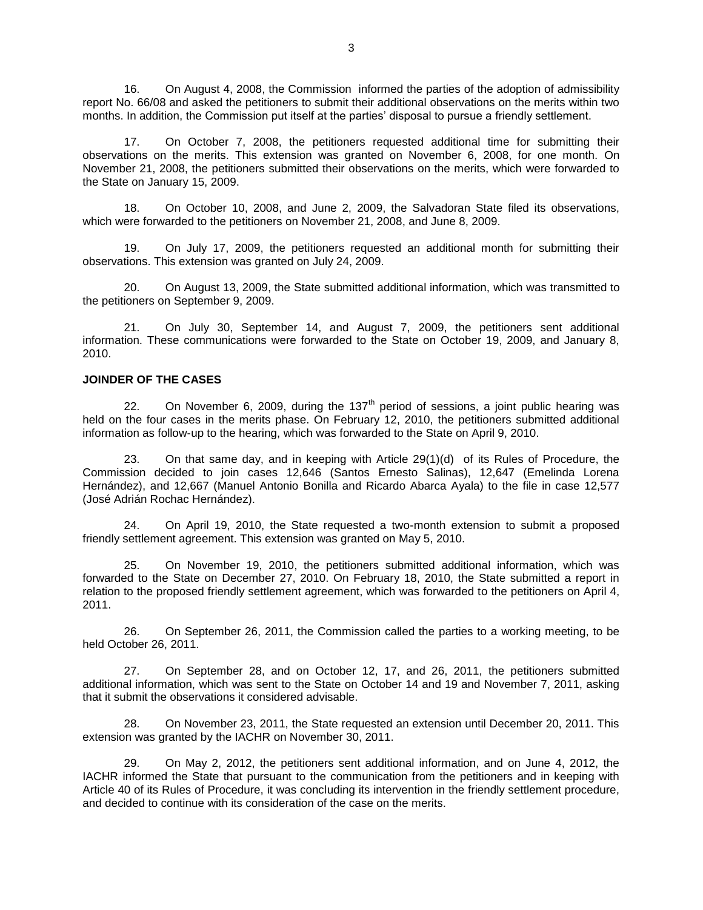16. On August 4, 2008, the Commission informed the parties of the adoption of admissibility report No. 66/08 and asked the petitioners to submit their additional observations on the merits within two months. In addition, the Commission put itself at the parties' disposal to pursue a friendly settlement.

17. On October 7, 2008, the petitioners requested additional time for submitting their observations on the merits. This extension was granted on November 6, 2008, for one month. On November 21, 2008, the petitioners submitted their observations on the merits, which were forwarded to the State on January 15, 2009.

18. On October 10, 2008, and June 2, 2009, the Salvadoran State filed its observations, which were forwarded to the petitioners on November 21, 2008, and June 8, 2009.

19. On July 17, 2009, the petitioners requested an additional month for submitting their observations. This extension was granted on July 24, 2009.

20. On August 13, 2009, the State submitted additional information, which was transmitted to the petitioners on September 9, 2009.

21. On July 30, September 14, and August 7, 2009, the petitioners sent additional information. These communications were forwarded to the State on October 19, 2009, and January 8, 2010.

**JOINDER OF THE CASES**

22. On November 6, 2009, during the 137th period of sessions, a joint public hearing was held on the four cases in the merits phase. On February 12, 2010, the petitioners submitted additional information as follow-up to the hearing, which was forwarded to the State on April 9, 2010.

23. On that same day, and in keeping with Article 29(1)(d) of its Rules of Procedure, the Commission decided to join cases 12,646 (Santos Ernesto Salinas), 12,647 (Emelinda Lorena Hernández), and 12,667 (Manuel Antonio Bonilla and Ricardo Abarca Ayala) to the file in case 12,577 (José Adrián Rochac Hernández).

24. On April 19, 2010, the State requested a two-month extension to submit a proposed friendly settlement agreement. This extension was granted on May 5, 2010.

25. On November 19, 2010, the petitioners submitted additional information, which was forwarded to the State on December 27, 2010. On February 18, 2010, the State submitted a report in relation to the proposed friendly settlement agreement, which was forwarded to the petitioners on April 4, 2011.

26. On September 26, 2011, the Commission called the parties to a working meeting, to be held October 26, 2011.

27. On September 28, and on October 12, 17, and 26, 2011, the petitioners submitted additional information, which was sent to the State on October 14 and 19 and November 7, 2011, asking that it submit the observations it considered advisable.

28. On November 23, 2011, the State requested an extension until December 20, 2011. This extension was granted by the IACHR on November 30, 2011.

29. On May 2, 2012, the petitioners sent additional information, and on June 4, 2012, the IACHR informed the State that pursuant to the communication from the petitioners and in keeping with Article 40 of its Rules of Procedure, it was concluding its intervention in the friendly settlement procedure, and decided to continue with its consideration of the case on the merits.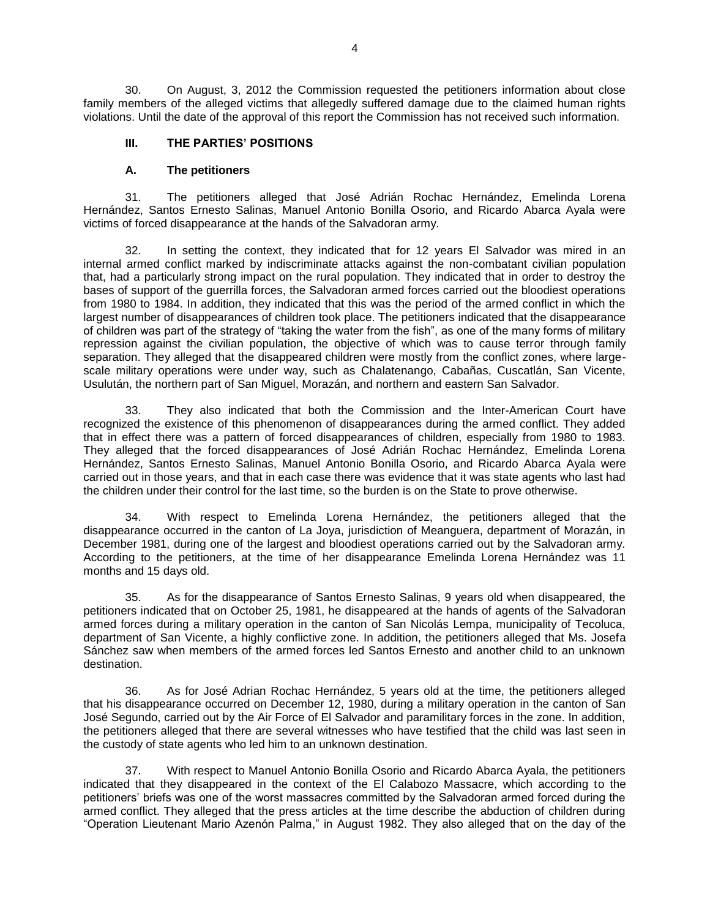30. On August, 3, 2012 the Commission requested the petitioners information about close family members of the alleged victims that allegedly suffered damage due to the claimed human rights violations. Until the date of the approval of this report the Commission has not received such information.

### III. THE PARTIES' POSITIONS

#### A. The petitioners

31. The petitioners alleged that José Adrián Rochac Hernández, Emelinda Lorena Hernández, Santos Ernesto Salinas, Manuel Antonio Bonilla Osorio, and Ricardo Abarca Ayala were victims of forced disappearance at the hands of the Salvadoran army.

32. In setting the context, they indicated that for 12 years El Salvador was mired in an internal armed conflict marked by indiscriminate attacks against the non-combatant civilian population that, had a particularly strong impact on the rural population. They indicated that in order to destroy the bases of support of the guerrilla forces, the Salvadoran armed forces carried out the bloodiest operations from 1980 to 1984. In addition, they indicated that this was the period of the armed conflict in which the largest number of disappearances of children took place. The petitioners indicated that the disappearance of children was part of the strategy of "taking the water from the fish", as one of the many forms of military repression against the civilian population, the objective of which was to cause terror through family separation. They alleged that the disappeared children were mostly from the conflict zones, where large-scale military operations were under way, such as Chalatenango, Cabañas, Cuscatlán, San Vicente, Usulután, the northern part of San Miguel, Morazán, and northern and eastern San Salvador.

33. They also indicated that both the Commission and the Inter-American Court have recognized the existence of this phenomenon of disappearances during the armed conflict. They added that in effect there was a pattern of forced disappearances of children, especially from 1980 to 1983. They alleged that the forced disappearances of José Adrián Rochac Hernández, Emelinda Lorena Hernández, Santos Ernesto Salinas, Manuel Antonio Bonilla Osorio, and Ricardo Abarca Ayala were carried out in those years, and that in each case there was evidence that it was state agents who last had the children under their control for the last time, so the burden is on the State to prove otherwise.

34. With respect to Emelinda Lorena Hernández, the petitioners alleged that the disappearance occurred in the canton of La Joya, jurisdiction of Meanguera, department of Morazán, in December 1981, during one of the largest and bloodiest operations carried out by the Salvadoran army. According to the petitioners, at the time of her disappearance Emelinda Lorena Hernández was 11 months and 15 days old.

35. As for the disappearance of Santos Ernesto Salinas, 9 years old when disappeared, the petitioners indicated that on October 25, 1981, he disappeared at the hands of agents of the Salvadoran armed forces during a military operation in the canton of San Nicolás Lempa, municipality of Tecoluca, department of San Vicente, a highly conflictive zone. In addition, the petitioners alleged that Ms. Josefa Sánchez saw when members of the armed forces led Santos Ernesto and another child to an unknown destination.

36. As for José Adrian Rochac Hernández, 5 years old at the time, the petitioners alleged that his disappearance occurred on December 12, 1980, during a military operation in the canton of San José Segundo, carried out by the Air Force of El Salvador and paramilitary forces in the zone. In addition, the petitioners alleged that there are several witnesses who have testified that the child was last seen in the custody of state agents who led him to an unknown destination.

37. With respect to Manuel Antonio Bonilla Osorio and Ricardo Abarca Ayala, the petitioners indicated that they disappeared in the context of the El Calabozo Massacre, which according to the petitioners' briefs was one of the worst massacres committed by the Salvadoran armed forced during the armed conflict. They alleged that the press articles at the time describe the abduction of children during "Operation Lieutenant Mario Azenón Palma," in August 1982. They also alleged that on the day of the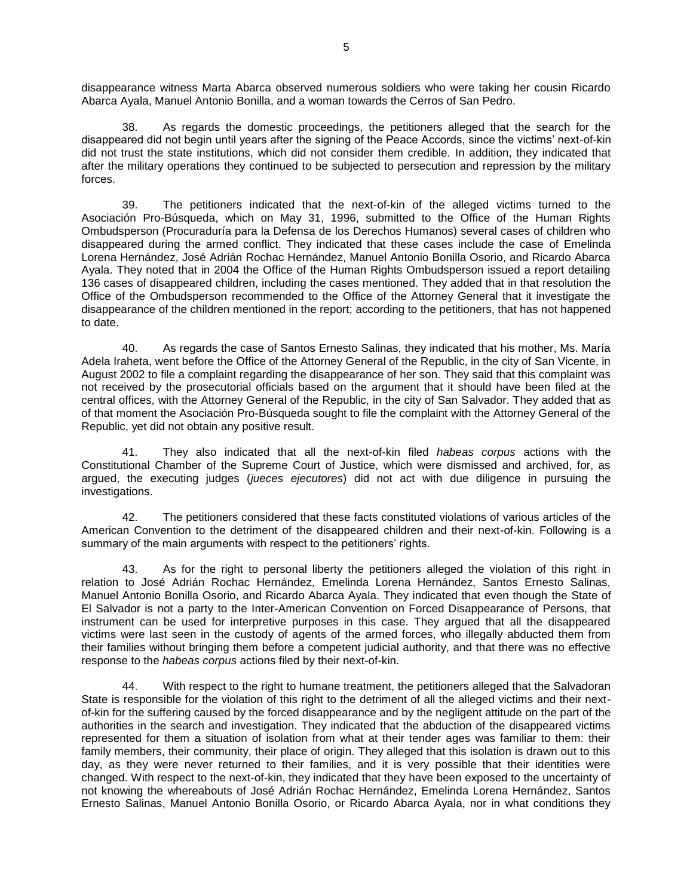disappearance witness Marta Abarca observed numerous soldiers who were taking her cousin Ricardo Abarca Ayala, Manuel Antonio Bonilla, and a woman towards the Cerros of San Pedro.

38. As regards the domestic proceedings, the petitioners alleged that the search for the disappeared did not begin until years after the signing of the Peace Accords, since the victims' next-of-kin did not trust the state institutions, which did not consider them credible. In addition, they indicated that after the military operations they continued to be subjected to persecution and repression by the military forces.

39. The petitioners indicated that the next-of-kin of the alleged victims turned to the Asociación Pro-Búsqueda, which on May 31, 1996, submitted to the Office of the Human Rights Ombudsperson (Procuraduría para la Defensa de los Derechos Humanos) several cases of children who disappeared during the armed conflict. They indicated that these cases include the case of Emelinda Lorena Hernández, José Adrián Rochac Hernández, Manuel Antonio Bonilla Osorio, and Ricardo Abarca Ayala. They noted that in 2004 the Office of the Human Rights Ombudsperson issued a report detailing 136 cases of disappeared children, including the cases mentioned. They added that in that resolution the Office of the Ombudsperson recommended to the Office of the Attorney General that it investigate the disappearance of the children mentioned in the report; according to the petitioners, that has not happened to date.

40. As regards the case of Santos Ernesto Salinas, they indicated that his mother, Ms. María Adela Iraheta, went before the Office of the Attorney General of the Republic, in the city of San Vicente, in August 2002 to file a complaint regarding the disappearance of her son. They said that this complaint was not received by the prosecutorial officials based on the argument that it should have been filed at the central offices, with the Attorney General of the Republic, in the city of San Salvador. They added that as of that moment the Asociación Pro-Búsqueda sought to file the complaint with the Attorney General of the Republic, yet did not obtain any positive result.

41. They also indicated that all the next-of-kin filed *habeas corpus* actions with the Constitutional Chamber of the Supreme Court of Justice, which were dismissed and archived, for, as argued, the executing judges (*jueces ejecutores*) did not act with due diligence in pursuing the investigations.

42. The petitioners considered that these facts constituted violations of various articles of the American Convention to the detriment of the disappeared children and their next-of-kin. Following is a summary of the main arguments with respect to the petitioners' rights.

43. As for the right to personal liberty the petitioners alleged the violation of this right in relation to José Adrián Rochac Hernández, Emelinda Lorena Hernández, Santos Ernesto Salinas, Manuel Antonio Bonilla Osorio, and Ricardo Abarca Ayala. They indicated that even though the State of El Salvador is not a party to the Inter-American Convention on Forced Disappearance of Persons, that instrument can be used for interpretive purposes in this case. They argued that all the disappeared victims were last seen in the custody of agents of the armed forces, who illegally abducted them from their families without bringing them before a competent judicial authority, and that there was no effective response to the *habeas corpus* actions filed by their next-of-kin.

44. With respect to the right to humane treatment, the petitioners alleged that the Salvadoran State is responsible for the violation of this right to the detriment of all the alleged victims and their next-of-kin for the suffering caused by the forced disappearance and by the negligent attitude on the part of the authorities in the search and investigation. They indicated that the abduction of the disappeared victims represented for them a situation of isolation from what at their tender ages was familiar to them: their family members, their community, their place of origin. They alleged that this isolation is drawn out to this day, as they were never returned to their families, and it is very possible that their identities were changed. With respect to the next-of-kin, they indicated that they have been exposed to the uncertainty of not knowing the whereabouts of José Adrián Rochac Hernández, Emelinda Lorena Hernández, Santos Ernesto Salinas, Manuel Antonio Bonilla Osorio, or Ricardo Abarca Ayala, nor in what conditions they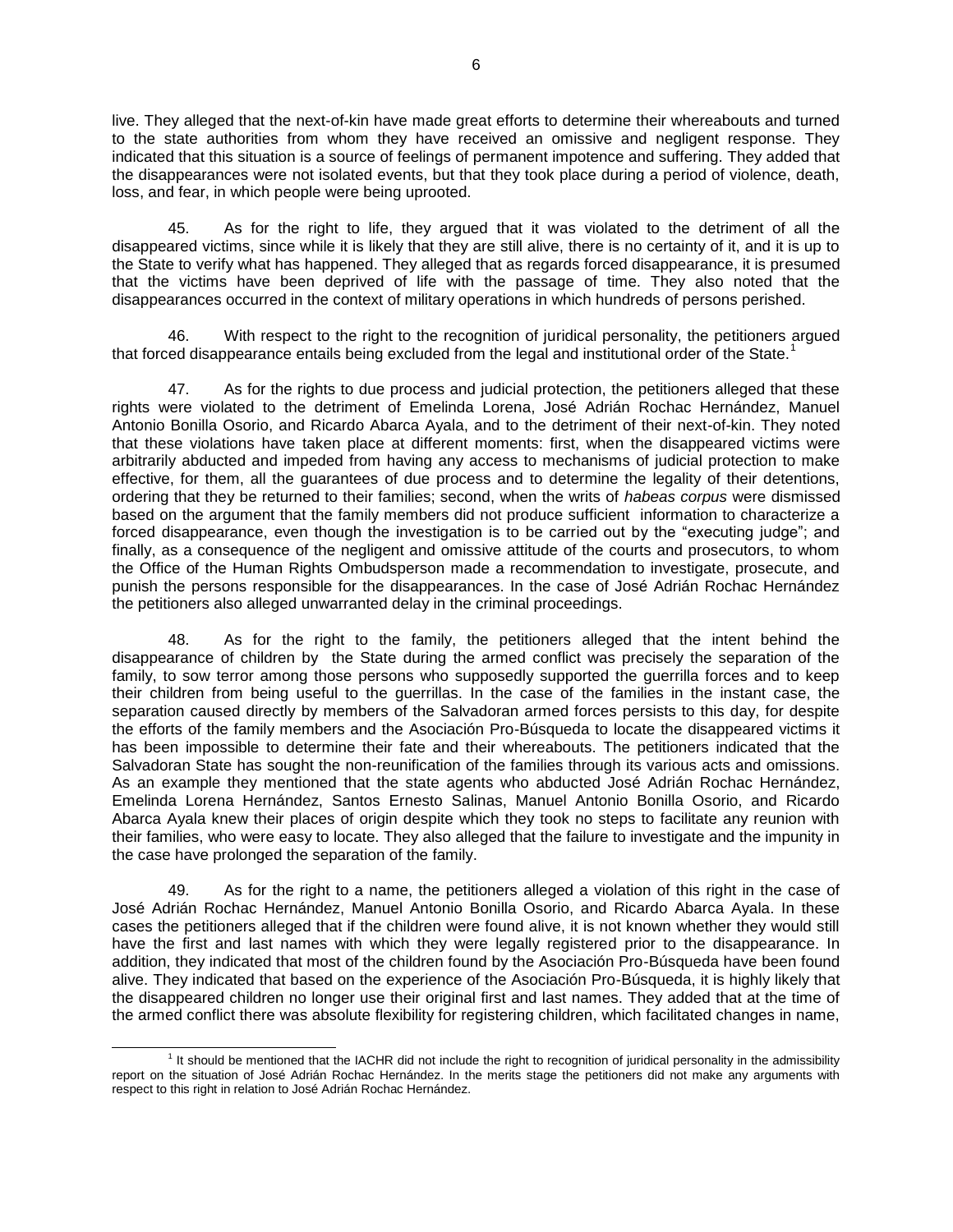live. They alleged that the next-of-kin have made great efforts to determine their whereabouts and turned to the state authorities from whom they have received an omissive and negligent response. They indicated that this situation is a source of feelings of permanent impotence and suffering. They added that the disappearances were not isolated events, but that they took place during a period of violence, death, loss, and fear, in which people were being uprooted.

45. As for the right to life, they argued that it was violated to the detriment of all the disappeared victims, since while it is likely that they are still alive, there is no certainty of it, and it is up to the State to verify what has happened. They alleged that as regards forced disappearance, it is presumed that the victims have been deprived of life with the passage of time. They also noted that the disappearances occurred in the context of military operations in which hundreds of persons perished.

46. With respect to the right to the recognition of juridical personality, the petitioners argued that forced disappearance entails being excluded from the legal and institutional order of the State.[1]

47. As for the rights to due process and judicial protection, the petitioners alleged that these rights were violated to the detriment of Emelinda Lorena, José Adrián Rochac Hernández, Manuel Antonio Bonilla Osorio, and Ricardo Abarca Ayala, and to the detriment of their next-of-kin. They noted that these violations have taken place at different moments: first, when the disappeared victims were arbitrarily abducted and impeded from having any access to mechanisms of judicial protection to make effective, for them, all the guarantees of due process and to determine the legality of their detentions, ordering that they be returned to their families; second, when the writs of *habeas corpus* were dismissed based on the argument that the family members did not produce sufficient information to characterize a forced disappearance, even though the investigation is to be carried out by the "executing judge"; and finally, as a consequence of the negligent and omissive attitude of the courts and prosecutors, to whom the Office of the Human Rights Ombudsperson made a recommendation to investigate, prosecute, and punish the persons responsible for the disappearances. In the case of José Adrián Rochac Hernández the petitioners also alleged unwarranted delay in the criminal proceedings.

48. As for the right to the family, the petitioners alleged that the intent behind the disappearance of children by the State during the armed conflict was precisely the separation of the family, to sow terror among those persons who supposedly supported the guerrilla forces and to keep their children from being useful to the guerrillas. In the case of the families in the instant case, the separation caused directly by members of the Salvadoran armed forces persists to this day, for despite the efforts of the family members and the Asociación Pro-Búsqueda to locate the disappeared victims it has been impossible to determine their fate and their whereabouts. The petitioners indicated that the Salvadoran State has sought the non-reunification of the families through its various acts and omissions. As an example they mentioned that the state agents who abducted José Adrián Rochac Hernández, Emelinda Lorena Hernández, Santos Ernesto Salinas, Manuel Antonio Bonilla Osorio, and Ricardo Abarca Ayala knew their places of origin despite which they took no steps to facilitate any reunion with their families, who were easy to locate. They also alleged that the failure to investigate and the impunity in the case have prolonged the separation of the family.

49. As for the right to a name, the petitioners alleged a violation of this right in the case of José Adrián Rochac Hernández, Manuel Antonio Bonilla Osorio, and Ricardo Abarca Ayala. In these cases the petitioners alleged that if the children were found alive, it is not known whether they would still have the first and last names with which they were legally registered prior to the disappearance. In addition, they indicated that most of the children found by the Asociación Pro-Búsqueda have been found alive. They indicated that based on the experience of the Asociación Pro-Búsqueda, it is highly likely that the disappeared children no longer use their original first and last names. They added that at the time of the armed conflict there was absolute flexibility for registering children, which facilitated changes in name,

[1] It should be mentioned that the IACHR did not include the right to recognition of juridical personality in the admissibility report on the situation of José Adrián Rochac Hernández. In the merits stage the petitioners did not make any arguments with respect to this right in relation to José Adrián Rochac Hernández.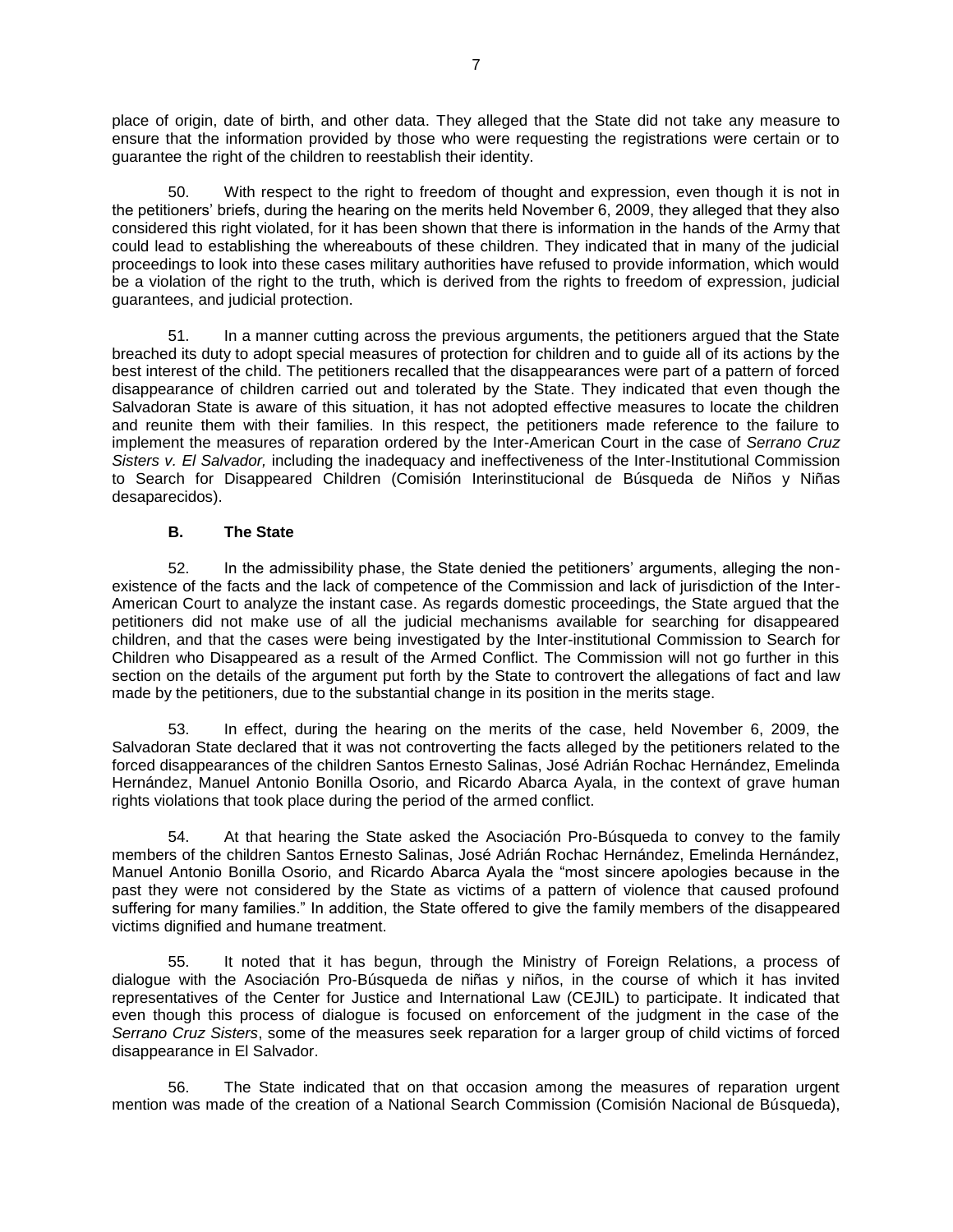place of origin, date of birth, and other data. They alleged that the State did not take any measure to ensure that the information provided by those who were requesting the registrations were certain or to guarantee the right of the children to reestablish their identity.

50. With respect to the right to freedom of thought and expression, even though it is not in the petitioners' briefs, during the hearing on the merits held November 6, 2009, they alleged that they also considered this right violated, for it has been shown that there is information in the hands of the Army that could lead to establishing the whereabouts of these children. They indicated that in many of the judicial proceedings to look into these cases military authorities have refused to provide information, which would be a violation of the right to the truth, which is derived from the rights to freedom of expression, judicial guarantees, and judicial protection.

51. In a manner cutting across the previous arguments, the petitioners argued that the State breached its duty to adopt special measures of protection for children and to guide all of its actions by the best interest of the child. The petitioners recalled that the disappearances were part of a pattern of forced disappearance of children carried out and tolerated by the State. They indicated that even though the Salvadoran State is aware of this situation, it has not adopted effective measures to locate the children and reunite them with their families. In this respect, the petitioners made reference to the failure to implement the measures of reparation ordered by the Inter-American Court in the case of *Serrano Cruz Sisters v. El Salvador,* including the inadequacy and ineffectiveness of the Inter-Institutional Commission to Search for Disappeared Children (Comisión Interinstitucional de Búsqueda de Niños y Niñas desaparecidos).

### B. The State

52. In the admissibility phase, the State denied the petitioners' arguments, alleging the non-existence of the facts and the lack of competence of the Commission and lack of jurisdiction of the Inter-American Court to analyze the instant case. As regards domestic proceedings, the State argued that the petitioners did not make use of all the judicial mechanisms available for searching for disappeared children, and that the cases were being investigated by the Inter-institutional Commission to Search for Children who Disappeared as a result of the Armed Conflict. The Commission will not go further in this section on the details of the argument put forth by the State to controvert the allegations of fact and law made by the petitioners, due to the substantial change in its position in the merits stage.

53. In effect, during the hearing on the merits of the case, held November 6, 2009, the Salvadoran State declared that it was not controverting the facts alleged by the petitioners related to the forced disappearances of the children Santos Ernesto Salinas, José Adrián Rochac Hernández, Emelinda Hernández, Manuel Antonio Bonilla Osorio, and Ricardo Abarca Ayala, in the context of grave human rights violations that took place during the period of the armed conflict.

54. At that hearing the State asked the Asociación Pro-Búsqueda to convey to the family members of the children Santos Ernesto Salinas, José Adrián Rochac Hernández, Emelinda Hernández, Manuel Antonio Bonilla Osorio, and Ricardo Abarca Ayala the "most sincere apologies because in the past they were not considered by the State as victims of a pattern of violence that caused profound suffering for many families." In addition, the State offered to give the family members of the disappeared victims dignified and humane treatment.

55. It noted that it has begun, through the Ministry of Foreign Relations, a process of dialogue with the Asociación Pro-Búsqueda de niñas y niños, in the course of which it has invited representatives of the Center for Justice and International Law (CEJIL) to participate. It indicated that even though this process of dialogue is focused on enforcement of the judgment in the case of the *Serrano Cruz Sisters*, some of the measures seek reparation for a larger group of child victims of forced disappearance in El Salvador.

56. The State indicated that on that occasion among the measures of reparation urgent mention was made of the creation of a National Search Commission (Comisión Nacional de Búsqueda),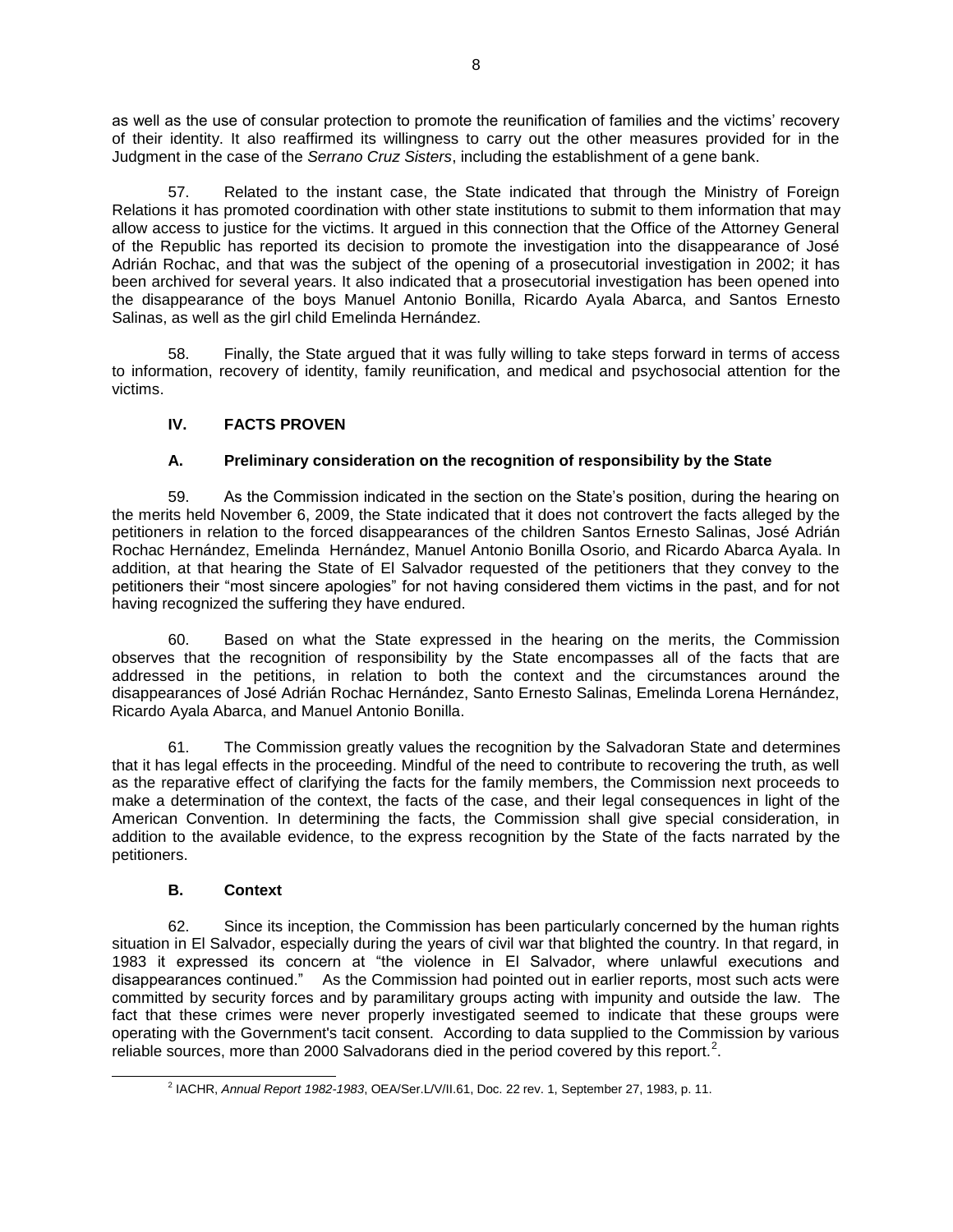as well as the use of consular protection to promote the reunification of families and the victims' recovery of their identity. It also reaffirmed its willingness to carry out the other measures provided for in the Judgment in the case of the *Serrano Cruz Sisters*, including the establishment of a gene bank.

57. Related to the instant case, the State indicated that through the Ministry of Foreign Relations it has promoted coordination with other state institutions to submit to them information that may allow access to justice for the victims. It argued in this connection that the Office of the Attorney General of the Republic has reported its decision to promote the investigation into the disappearance of José Adrián Rochac, and that was the subject of the opening of a prosecutorial investigation in 2002; it has been archived for several years. It also indicated that a prosecutorial investigation has been opened into the disappearance of the boys Manuel Antonio Bonilla, Ricardo Ayala Abarca, and Santos Ernesto Salinas, as well as the girl child Emelinda Hernández.

58. Finally, the State argued that it was fully willing to take steps forward in terms of access to information, recovery of identity, family reunification, and medical and psychosocial attention for the victims.

## IV. FACTS PROVEN

### A. Preliminary consideration on the recognition of responsibility by the State

59. As the Commission indicated in the section on the State's position, during the hearing on the merits held November 6, 2009, the State indicated that it does not controvert the facts alleged by the petitioners in relation to the forced disappearances of the children Santos Ernesto Salinas, José Adrián Rochac Hernández, Emelinda Hernández, Manuel Antonio Bonilla Osorio, and Ricardo Abarca Ayala. In addition, at that hearing the State of El Salvador requested of the petitioners that they convey to the petitioners their "most sincere apologies" for not having considered them victims in the past, and for not having recognized the suffering they have endured.

60. Based on what the State expressed in the hearing on the merits, the Commission observes that the recognition of responsibility by the State encompasses all of the facts that are addressed in the petitions, in relation to both the context and the circumstances around the disappearances of José Adrián Rochac Hernández, Santo Ernesto Salinas, Emelinda Lorena Hernández, Ricardo Ayala Abarca, and Manuel Antonio Bonilla.

61. The Commission greatly values the recognition by the Salvadoran State and determines that it has legal effects in the proceeding. Mindful of the need to contribute to recovering the truth, as well as the reparative effect of clarifying the facts for the family members, the Commission next proceeds to make a determination of the context, the facts of the case, and their legal consequences in light of the American Convention. In determining the facts, the Commission shall give special consideration, in addition to the available evidence, to the express recognition by the State of the facts narrated by the petitioners.

### B. Context

62. Since its inception, the Commission has been particularly concerned by the human rights situation in El Salvador, especially during the years of civil war that blighted the country. In that regard, in 1983 it expressed its concern at "the violence in El Salvador, where unlawful executions and disappearances continued." As the Commission had pointed out in earlier reports, most such acts were committed by security forces and by paramilitary groups acting with impunity and outside the law. The fact that these crimes were never properly investigated seemed to indicate that these groups were operating with the Government's tacit consent. According to data supplied to the Commission by various reliable sources, more than 2000 Salvadorans died in the period covered by this report.[2].

[2] IACHR, *Annual Report 1982-1983*, OEA/Ser.L/V/II.61, Doc. 22 rev. 1, September 27, 1983, p. 11.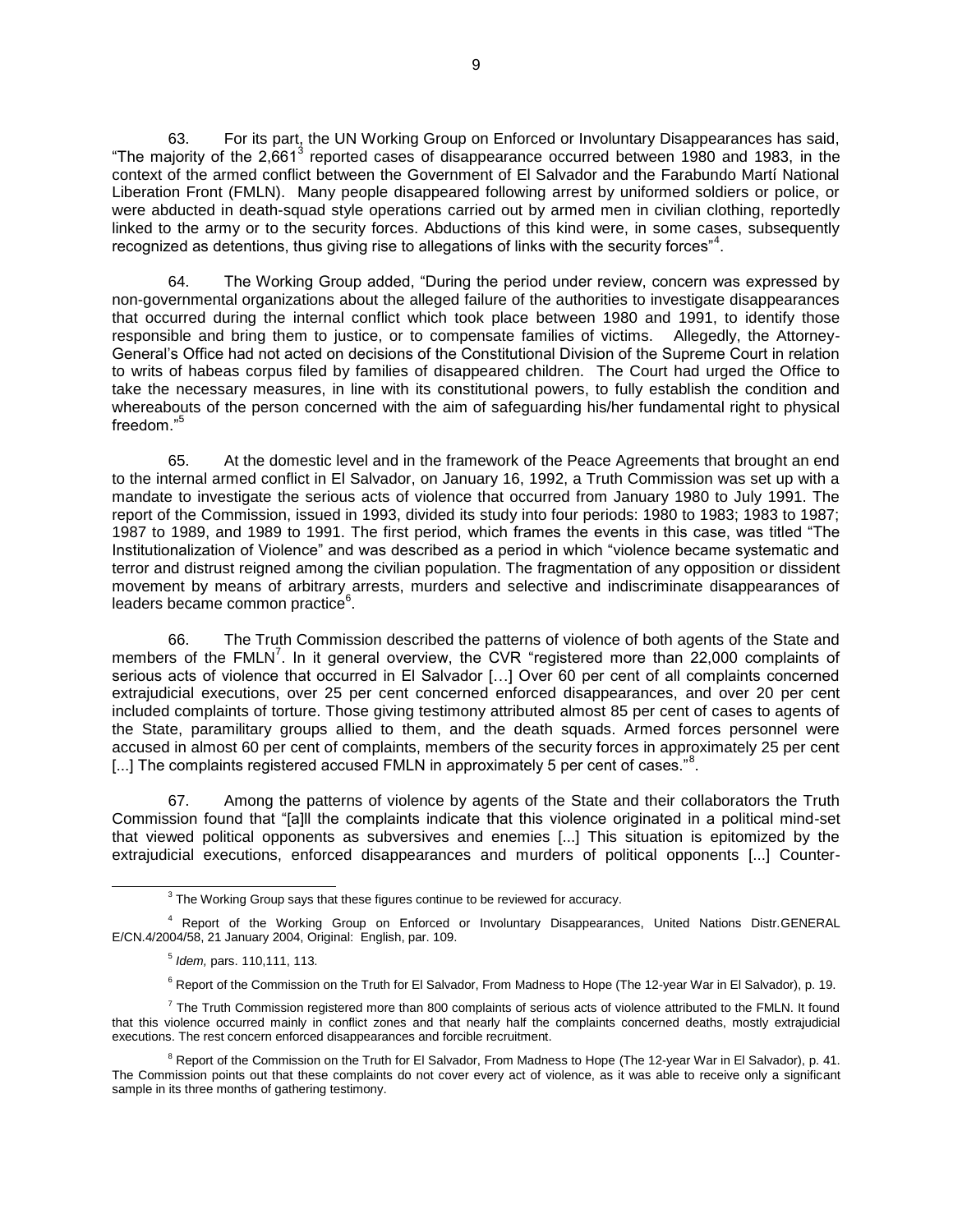63. For its part, the UN Working Group on Enforced or Involuntary Disappearances has said, "The majority of the 2,661[3] reported cases of disappearance occurred between 1980 and 1983, in the context of the armed conflict between the Government of El Salvador and the Farabundo Martí National Liberation Front (FMLN). Many people disappeared following arrest by uniformed soldiers or police, or were abducted in death-squad style operations carried out by armed men in civilian clothing, reportedly linked to the army or to the security forces. Abductions of this kind were, in some cases, subsequently recognized as detentions, thus giving rise to allegations of links with the security forces"[4].

64. The Working Group added, "During the period under review, concern was expressed by non-governmental organizations about the alleged failure of the authorities to investigate disappearances that occurred during the internal conflict which took place between 1980 and 1991, to identify those responsible and bring them to justice, or to compensate families of victims. Allegedly, the Attorney-General's Office had not acted on decisions of the Constitutional Division of the Supreme Court in relation to writs of habeas corpus filed by families of disappeared children. The Court had urged the Office to take the necessary measures, in line with its constitutional powers, to fully establish the condition and whereabouts of the person concerned with the aim of safeguarding his/her fundamental right to physical freedom."[5]

65. At the domestic level and in the framework of the Peace Agreements that brought an end to the internal armed conflict in El Salvador, on January 16, 1992, a Truth Commission was set up with a mandate to investigate the serious acts of violence that occurred from January 1980 to July 1991. The report of the Commission, issued in 1993, divided its study into four periods: 1980 to 1983; 1983 to 1987; 1987 to 1989, and 1989 to 1991. The first period, which frames the events in this case, was titled "The Institutionalization of Violence" and was described as a period in which "violence became systematic and terror and distrust reigned among the civilian population. The fragmentation of any opposition or dissident movement by means of arbitrary arrests, murders and selective and indiscriminate disappearances of leaders became common practice[6].

66. The Truth Commission described the patterns of violence of both agents of the State and members of the FMLN[7]. In it general overview, the CVR "registered more than 22,000 complaints of serious acts of violence that occurred in El Salvador […] Over 60 per cent of all complaints concerned extrajudicial executions, over 25 per cent concerned enforced disappearances, and over 20 per cent included complaints of torture. Those giving testimony attributed almost 85 per cent of cases to agents of the State, paramilitary groups allied to them, and the death squads. Armed forces personnel were accused in almost 60 per cent of complaints, members of the security forces in approximately 25 per cent [...] The complaints registered accused FMLN in approximately 5 per cent of cases."[8].

67. Among the patterns of violence by agents of the State and their collaborators the Truth Commission found that "[a]ll the complaints indicate that this violence originated in a political mind-set that viewed political opponents as subversives and enemies [...] This situation is epitomized by the extrajudicial executions, enforced disappearances and murders of political opponents [...] Counter-

---

[3] The Working Group says that these figures continue to be reviewed for accuracy.

[4] Report of the Working Group on Enforced or Involuntary Disappearances, United Nations Distr.GENERAL E/CN.4/2004/58, 21 January 2004, Original: English, par. 109.

[5] *Idem,* pars. 110,111, 113.

[6] Report of the Commission on the Truth for El Salvador, From Madness to Hope (The 12-year War in El Salvador), p. 19.

[7] The Truth Commission registered more than 800 complaints of serious acts of violence attributed to the FMLN. It found that this violence occurred mainly in conflict zones and that nearly half the complaints concerned deaths, mostly extrajudicial executions. The rest concern enforced disappearances and forcible recruitment.

[8] Report of the Commission on the Truth for El Salvador, From Madness to Hope (The 12-year War in El Salvador), p. 41. The Commission points out that these complaints do not cover every act of violence, as it was able to receive only a significant sample in its three months of gathering testimony.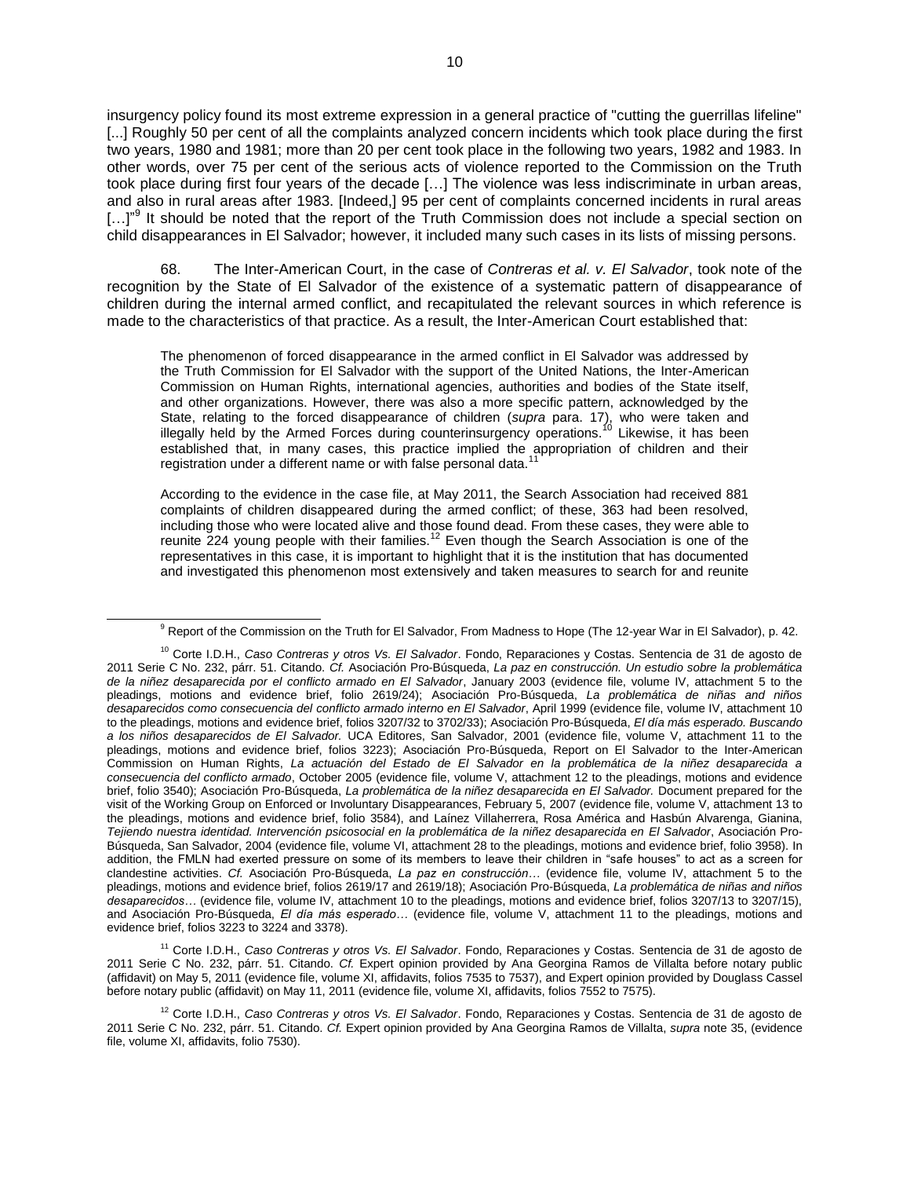insurgency policy found its most extreme expression in a general practice of "cutting the guerrillas lifeline" [...] Roughly 50 per cent of all the complaints analyzed concern incidents which took place during the first two years, 1980 and 1981; more than 20 per cent took place in the following two years, 1982 and 1983. In other words, over 75 per cent of the serious acts of violence reported to the Commission on the Truth took place during first four years of the decade […] The violence was less indiscriminate in urban areas, and also in rural areas after 1983. [Indeed,] 95 per cent of complaints concerned incidents in rural areas […]"[9] It should be noted that the report of the Truth Commission does not include a special section on child disappearances in El Salvador; however, it included many such cases in its lists of missing persons.

68. The Inter-American Court, in the case of *Contreras et al. v. El Salvador*, took note of the recognition by the State of El Salvador of the existence of a systematic pattern of disappearance of children during the internal armed conflict, and recapitulated the relevant sources in which reference is made to the characteristics of that practice. As a result, the Inter-American Court established that:

> The phenomenon of forced disappearance in the armed conflict in El Salvador was addressed by the Truth Commission for El Salvador with the support of the United Nations, the Inter-American Commission on Human Rights, international agencies, authorities and bodies of the State itself, and other organizations. However, there was also a more specific pattern, acknowledged by the State, relating to the forced disappearance of children (*supra* para. 17), who were taken and illegally held by the Armed Forces during counterinsurgency operations.[10] Likewise, it has been established that, in many cases, this practice implied the appropriation of children and their registration under a different name or with false personal data.[11]
>
> According to the evidence in the case file, at May 2011, the Search Association had received 881 complaints of children disappeared during the armed conflict; of these, 363 had been resolved, including those who were located alive and those found dead. From these cases, they were able to reunite 224 young people with their families.[12] Even though the Search Association is one of the representatives in this case, it is important to highlight that it is the institution that has documented and investigated this phenomenon most extensively and taken measures to search for and reunite

---

[9] Report of the Commission on the Truth for El Salvador, From Madness to Hope (The 12-year War in El Salvador), p. 42.

[10] Corte I.D.H., *Caso Contreras y otros Vs. El Salvador*. Fondo, Reparaciones y Costas. Sentencia de 31 de agosto de 2011 Serie C No. 232, párr. 51. Citando. *Cf.* Asociación Pro-Búsqueda, *La paz en construcción. Un estudio sobre la problemática de la niñez desaparecida por el conflicto armado en El Salvador*, January 2003 (evidence file, volume IV, attachment 5 to the pleadings, motions and evidence brief, folio 2619/24); Asociación Pro-Búsqueda, *La problemática de niñas and niños desaparecidos como consecuencia del conflicto armado interno en El Salvador*, April 1999 (evidence file, volume IV, attachment 10 to the pleadings, motions and evidence brief, folios 3207/32 to 3702/33); Asociación Pro-Búsqueda, *El día más esperado. Buscando a los niños desaparecidos de El Salvador.* UCA Editores, San Salvador, 2001 (evidence file, volume V, attachment 11 to the pleadings, motions and evidence brief, folios 3223); Asociación Pro-Búsqueda, Report on El Salvador to the Inter-American Commission on Human Rights, *La actuación del Estado de El Salvador en la problemática de la niñez desaparecida a consecuencia del conflicto armado*, October 2005 (evidence file, volume V, attachment 12 to the pleadings, motions and evidence brief, folio 3540); Asociación Pro-Búsqueda, *La problemática de la niñez desaparecida en El Salvador.* Document prepared for the visit of the Working Group on Enforced or Involuntary Disappearances, February 5, 2007 (evidence file, volume V, attachment 13 to the pleadings, motions and evidence brief, folio 3584), and Laínez Villaherrera, Rosa América and Hasbún Alvarenga, Gianina, *Tejiendo nuestra identidad. Intervención psicosocial en la problemática de la niñez desaparecida en El Salvador*, Asociación Pro-Búsqueda, San Salvador, 2004 (evidence file, volume VI, attachment 28 to the pleadings, motions and evidence brief, folio 3958). In addition, the FMLN had exerted pressure on some of its members to leave their children in "safe houses" to act as a screen for clandestine activities. *Cf.* Asociación Pro-Búsqueda, *La paz en construcción…* (evidence file, volume IV, attachment 5 to the pleadings, motions and evidence brief, folios 2619/17 and 2619/18); Asociación Pro-Búsqueda, *La problemática de niñas and niños desaparecidos…* (evidence file, volume IV, attachment 10 to the pleadings, motions and evidence brief, folios 3207/13 to 3207/15), and Asociación Pro-Búsqueda, *El día más esperado…* (evidence file, volume V, attachment 11 to the pleadings, motions and evidence brief, folios 3223 to 3224 and 3378).

[11] Corte I.D.H., *Caso Contreras y otros Vs. El Salvador*. Fondo, Reparaciones y Costas. Sentencia de 31 de agosto de 2011 Serie C No. 232, párr. 51. Citando. *Cf.* Expert opinion provided by Ana Georgina Ramos de Villalta before notary public (affidavit) on May 5, 2011 (evidence file, volume XI, affidavits, folios 7535 to 7537), and Expert opinion provided by Douglass Cassel before notary public (affidavit) on May 11, 2011 (evidence file, volume XI, affidavits, folios 7552 to 7575).

[12] Corte I.D.H., *Caso Contreras y otros Vs. El Salvador*. Fondo, Reparaciones y Costas. Sentencia de 31 de agosto de 2011 Serie C No. 232, párr. 51. Citando. *Cf.* Expert opinion provided by Ana Georgina Ramos de Villalta, *supra* note 35, (evidence file, volume XI, affidavits, folio 7530).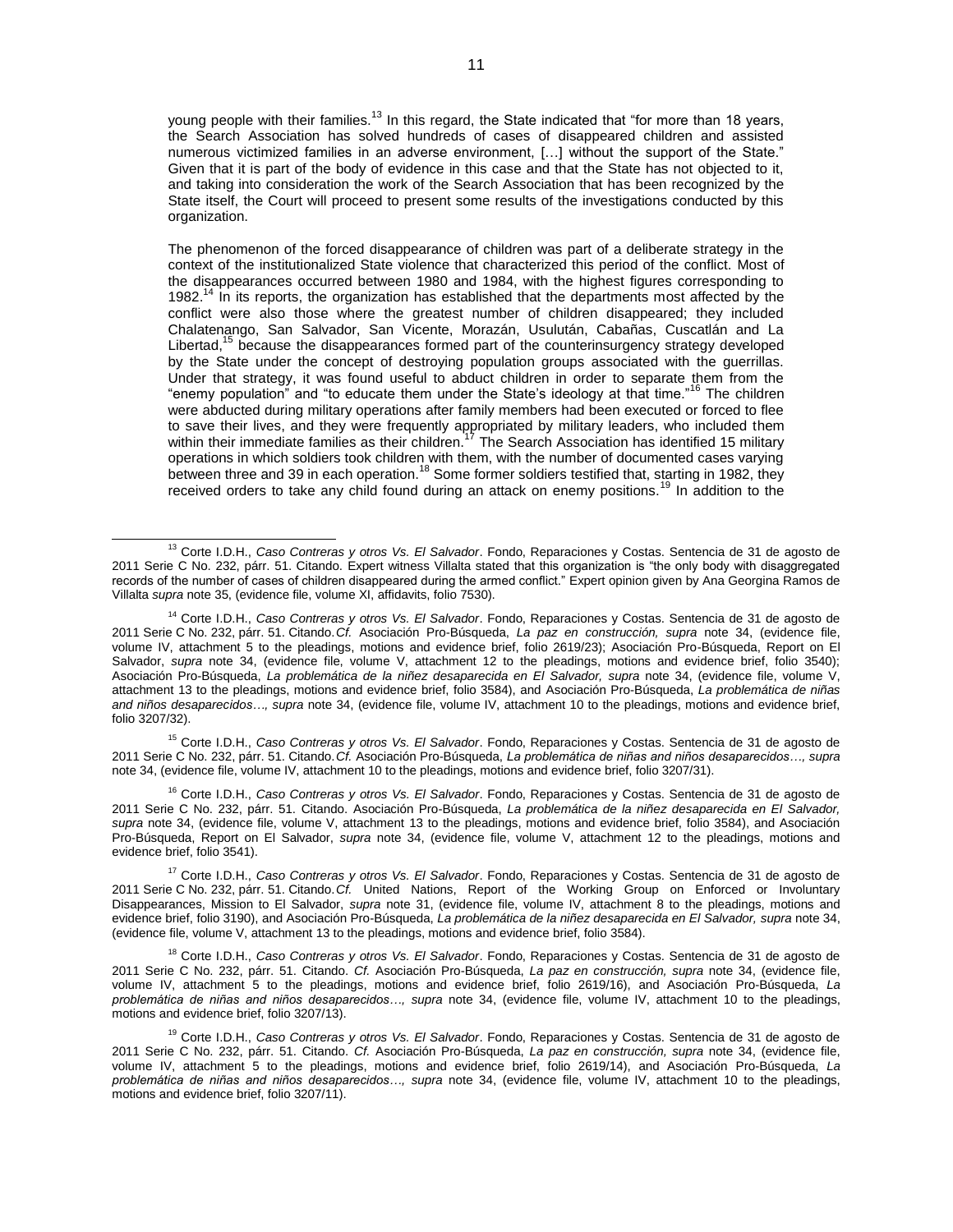young people with their families.[13] In this regard, the State indicated that "for more than 18 years, the Search Association has solved hundreds of cases of disappeared children and assisted numerous victimized families in an adverse environment, […] without the support of the State." Given that it is part of the body of evidence in this case and that the State has not objected to it, and taking into consideration the work of the Search Association that has been recognized by the State itself, the Court will proceed to present some results of the investigations conducted by this organization.

The phenomenon of the forced disappearance of children was part of a deliberate strategy in the context of the institutionalized State violence that characterized this period of the conflict. Most of the disappearances occurred between 1980 and 1984, with the highest figures corresponding to 1982.[14] In its reports, the organization has established that the departments most affected by the conflict were also those where the greatest number of children disappeared; they included Chalatenango, San Salvador, San Vicente, Morazán, Usulután, Cabañas, Cuscatlán and La Libertad,[15] because the disappearances formed part of the counterinsurgency strategy developed by the State under the concept of destroying population groups associated with the guerrillas. Under that strategy, it was found useful to abduct children in order to separate them from the "enemy population" and "to educate them under the State's ideology at that time."[16] The children were abducted during military operations after family members had been executed or forced to flee to save their lives, and they were frequently appropriated by military leaders, who included them within their immediate families as their children.[17] The Search Association has identified 15 military operations in which soldiers took children with them, with the number of documented cases varying between three and 39 in each operation.[18] Some former soldiers testified that, starting in 1982, they received orders to take any child found during an attack on enemy positions.[19] In addition to the

---

[13] Corte I.D.H., *Caso Contreras y otros Vs. El Salvador*. Fondo, Reparaciones y Costas. Sentencia de 31 de agosto de 2011 Serie C No. 232, párr. 51. Citando. Expert witness Villalta stated that this organization is "the only body with disaggregated records of the number of cases of children disappeared during the armed conflict." Expert opinion given by Ana Georgina Ramos de Villalta *supra* note 35, (evidence file, volume XI, affidavits, folio 7530).

[14] Corte I.D.H., *Caso Contreras y otros Vs. El Salvador*. Fondo, Reparaciones y Costas. Sentencia de 31 de agosto de 2011 Serie C No. 232, párr. 51. Citando.*Cf.* Asociación Pro-Búsqueda, *La paz en construcción, supra* note 34, (evidence file, volume IV, attachment 5 to the pleadings, motions and evidence brief, folio 2619/23); Asociación Pro-Búsqueda, Report on El Salvador, *supra* note 34, (evidence file, volume V, attachment 12 to the pleadings, motions and evidence brief, folio 3540); Asociación Pro-Búsqueda, *La problemática de la niñez desaparecida en El Salvador, supra* note 34, (evidence file, volume V, attachment 13 to the pleadings, motions and evidence brief, folio 3584), and Asociación Pro-Búsqueda, *La problemática de niñas and niños desaparecidos…, supra* note 34, (evidence file, volume IV, attachment 10 to the pleadings, motions and evidence brief, folio 3207/32).

[15] Corte I.D.H., *Caso Contreras y otros Vs. El Salvador*. Fondo, Reparaciones y Costas. Sentencia de 31 de agosto de 2011 Serie C No. 232, párr. 51. Citando.*Cf.* Asociación Pro-Búsqueda, *La problemática de niñas and niños desaparecidos…, supra* note 34, (evidence file, volume IV, attachment 10 to the pleadings, motions and evidence brief, folio 3207/31).

[16] Corte I.D.H., *Caso Contreras y otros Vs. El Salvador*. Fondo, Reparaciones y Costas. Sentencia de 31 de agosto de 2011 Serie C No. 232, párr. 51. Citando. Asociación Pro-Búsqueda, *La problemática de la niñez desaparecida en El Salvador, supra* note 34, (evidence file, volume V, attachment 13 to the pleadings, motions and evidence brief, folio 3584), and Asociación Pro-Búsqueda, Report on El Salvador, *supra* note 34, (evidence file, volume V, attachment 12 to the pleadings, motions and evidence brief, folio 3541).

[17] Corte I.D.H., *Caso Contreras y otros Vs. El Salvador*. Fondo, Reparaciones y Costas. Sentencia de 31 de agosto de 2011 Serie C No. 232, párr. 51. Citando.*Cf.* United Nations, Report of the Working Group on Enforced or Involuntary Disappearances, Mission to El Salvador, *supra* note 31, (evidence file, volume IV, attachment 8 to the pleadings, motions and evidence brief, folio 3190), and Asociación Pro-Búsqueda, *La problemática de la niñez desaparecida en El Salvador, supra* note 34, (evidence file, volume V, attachment 13 to the pleadings, motions and evidence brief, folio 3584).

[18] Corte I.D.H., *Caso Contreras y otros Vs. El Salvador*. Fondo, Reparaciones y Costas. Sentencia de 31 de agosto de 2011 Serie C No. 232, párr. 51. Citando. *Cf.* Asociación Pro-Búsqueda, *La paz en construcción, supra* note 34, (evidence file, volume IV, attachment 5 to the pleadings, motions and evidence brief, folio 2619/16), and Asociación Pro-Búsqueda, *La problemática de niñas and niños desaparecidos…, supra* note 34, (evidence file, volume IV, attachment 10 to the pleadings, motions and evidence brief, folio 3207/13).

[19] Corte I.D.H., *Caso Contreras y otros Vs. El Salvador*. Fondo, Reparaciones y Costas. Sentencia de 31 de agosto de 2011 Serie C No. 232, párr. 51. Citando. *Cf.* Asociación Pro-Búsqueda, *La paz en construcción, supra* note 34, (evidence file, volume IV, attachment 5 to the pleadings, motions and evidence brief, folio 2619/14), and Asociación Pro-Búsqueda, *La problemática de niñas and niños desaparecidos…, supra* note 34, (evidence file, volume IV, attachment 10 to the pleadings, motions and evidence brief, folio 3207/11).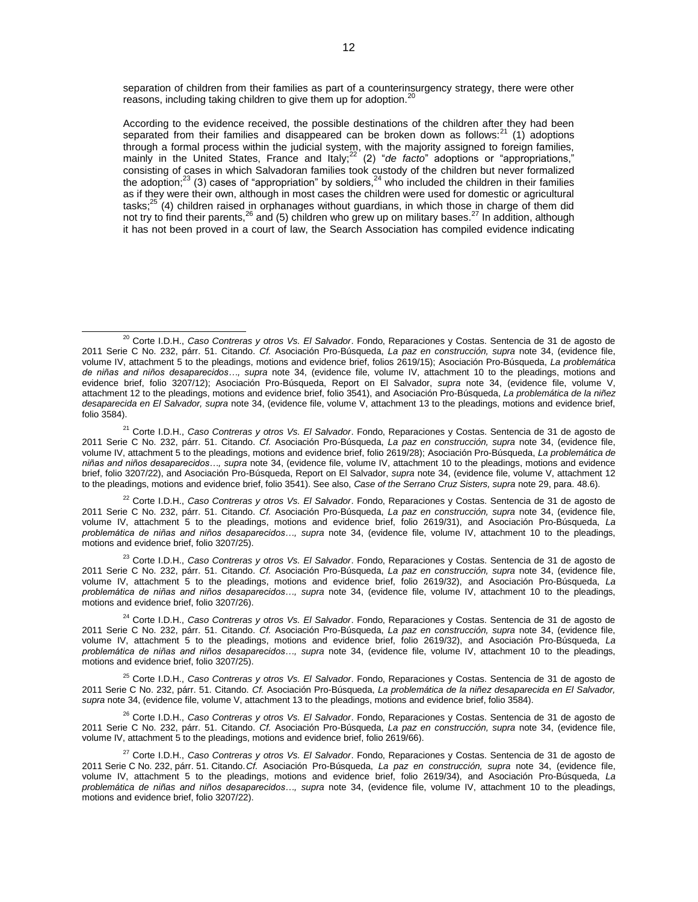separation of children from their families as part of a counterinsurgency strategy, there were other reasons, including taking children to give them up for adoption.[20]

According to the evidence received, the possible destinations of the children after they had been separated from their families and disappeared can be broken down as follows:[21] (1) adoptions through a formal process within the judicial system, with the majority assigned to foreign families, mainly in the United States, France and Italy;[22] (2) "*de facto*" adoptions or "appropriations," consisting of cases in which Salvadoran families took custody of the children but never formalized the adoption;[23] (3) cases of "appropriation" by soldiers,[24] who included the children in their families as if they were their own, although in most cases the children were used for domestic or agricultural tasks;[25] (4) children raised in orphanages without guardians, in which those in charge of them did not try to find their parents,[26] and (5) children who grew up on military bases.[27] In addition, although it has not been proved in a court of law, the Search Association has compiled evidence indicating

---

[20] Corte I.D.H., *Caso Contreras y otros Vs. El Salvador*. Fondo, Reparaciones y Costas. Sentencia de 31 de agosto de 2011 Serie C No. 232, párr. 51. Citando. *Cf.* Asociación Pro-Búsqueda, *La paz en construcción, supra* note 34, (evidence file, volume IV, attachment 5 to the pleadings, motions and evidence brief, folios 2619/15); Asociación Pro-Búsqueda, *La problemática de niñas and niños desaparecidos…, supra* note 34, (evidence file, volume IV, attachment 10 to the pleadings, motions and evidence brief, folio 3207/12); Asociación Pro-Búsqueda, Report on El Salvador, *supra* note 34, (evidence file, volume V, attachment 12 to the pleadings, motions and evidence brief, folio 3541), and Asociación Pro-Búsqueda, *La problemática de la niñez desaparecida en El Salvador, supra* note 34, (evidence file, volume V, attachment 13 to the pleadings, motions and evidence brief, folio 3584).

[21] Corte I.D.H., *Caso Contreras y otros Vs. El Salvador*. Fondo, Reparaciones y Costas. Sentencia de 31 de agosto de 2011 Serie C No. 232, párr. 51. Citando. *Cf.* Asociación Pro-Búsqueda, *La paz en construcción, supra* note 34, (evidence file, volume IV, attachment 5 to the pleadings, motions and evidence brief, folio 2619/28); Asociación Pro-Búsqueda, *La problemática de niñas and niños desaparecidos…, supra* note 34, (evidence file, volume IV, attachment 10 to the pleadings, motions and evidence brief, folio 3207/22), and Asociación Pro-Búsqueda, Report on El Salvador, *supra* note 34, (evidence file, volume V, attachment 12 to the pleadings, motions and evidence brief, folio 3541). See also, *Case of the Serrano Cruz Sisters, supra* note 29, para. 48.6).

[22] Corte I.D.H., *Caso Contreras y otros Vs. El Salvador*. Fondo, Reparaciones y Costas. Sentencia de 31 de agosto de 2011 Serie C No. 232, párr. 51. Citando. *Cf.* Asociación Pro-Búsqueda, *La paz en construcción, supra* note 34, (evidence file, volume IV, attachment 5 to the pleadings, motions and evidence brief, folio 2619/31), and Asociación Pro-Búsqueda, *La problemática de niñas and niños desaparecidos…, supra* note 34, (evidence file, volume IV, attachment 10 to the pleadings, motions and evidence brief, folio 3207/25).

[23] Corte I.D.H., *Caso Contreras y otros Vs. El Salvador*. Fondo, Reparaciones y Costas. Sentencia de 31 de agosto de 2011 Serie C No. 232, párr. 51. Citando. *Cf.* Asociación Pro-Búsqueda, *La paz en construcción, supra* note 34, (evidence file, volume IV, attachment 5 to the pleadings, motions and evidence brief, folio 2619/32), and Asociación Pro-Búsqueda, *La problemática de niñas and niños desaparecidos…, supra* note 34, (evidence file, volume IV, attachment 10 to the pleadings, motions and evidence brief, folio 3207/26).

[24] Corte I.D.H., *Caso Contreras y otros Vs. El Salvador*. Fondo, Reparaciones y Costas. Sentencia de 31 de agosto de 2011 Serie C No. 232, párr. 51. Citando. *Cf.* Asociación Pro-Búsqueda, *La paz en construcción, supra* note 34, (evidence file, volume IV, attachment 5 to the pleadings, motions and evidence brief, folio 2619/32), and Asociación Pro-Búsqueda, *La problemática de niñas and niños desaparecidos…, supra* note 34, (evidence file, volume IV, attachment 10 to the pleadings, motions and evidence brief, folio 3207/25).

[25] Corte I.D.H., *Caso Contreras y otros Vs. El Salvador*. Fondo, Reparaciones y Costas. Sentencia de 31 de agosto de 2011 Serie C No. 232, párr. 51. Citando. *Cf.* Asociación Pro-Búsqueda, *La problemática de la niñez desaparecida en El Salvador, supra* note 34, (evidence file, volume V, attachment 13 to the pleadings, motions and evidence brief, folio 3584).

[26] Corte I.D.H., *Caso Contreras y otros Vs. El Salvador*. Fondo, Reparaciones y Costas. Sentencia de 31 de agosto de 2011 Serie C No. 232, párr. 51. Citando. *Cf.* Asociación Pro-Búsqueda, *La paz en construcción, supra* note 34, (evidence file, volume IV, attachment 5 to the pleadings, motions and evidence brief, folio 2619/66).

[27] Corte I.D.H., *Caso Contreras y otros Vs. El Salvador*. Fondo, Reparaciones y Costas. Sentencia de 31 de agosto de 2011 Serie C No. 232, párr. 51. Citando. *Cf.* Asociación Pro-Búsqueda, *La paz en construcción, supra* note 34, (evidence file, volume IV, attachment 5 to the pleadings, motions and evidence brief, folio 2619/34), and Asociación Pro-Búsqueda, *La problemática de niñas and niños desaparecidos…, supra* note 34, (evidence file, volume IV, attachment 10 to the pleadings, motions and evidence brief, folio 3207/22).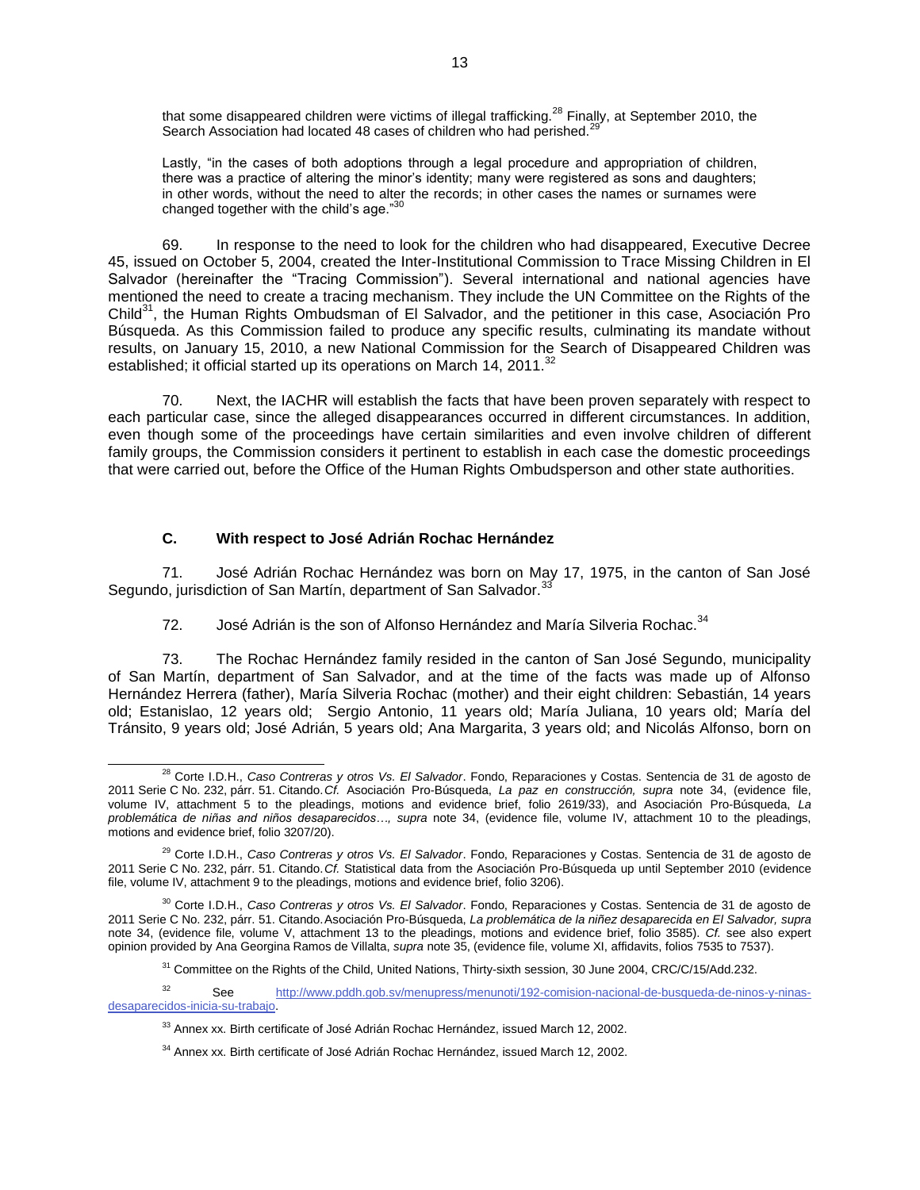that some disappeared children were victims of illegal trafficking.[28] Finally, at September 2010, the Search Association had located 48 cases of children who had perished.[29]

Lastly, "in the cases of both adoptions through a legal procedure and appropriation of children, there was a practice of altering the minor's identity; many were registered as sons and daughters; in other words, without the need to alter the records; in other cases the names or surnames were changed together with the child's age."[30]

69. In response to the need to look for the children who had disappeared, Executive Decree 45, issued on October 5, 2004, created the Inter-Institutional Commission to Trace Missing Children in El Salvador (hereinafter the "Tracing Commission"). Several international and national agencies have mentioned the need to create a tracing mechanism. They include the UN Committee on the Rights of the Child[31], the Human Rights Ombudsman of El Salvador, and the petitioner in this case, Asociación Pro Búsqueda. As this Commission failed to produce any specific results, culminating its mandate without results, on January 15, 2010, a new National Commission for the Search of Disappeared Children was established; it official started up its operations on March 14, 2011.[32]

70. Next, the IACHR will establish the facts that have been proven separately with respect to each particular case, since the alleged disappearances occurred in different circumstances. In addition, even though some of the proceedings have certain similarities and even involve children of different family groups, the Commission considers it pertinent to establish in each case the domestic proceedings that were carried out, before the Office of the Human Rights Ombudsperson and other state authorities.

### C. With respect to José Adrián Rochac Hernández

71. José Adrián Rochac Hernández was born on May 17, 1975, in the canton of San José Segundo, jurisdiction of San Martín, department of San Salvador.[33]

72. José Adrián is the son of Alfonso Hernández and María Silveria Rochac.[34]

73. The Rochac Hernández family resided in the canton of San José Segundo, municipality of San Martín, department of San Salvador, and at the time of the facts was made up of Alfonso Hernández Herrera (father), María Silveria Rochac (mother) and their eight children: Sebastián, 14 years old; Estanislao, 12 years old; Sergio Antonio, 11 years old; María Juliana, 10 years old; María del Tránsito, 9 years old; José Adrián, 5 years old; Ana Margarita, 3 years old; and Nicolás Alfonso, born on

---

[28] Corte I.D.H., *Caso Contreras y otros Vs. El Salvador*. Fondo, Reparaciones y Costas. Sentencia de 31 de agosto de 2011 Serie C No. 232, párr. 51. Citando. *Cf.* Asociación Pro-Búsqueda, *La paz en construcción, supra* note 34, (evidence file, volume IV, attachment 5 to the pleadings, motions and evidence brief, folio 2619/33), and Asociación Pro-Búsqueda, *La problemática de niñas and niños desaparecidos…, supra* note 34, (evidence file, volume IV, attachment 10 to the pleadings, motions and evidence brief, folio 3207/20).

[29] Corte I.D.H., *Caso Contreras y otros Vs. El Salvador*. Fondo, Reparaciones y Costas. Sentencia de 31 de agosto de 2011 Serie C No. 232, párr. 51. Citando. *Cf.* Statistical data from the Asociación Pro-Búsqueda up until September 2010 (evidence file, volume IV, attachment 9 to the pleadings, motions and evidence brief, folio 3206).

[30] Corte I.D.H., *Caso Contreras y otros Vs. El Salvador*. Fondo, Reparaciones y Costas. Sentencia de 31 de agosto de 2011 Serie C No. 232, párr. 51. Citando. Asociación Pro-Búsqueda, *La problemática de la niñez desaparecida en El Salvador, supra* note 34, (evidence file, volume V, attachment 13 to the pleadings, motions and evidence brief, folio 3585). *Cf.* see also expert opinion provided by Ana Georgina Ramos de Villalta, *supra* note 35, (evidence file, volume XI, affidavits, folios 7535 to 7537).

[31] Committee on the Rights of the Child, United Nations, Thirty-sixth session, 30 June 2004, CRC/C/15/Add.232.

[32] See http://www.pddh.gob.sv/menupress/menunoti/192-comision-nacional-de-busqueda-de-ninos-y-ninas-desaparecidos-inicia-su-trabajo.

[33] Annex xx. Birth certificate of José Adrián Rochac Hernández, issued March 12, 2002.

[34] Annex xx. Birth certificate of José Adrián Rochac Hernández, issued March 12, 2002.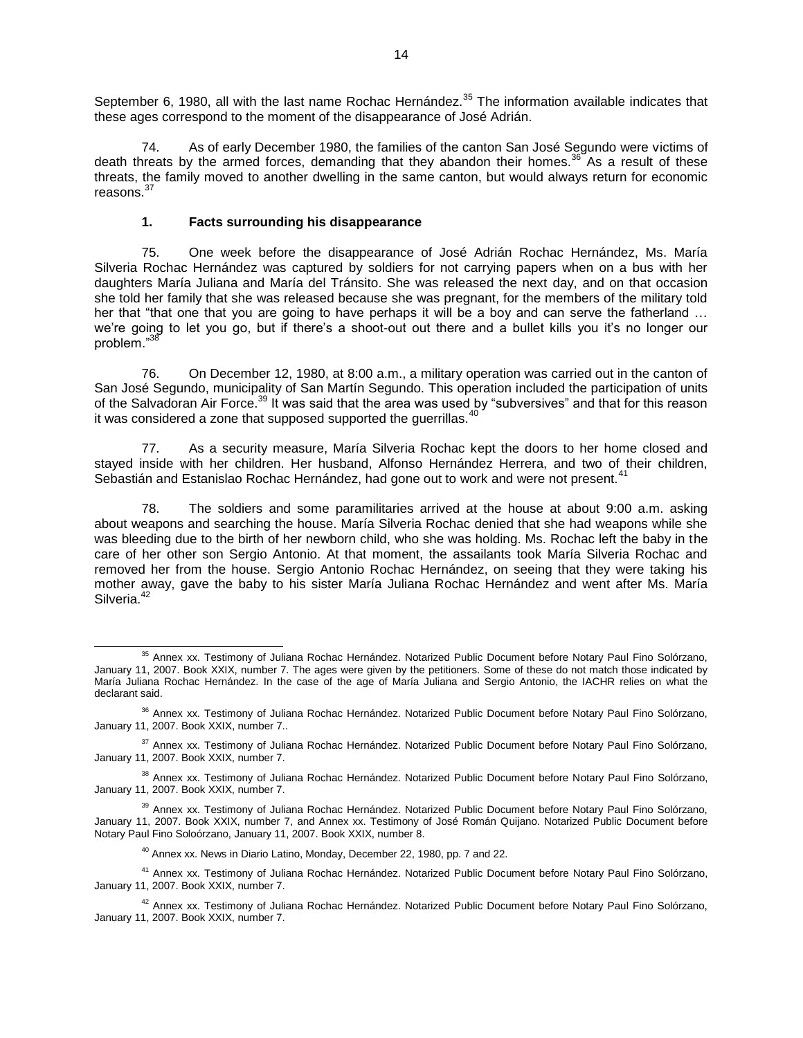September 6, 1980, all with the last name Rochac Hernández.[35] The information available indicates that these ages correspond to the moment of the disappearance of José Adrián.

74. As of early December 1980, the families of the canton San José Segundo were victims of death threats by the armed forces, demanding that they abandon their homes.[36] As a result of these threats, the family moved to another dwelling in the same canton, but would always return for economic reasons.[37]

### 1. Facts surrounding his disappearance

75. One week before the disappearance of José Adrián Rochac Hernández, Ms. María Silveria Rochac Hernández was captured by soldiers for not carrying papers when on a bus with her daughters María Juliana and María del Tránsito. She was released the next day, and on that occasion she told her family that she was released because she was pregnant, for the members of the military told her that "that one that you are going to have perhaps it will be a boy and can serve the fatherland … we're going to let you go, but if there's a shoot-out out there and a bullet kills you it's no longer our problem."[38]

76. On December 12, 1980, at 8:00 a.m., a military operation was carried out in the canton of San José Segundo, municipality of San Martín Segundo. This operation included the participation of units of the Salvadoran Air Force.[39] It was said that the area was used by "subversives" and that for this reason it was considered a zone that supposed supported the guerrillas.[40]

77. As a security measure, María Silveria Rochac kept the doors to her home closed and stayed inside with her children. Her husband, Alfonso Hernández Herrera, and two of their children, Sebastián and Estanislao Rochac Hernández, had gone out to work and were not present.[41]

78. The soldiers and some paramilitaries arrived at the house at about 9:00 a.m. asking about weapons and searching the house. María Silveria Rochac denied that she had weapons while she was bleeding due to the birth of her newborn child, who she was holding. Ms. Rochac left the baby in the care of her other son Sergio Antonio. At that moment, the assailants took María Silveria Rochac and removed her from the house. Sergio Antonio Rochac Hernández, on seeing that they were taking his mother away, gave the baby to his sister María Juliana Rochac Hernández and went after Ms. María Silveria.[42]

---

[35] Annex xx. Testimony of Juliana Rochac Hernández. Notarized Public Document before Notary Paul Fino Solórzano, January 11, 2007. Book XXIX, number 7. The ages were given by the petitioners. Some of these do not match those indicated by María Juliana Rochac Hernández. In the case of the age of María Juliana and Sergio Antonio, the IACHR relies on what the declarant said.

[36] Annex xx. Testimony of Juliana Rochac Hernández. Notarized Public Document before Notary Paul Fino Solórzano, January 11, 2007. Book XXIX, number 7..

[37] Annex xx. Testimony of Juliana Rochac Hernández. Notarized Public Document before Notary Paul Fino Solórzano, January 11, 2007. Book XXIX, number 7.

[38] Annex xx. Testimony of Juliana Rochac Hernández. Notarized Public Document before Notary Paul Fino Solórzano, January 11, 2007. Book XXIX, number 7.

[39] Annex xx. Testimony of Juliana Rochac Hernández. Notarized Public Document before Notary Paul Fino Solórzano, January 11, 2007. Book XXIX, number 7, and Annex xx. Testimony of José Román Quijano. Notarized Public Document before Notary Paul Fino Soloórzano, January 11, 2007. Book XXIX, number 8.

[40] Annex xx. News in Diario Latino, Monday, December 22, 1980, pp. 7 and 22.

[41] Annex xx. Testimony of Juliana Rochac Hernández. Notarized Public Document before Notary Paul Fino Solórzano, January 11, 2007. Book XXIX, number 7.

[42] Annex xx. Testimony of Juliana Rochac Hernández. Notarized Public Document before Notary Paul Fino Solórzano, January 11, 2007. Book XXIX, number 7.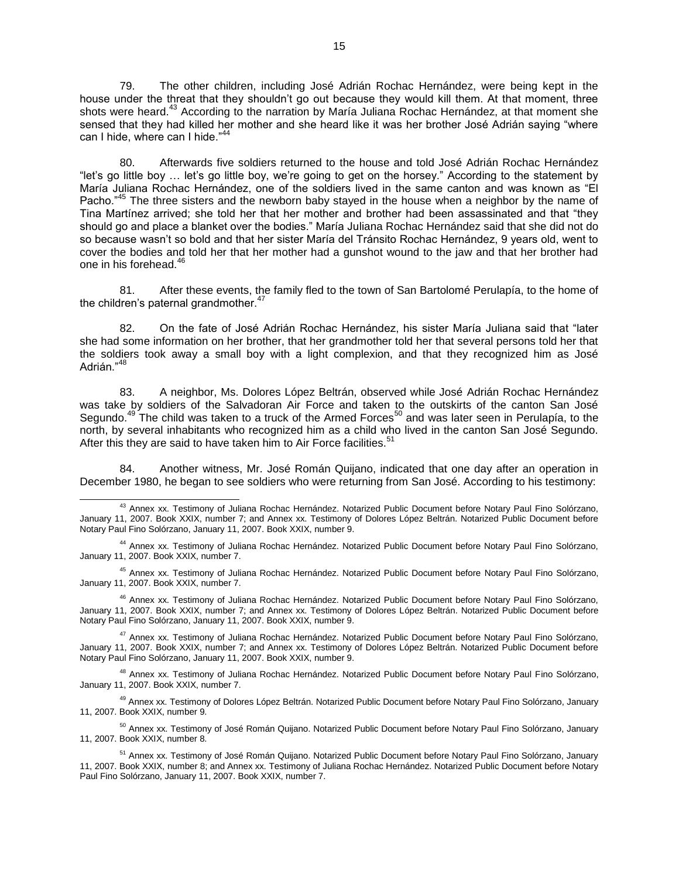79. The other children, including José Adrián Rochac Hernández, were being kept in the house under the threat that they shouldn't go out because they would kill them. At that moment, three shots were heard.[43] According to the narration by María Juliana Rochac Hernández, at that moment she sensed that they had killed her mother and she heard like it was her brother José Adrián saying "where can I hide, where can I hide."[44]

80. Afterwards five soldiers returned to the house and told José Adrián Rochac Hernández "let's go little boy … let's go little boy, we're going to get on the horsey." According to the statement by María Juliana Rochac Hernández, one of the soldiers lived in the same canton and was known as "El Pacho."[45] The three sisters and the newborn baby stayed in the house when a neighbor by the name of Tina Martínez arrived; she told her that her mother and brother had been assassinated and that "they should go and place a blanket over the bodies." María Juliana Rochac Hernández said that she did not do so because wasn't so bold and that her sister María del Tránsito Rochac Hernández, 9 years old, went to cover the bodies and told her that her mother had a gunshot wound to the jaw and that her brother had one in his forehead.[46]

81. After these events, the family fled to the town of San Bartolomé Perulapía, to the home of the children's paternal grandmother.[47]

82. On the fate of José Adrián Rochac Hernández, his sister María Juliana said that "later she had some information on her brother, that her grandmother told her that several persons told her that the soldiers took away a small boy with a light complexion, and that they recognized him as José Adrián."[48]

83. A neighbor, Ms. Dolores López Beltrán, observed while José Adrián Rochac Hernández was take by soldiers of the Salvadoran Air Force and taken to the outskirts of the canton San José Segundo.[49] The child was taken to a truck of the Armed Forces[50] and was later seen in Perulapía, to the north, by several inhabitants who recognized him as a child who lived in the canton San José Segundo. After this they are said to have taken him to Air Force facilities.[51]

84. Another witness, Mr. José Román Quijano, indicated that one day after an operation in December 1980, he began to see soldiers who were returning from San José. According to his testimony:

---

[43] Annex xx. Testimony of Juliana Rochac Hernández. Notarized Public Document before Notary Paul Fino Solórzano, January 11, 2007. Book XXIX, number 7; and Annex xx. Testimony of Dolores López Beltrán. Notarized Public Document before Notary Paul Fino Solórzano, January 11, 2007. Book XXIX, number 9.

[44] Annex xx. Testimony of Juliana Rochac Hernández. Notarized Public Document before Notary Paul Fino Solórzano, January 11, 2007. Book XXIX, number 7.

[45] Annex xx. Testimony of Juliana Rochac Hernández. Notarized Public Document before Notary Paul Fino Solórzano, January 11, 2007. Book XXIX, number 7.

[46] Annex xx. Testimony of Juliana Rochac Hernández. Notarized Public Document before Notary Paul Fino Solórzano, January 11, 2007. Book XXIX, number 7; and Annex xx. Testimony of Dolores López Beltrán. Notarized Public Document before Notary Paul Fino Solórzano, January 11, 2007. Book XXIX, number 9.

[47] Annex xx. Testimony of Juliana Rochac Hernández. Notarized Public Document before Notary Paul Fino Solórzano, January 11, 2007. Book XXIX, number 7; and Annex xx. Testimony of Dolores López Beltrán. Notarized Public Document before Notary Paul Fino Solórzano, January 11, 2007. Book XXIX, number 9.

[48] Annex xx. Testimony of Juliana Rochac Hernández. Notarized Public Document before Notary Paul Fino Solórzano, January 11, 2007. Book XXIX, number 7.

[49] Annex xx. Testimony of Dolores López Beltrán. Notarized Public Document before Notary Paul Fino Solórzano, January 11, 2007. Book XXIX, number 9.

[50] Annex xx. Testimony of José Román Quijano. Notarized Public Document before Notary Paul Fino Solórzano, January 11, 2007. Book XXIX, number 8.

[51] Annex xx. Testimony of José Román Quijano. Notarized Public Document before Notary Paul Fino Solórzano, January 11, 2007. Book XXIX, number 8; and Annex xx. Testimony of Juliana Rochac Hernández. Notarized Public Document before Notary Paul Fino Solórzano, January 11, 2007. Book XXIX, number 7.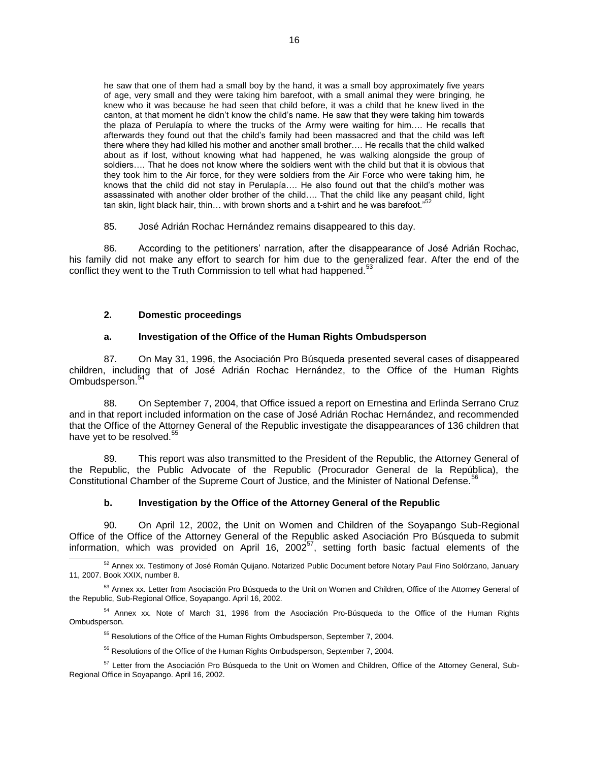> he saw that one of them had a small boy by the hand, it was a small boy approximately five years of age, very small and they were taking him barefoot, with a small animal they were bringing, he knew who it was because he had seen that child before, it was a child that he knew lived in the canton, at that moment he didn't know the child's name. He saw that they were taking him towards the plaza of Perulapía to where the trucks of the Army were waiting for him…. He recalls that afterwards they found out that the child's family had been massacred and that the child was left there where they had killed his mother and another small brother…. He recalls that the child walked about as if lost, without knowing what had happened, he was walking alongside the group of soldiers…. That he does not know where the soldiers went with the child but that it is obvious that they took him to the Air force, for they were soldiers from the Air Force who were taking him, he knows that the child did not stay in Perulapía…. He also found out that the child's mother was assassinated with another older brother of the child…. That the child like any peasant child, light tan skin, light black hair, thin… with brown shorts and a t-shirt and he was barefoot."[52]

85. José Adrián Rochac Hernández remains disappeared to this day.

86. According to the petitioners' narration, after the disappearance of José Adrián Rochac, his family did not make any effort to search for him due to the generalized fear. After the end of the conflict they went to the Truth Commission to tell what had happened.[53]

### 2. Domestic proceedings

#### a. Investigation of the Office of the Human Rights Ombudsperson

87. On May 31, 1996, the Asociación Pro Búsqueda presented several cases of disappeared children, including that of José Adrián Rochac Hernández, to the Office of the Human Rights Ombudsperson.[54]

88. On September 7, 2004, that Office issued a report on Ernestina and Erlinda Serrano Cruz and in that report included information on the case of José Adrián Rochac Hernández, and recommended that the Office of the Attorney General of the Republic investigate the disappearances of 136 children that have yet to be resolved.[55]

89. This report was also transmitted to the President of the Republic, the Attorney General of the Republic, the Public Advocate of the Republic (Procurador General de la República), the Constitutional Chamber of the Supreme Court of Justice, and the Minister of National Defense.[56]

#### b. Investigation by the Office of the Attorney General of the Republic

90. On April 12, 2002, the Unit on Women and Children of the Soyapango Sub-Regional Office of the Office of the Attorney General of the Republic asked Asociación Pro Búsqueda to submit information, which was provided on April 16, 2002[57], setting forth basic factual elements of the

---

[52] Annex xx. Testimony of José Román Quijano. Notarized Public Document before Notary Paul Fino Solórzano, January 11, 2007. Book XXIX, number 8.

[53] Annex xx. Letter from Asociación Pro Búsqueda to the Unit on Women and Children, Office of the Attorney General of the Republic, Sub-Regional Office, Soyapango. April 16, 2002.

[54] Annex xx. Note of March 31, 1996 from the Asociación Pro-Búsqueda to the Office of the Human Rights Ombudsperson.

[55] Resolutions of the Office of the Human Rights Ombudsperson, September 7, 2004.

[56] Resolutions of the Office of the Human Rights Ombudsperson, September 7, 2004.

[57] Letter from the Asociación Pro Búsqueda to the Unit on Women and Children, Office of the Attorney General, Sub-Regional Office in Soyapango. April 16, 2002.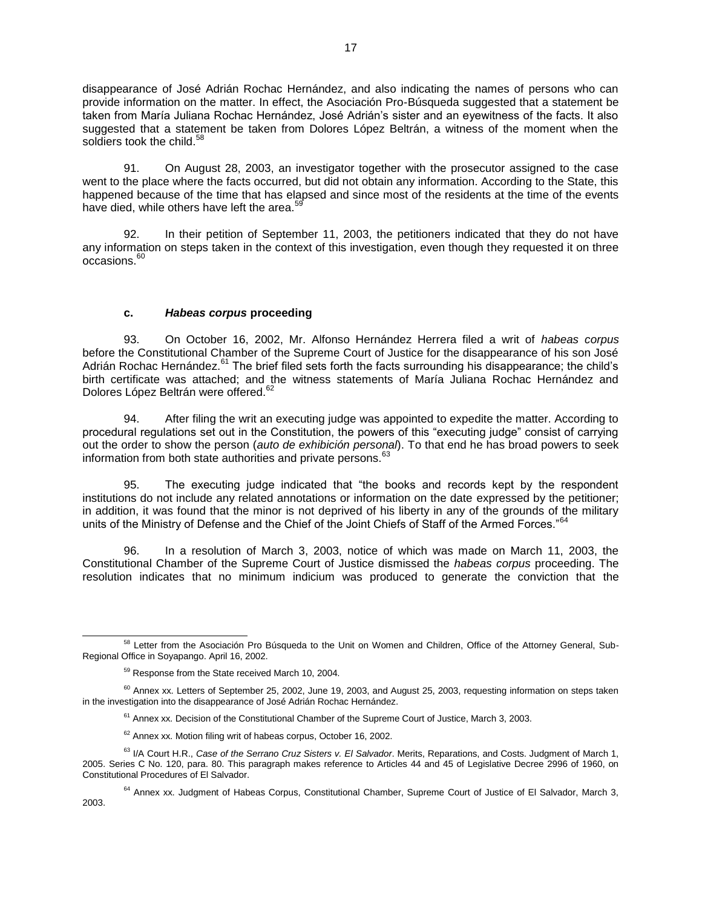disappearance of José Adrián Rochac Hernández, and also indicating the names of persons who can provide information on the matter. In effect, the Asociación Pro-Búsqueda suggested that a statement be taken from María Juliana Rochac Hernández, José Adrián's sister and an eyewitness of the facts. It also suggested that a statement be taken from Dolores López Beltrán, a witness of the moment when the soldiers took the child.[58]

91. On August 28, 2003, an investigator together with the prosecutor assigned to the case went to the place where the facts occurred, but did not obtain any information. According to the State, this happened because of the time that has elapsed and since most of the residents at the time of the events have died, while others have left the area.[59]

92. In their petition of September 11, 2003, the petitioners indicated that they do not have any information on steps taken in the context of this investigation, even though they requested it on three occasions.[60]

#### c. *Habeas corpus* proceeding

93. On October 16, 2002, Mr. Alfonso Hernández Herrera filed a writ of *habeas corpus* before the Constitutional Chamber of the Supreme Court of Justice for the disappearance of his son José Adrián Rochac Hernández.[61] The brief filed sets forth the facts surrounding his disappearance; the child's birth certificate was attached; and the witness statements of María Juliana Rochac Hernández and Dolores López Beltrán were offered.[62]

94. After filing the writ an executing judge was appointed to expedite the matter. According to procedural regulations set out in the Constitution, the powers of this "executing judge" consist of carrying out the order to show the person (*auto de exhibición personal*). To that end he has broad powers to seek information from both state authorities and private persons.[63]

95. The executing judge indicated that "the books and records kept by the respondent institutions do not include any related annotations or information on the date expressed by the petitioner; in addition, it was found that the minor is not deprived of his liberty in any of the grounds of the military units of the Ministry of Defense and the Chief of the Joint Chiefs of Staff of the Armed Forces."[64]

96. In a resolution of March 3, 2003, notice of which was made on March 11, 2003, the Constitutional Chamber of the Supreme Court of Justice dismissed the *habeas corpus* proceeding. The resolution indicates that no minimum indicium was produced to generate the conviction that the

---

[58] Letter from the Asociación Pro Búsqueda to the Unit on Women and Children, Office of the Attorney General, Sub-Regional Office in Soyapango. April 16, 2002.

[59] Response from the State received March 10, 2004.

[60] Annex xx. Letters of September 25, 2002, June 19, 2003, and August 25, 2003, requesting information on steps taken in the investigation into the disappearance of José Adrián Rochac Hernández.

[61] Annex xx. Decision of the Constitutional Chamber of the Supreme Court of Justice, March 3, 2003.

[62] Annex xx. Motion filing writ of habeas corpus, October 16, 2002.

[63] I/A Court H.R., *Case of the Serrano Cruz Sisters v. El Salvador*. Merits, Reparations, and Costs. Judgment of March 1, 2005. Series C No. 120, para. 80. This paragraph makes reference to Articles 44 and 45 of Legislative Decree 2996 of 1960, on Constitutional Procedures of El Salvador.

[64] Annex xx. Judgment of Habeas Corpus, Constitutional Chamber, Supreme Court of Justice of El Salvador, March 3, 2003.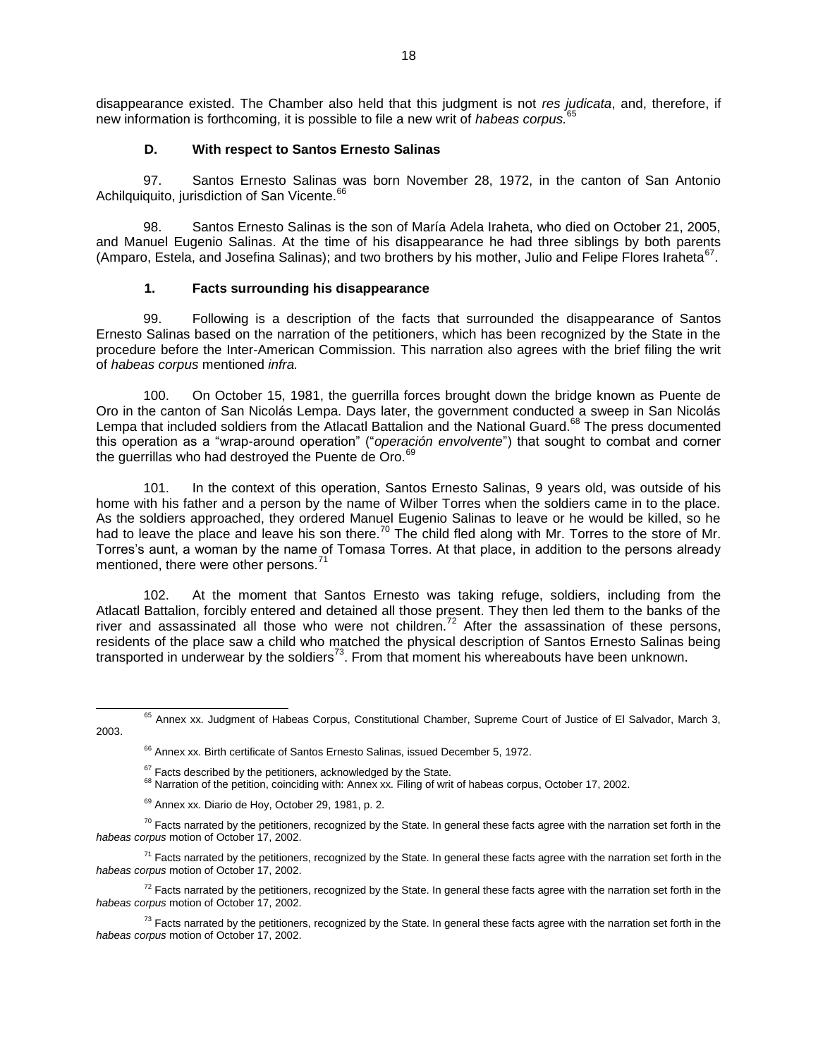disappearance existed. The Chamber also held that this judgment is not *res judicata*, and, therefore, if new information is forthcoming, it is possible to file a new writ of *habeas corpus.*[65]

### D. With respect to Santos Ernesto Salinas

97. Santos Ernesto Salinas was born November 28, 1972, in the canton of San Antonio Achilquiquito, jurisdiction of San Vicente.[66]

98. Santos Ernesto Salinas is the son of María Adela Iraheta, who died on October 21, 2005, and Manuel Eugenio Salinas. At the time of his disappearance he had three siblings by both parents (Amparo, Estela, and Josefina Salinas); and two brothers by his mother, Julio and Felipe Flores Iraheta[67].

#### 1. Facts surrounding his disappearance

99. Following is a description of the facts that surrounded the disappearance of Santos Ernesto Salinas based on the narration of the petitioners, which has been recognized by the State in the procedure before the Inter-American Commission. This narration also agrees with the brief filing the writ of *habeas corpus* mentioned *infra.*

100. On October 15, 1981, the guerrilla forces brought down the bridge known as Puente de Oro in the canton of San Nicolás Lempa. Days later, the government conducted a sweep in San Nicolás Lempa that included soldiers from the Atlacatl Battalion and the National Guard.[68] The press documented this operation as a "wrap-around operation" ("*operación envolvente*") that sought to combat and corner the guerrillas who had destroyed the Puente de Oro.[69]

101. In the context of this operation, Santos Ernesto Salinas, 9 years old, was outside of his home with his father and a person by the name of Wilber Torres when the soldiers came in to the place. As the soldiers approached, they ordered Manuel Eugenio Salinas to leave or he would be killed, so he had to leave the place and leave his son there.[70] The child fled along with Mr. Torres to the store of Mr. Torres's aunt, a woman by the name of Tomasa Torres. At that place, in addition to the persons already mentioned, there were other persons.[71]

102. At the moment that Santos Ernesto was taking refuge, soldiers, including from the Atlacatl Battalion, forcibly entered and detained all those present. They then led them to the banks of the river and assassinated all those who were not children.[72] After the assassination of these persons, residents of the place saw a child who matched the physical description of Santos Ernesto Salinas being transported in underwear by the soldiers[73]. From that moment his whereabouts have been unknown.

---

[65] Annex xx. Judgment of Habeas Corpus, Constitutional Chamber, Supreme Court of Justice of El Salvador, March 3, 2003.

[66] Annex xx. Birth certificate of Santos Ernesto Salinas, issued December 5, 1972.

[67] Facts described by the petitioners, acknowledged by the State.

[68] Narration of the petition, coinciding with: Annex xx. Filing of writ of habeas corpus, October 17, 2002.

[69] Annex xx. Diario de Hoy, October 29, 1981, p. 2.

[70] Facts narrated by the petitioners, recognized by the State. In general these facts agree with the narration set forth in the *habeas corpus* motion of October 17, 2002.

[71] Facts narrated by the petitioners, recognized by the State. In general these facts agree with the narration set forth in the *habeas corpus* motion of October 17, 2002.

[72] Facts narrated by the petitioners, recognized by the State. In general these facts agree with the narration set forth in the *habeas corpus* motion of October 17, 2002.

[73] Facts narrated by the petitioners, recognized by the State. In general these facts agree with the narration set forth in the *habeas corpus* motion of October 17, 2002.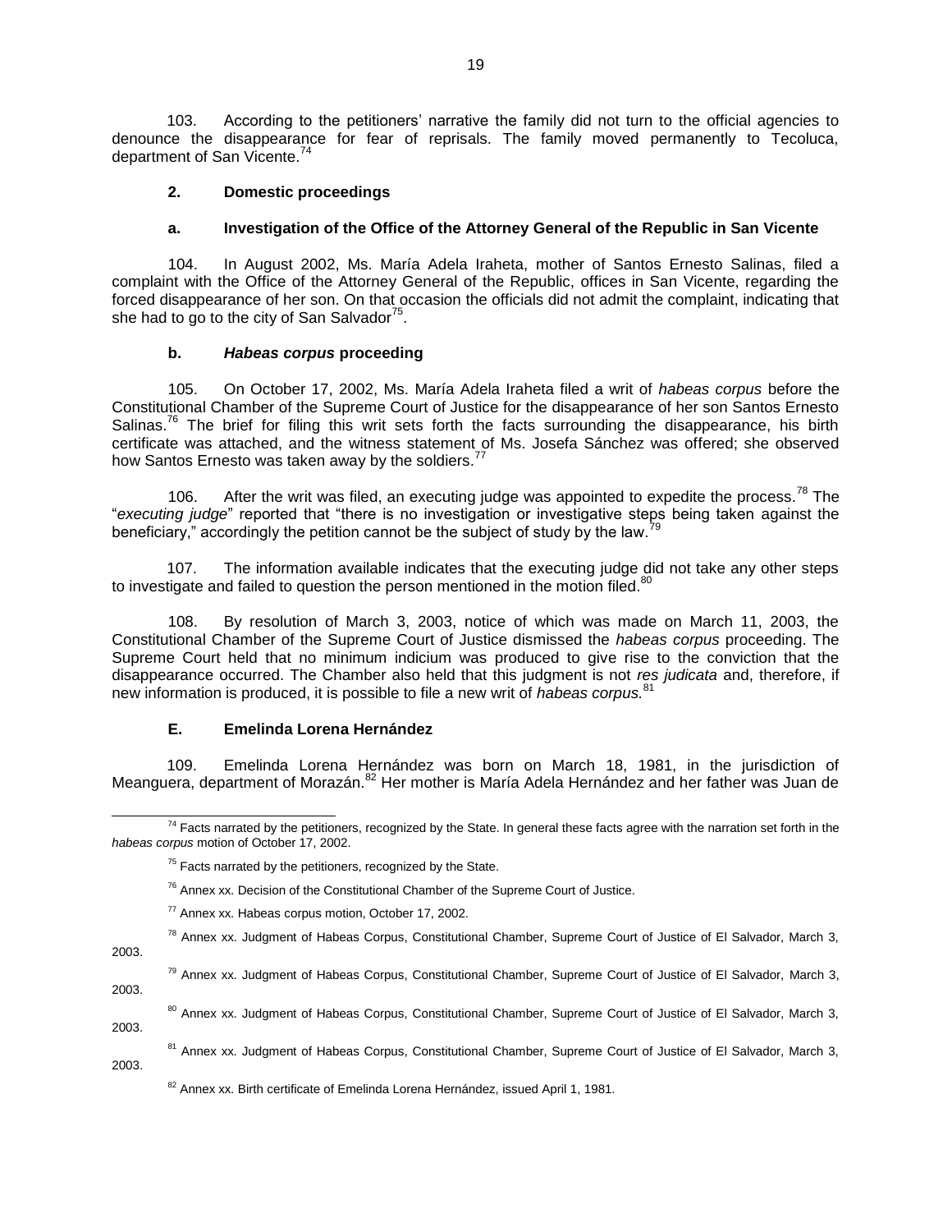103. According to the petitioners' narrative the family did not turn to the official agencies to denounce the disappearance for fear of reprisals. The family moved permanently to Tecoluca, department of San Vicente.[74]

### 2. Domestic proceedings

#### a. Investigation of the Office of the Attorney General of the Republic in San Vicente

104. In August 2002, Ms. María Adela Iraheta, mother of Santos Ernesto Salinas, filed a complaint with the Office of the Attorney General of the Republic, offices in San Vicente, regarding the forced disappearance of her son. On that occasion the officials did not admit the complaint, indicating that she had to go to the city of San Salvador[75].

#### b. *Habeas corpus* proceeding

105. On October 17, 2002, Ms. María Adela Iraheta filed a writ of *habeas corpus* before the Constitutional Chamber of the Supreme Court of Justice for the disappearance of her son Santos Ernesto Salinas.[76] The brief for filing this writ sets forth the facts surrounding the disappearance, his birth certificate was attached, and the witness statement of Ms. Josefa Sánchez was offered; she observed how Santos Ernesto was taken away by the soldiers.[77]

106. After the writ was filed, an executing judge was appointed to expedite the process.[78] The "*executing judge*" reported that "there is no investigation or investigative steps being taken against the beneficiary," accordingly the petition cannot be the subject of study by the law.[79]

107. The information available indicates that the executing judge did not take any other steps to investigate and failed to question the person mentioned in the motion filed.[80]

108. By resolution of March 3, 2003, notice of which was made on March 11, 2003, the Constitutional Chamber of the Supreme Court of Justice dismissed the *habeas corpus* proceeding. The Supreme Court held that no minimum indicium was produced to give rise to the conviction that the disappearance occurred. The Chamber also held that this judgment is not *res judicata* and, therefore, if new information is produced, it is possible to file a new writ of *habeas corpus.*[81]

### E. Emelinda Lorena Hernández

109. Emelinda Lorena Hernández was born on March 18, 1981, in the jurisdiction of Meanguera, department of Morazán.[82] Her mother is María Adela Hernández and her father was Juan de

---

[74] Facts narrated by the petitioners, recognized by the State. In general these facts agree with the narration set forth in the *habeas corpus* motion of October 17, 2002.

[75] Facts narrated by the petitioners, recognized by the State.

[76] Annex xx. Decision of the Constitutional Chamber of the Supreme Court of Justice.

[77] Annex xx. Habeas corpus motion, October 17, 2002.

[78] Annex xx. Judgment of Habeas Corpus, Constitutional Chamber, Supreme Court of Justice of El Salvador, March 3, 2003.

[79] Annex xx. Judgment of Habeas Corpus, Constitutional Chamber, Supreme Court of Justice of El Salvador, March 3, 2003.

[80] Annex xx. Judgment of Habeas Corpus, Constitutional Chamber, Supreme Court of Justice of El Salvador, March 3, 2003.

[81] Annex xx. Judgment of Habeas Corpus, Constitutional Chamber, Supreme Court of Justice of El Salvador, March 3, 2003.

[82] Annex xx. Birth certificate of Emelinda Lorena Hernández, issued April 1, 1981.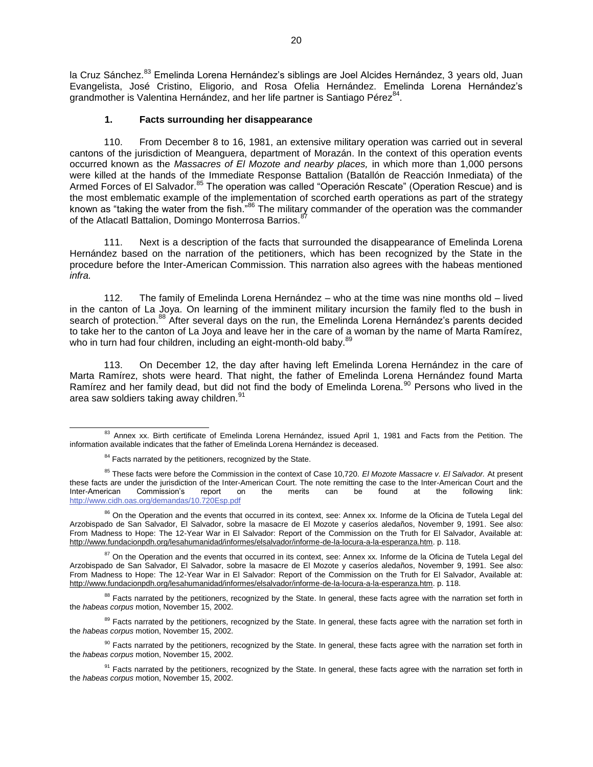la Cruz Sánchez.[83] Emelinda Lorena Hernández's siblings are Joel Alcides Hernández, 3 years old, Juan Evangelista, José Cristino, Eligorio, and Rosa Ofelia Hernández. Emelinda Lorena Hernández's grandmother is Valentina Hernández, and her life partner is Santiago Pérez[84].

### 1. Facts surrounding her disappearance

110. From December 8 to 16, 1981, an extensive military operation was carried out in several cantons of the jurisdiction of Meanguera, department of Morazán. In the context of this operation events occurred known as the *Massacres of El Mozote and nearby places,* in which more than 1,000 persons were killed at the hands of the Immediate Response Battalion (Batallón de Reacción Inmediata) of the Armed Forces of El Salvador.[85] The operation was called "Operación Rescate" (Operation Rescue) and is the most emblematic example of the implementation of scorched earth operations as part of the strategy known as "taking the water from the fish."[86] The military commander of the operation was the commander of the Atlacatl Battalion, Domingo Monterrosa Barrios.[87]

111. Next is a description of the facts that surrounded the disappearance of Emelinda Lorena Hernández based on the narration of the petitioners, which has been recognized by the State in the procedure before the Inter-American Commission. This narration also agrees with the habeas mentioned *infra.*

112. The family of Emelinda Lorena Hernández – who at the time was nine months old – lived in the canton of La Joya. On learning of the imminent military incursion the family fled to the bush in search of protection.[88] After several days on the run, the Emelinda Lorena Hernández's parents decided to take her to the canton of La Joya and leave her in the care of a woman by the name of Marta Ramírez, who in turn had four children, including an eight-month-old baby.[89]

113. On December 12, the day after having left Emelinda Lorena Hernández in the care of Marta Ramírez, shots were heard. That night, the father of Emelinda Lorena Hernández found Marta Ramírez and her family dead, but did not find the body of Emelinda Lorena.[90] Persons who lived in the area saw soldiers taking away children.[91]

---

[83] Annex xx. Birth certificate of Emelinda Lorena Hernández, issued April 1, 1981 and Facts from the Petition. The information available indicates that the father of Emelinda Lorena Hernández is deceased.

[84] Facts narrated by the petitioners, recognized by the State.

[85] These facts were before the Commission in the context of Case 10,720. *El Mozote Massacre v. El Salvador.* At present these facts are under the jurisdiction of the Inter-American Court. The note remitting the case to the Inter-American Court and the Inter-American Commission's report on the merits can be found at the following link: http://www.cidh.oas.org/demandas/10.720Esp.pdf

[86] On the Operation and the events that occurred in its context, see: Annex xx. Informe de la Oficina de Tutela Legal del Arzobispado de San Salvador, El Salvador, sobre la masacre de El Mozote y caseríos aledaños, November 9, 1991. See also: From Madness to Hope: The 12-Year War in El Salvador: Report of the Commission on the Truth for El Salvador, Available at: http://www.fundacionpdh.org/lesahumanidad/informes/elsalvador/informe-de-la-locura-a-la-esperanza.htm. p. 118.

[87] On the Operation and the events that occurred in its context, see: Annex xx. Informe de la Oficina de Tutela Legal del Arzobispado de San Salvador, El Salvador, sobre la masacre de El Mozote y caseríos aledaños, November 9, 1991. See also: From Madness to Hope: The 12-Year War in El Salvador: Report of the Commission on the Truth for El Salvador, Available at: http://www.fundacionpdh.org/lesahumanidad/informes/elsalvador/informe-de-la-locura-a-la-esperanza.htm. p. 118.

[88] Facts narrated by the petitioners, recognized by the State. In general, these facts agree with the narration set forth in the *habeas corpus* motion, November 15, 2002.

[89] Facts narrated by the petitioners, recognized by the State. In general, these facts agree with the narration set forth in the *habeas corpus* motion, November 15, 2002.

[90] Facts narrated by the petitioners, recognized by the State. In general, these facts agree with the narration set forth in the *habeas corpus* motion, November 15, 2002.

[91] Facts narrated by the petitioners, recognized by the State. In general, these facts agree with the narration set forth in the *habeas corpus* motion, November 15, 2002.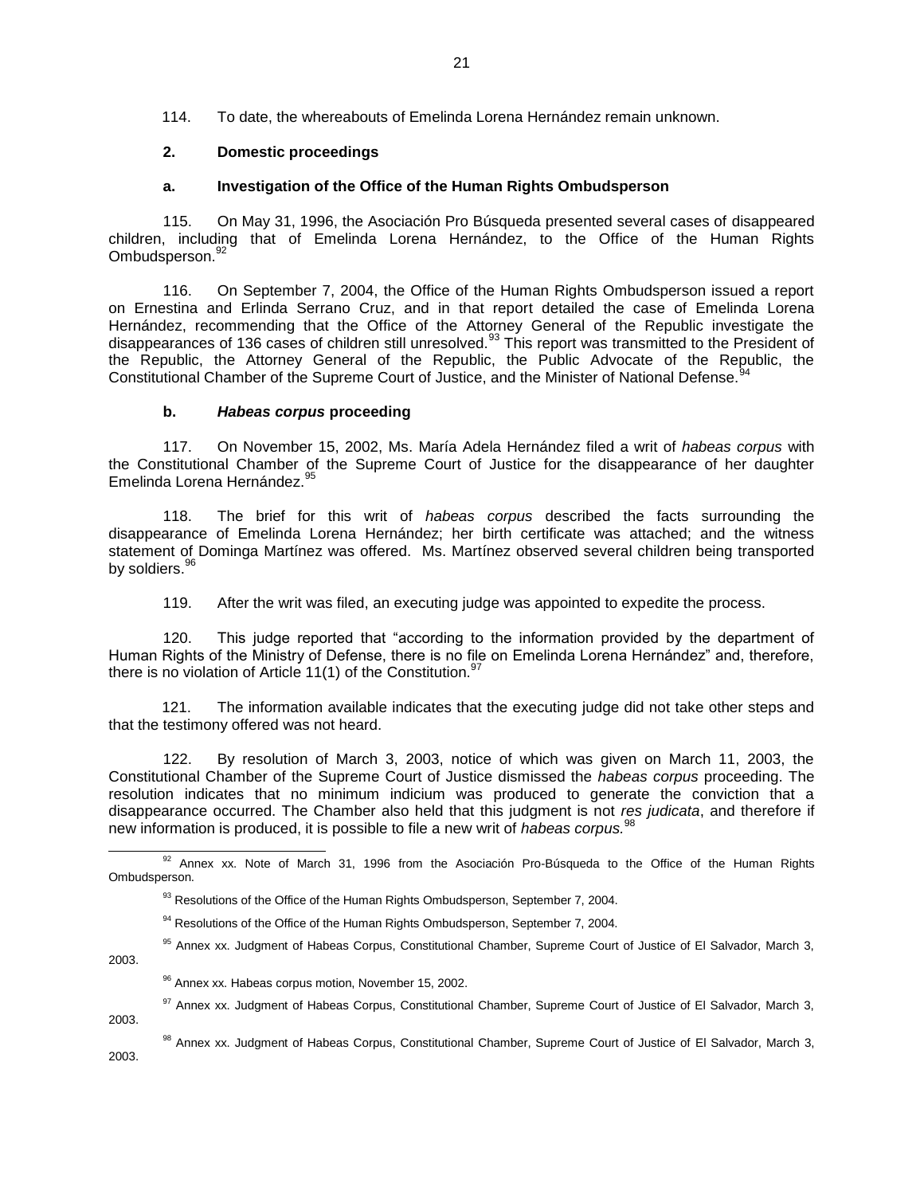114. To date, the whereabouts of Emelinda Lorena Hernández remain unknown.

### 2. Domestic proceedings

#### a. Investigation of the Office of the Human Rights Ombudsperson

115. On May 31, 1996, the Asociación Pro Búsqueda presented several cases of disappeared children, including that of Emelinda Lorena Hernández, to the Office of the Human Rights Ombudsperson.[92]

116. On September 7, 2004, the Office of the Human Rights Ombudsperson issued a report on Ernestina and Erlinda Serrano Cruz, and in that report detailed the case of Emelinda Lorena Hernández, recommending that the Office of the Attorney General of the Republic investigate the disappearances of 136 cases of children still unresolved.[93] This report was transmitted to the President of the Republic, the Attorney General of the Republic, the Public Advocate of the Republic, the Constitutional Chamber of the Supreme Court of Justice, and the Minister of National Defense.[94]

#### b. *Habeas corpus* proceeding

117. On November 15, 2002, Ms. María Adela Hernández filed a writ of *habeas corpus* with the Constitutional Chamber of the Supreme Court of Justice for the disappearance of her daughter Emelinda Lorena Hernández.[95]

118. The brief for this writ of *habeas corpus* described the facts surrounding the disappearance of Emelinda Lorena Hernández; her birth certificate was attached; and the witness statement of Dominga Martínez was offered. Ms. Martínez observed several children being transported by soldiers.[96]

119. After the writ was filed, an executing judge was appointed to expedite the process.

120. This judge reported that "according to the information provided by the department of Human Rights of the Ministry of Defense, there is no file on Emelinda Lorena Hernández" and, therefore, there is no violation of Article 11(1) of the Constitution.[97]

121. The information available indicates that the executing judge did not take other steps and that the testimony offered was not heard.

122. By resolution of March 3, 2003, notice of which was given on March 11, 2003, the Constitutional Chamber of the Supreme Court of Justice dismissed the *habeas corpus* proceeding. The resolution indicates that no minimum indicium was produced to generate the conviction that a disappearance occurred. The Chamber also held that this judgment is not *res judicata*, and therefore if new information is produced, it is possible to file a new writ of *habeas corpus.*[98]

---

[92] Annex xx. Note of March 31, 1996 from the Asociación Pro-Búsqueda to the Office of the Human Rights Ombudsperson.

[93] Resolutions of the Office of the Human Rights Ombudsperson, September 7, 2004.

[94] Resolutions of the Office of the Human Rights Ombudsperson, September 7, 2004.

[95] Annex xx. Judgment of Habeas Corpus, Constitutional Chamber, Supreme Court of Justice of El Salvador, March 3, 2003.

[96] Annex xx. Habeas corpus motion, November 15, 2002.

[97] Annex xx. Judgment of Habeas Corpus, Constitutional Chamber, Supreme Court of Justice of El Salvador, March 3, 2003.

[98] Annex xx. Judgment of Habeas Corpus, Constitutional Chamber, Supreme Court of Justice of El Salvador, March 3, 2003.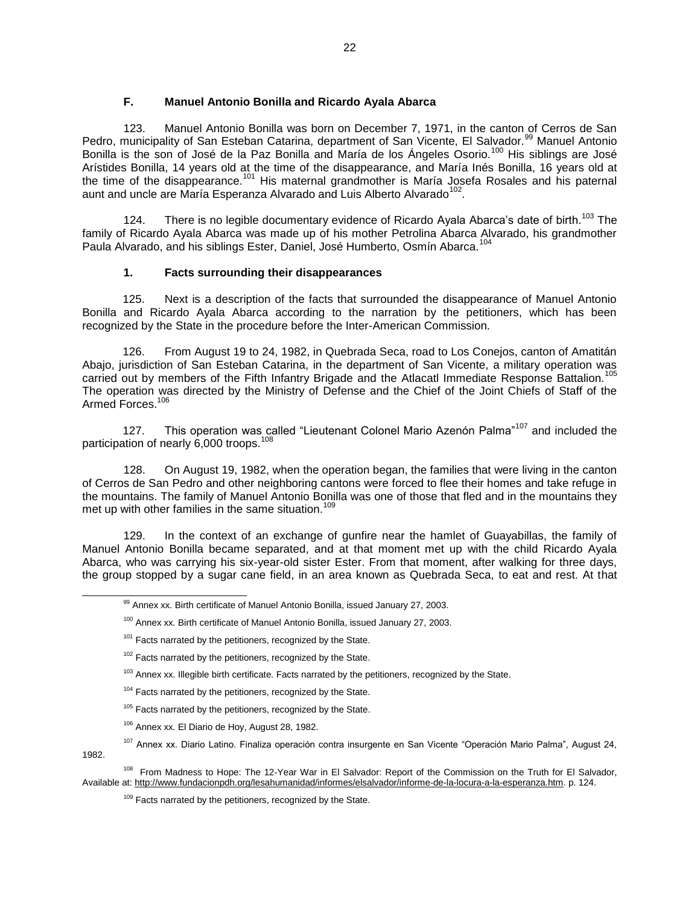### F. Manuel Antonio Bonilla and Ricardo Ayala Abarca

123. Manuel Antonio Bonilla was born on December 7, 1971, in the canton of Cerros de San Pedro, municipality of San Esteban Catarina, department of San Vicente, El Salvador.[99] Manuel Antonio Bonilla is the son of José de la Paz Bonilla and María de los Ángeles Osorio.[100] His siblings are José Arístides Bonilla, 14 years old at the time of the disappearance, and María Inés Bonilla, 16 years old at the time of the disappearance.[101] His maternal grandmother is María Josefa Rosales and his paternal aunt and uncle are María Esperanza Alvarado and Luis Alberto Alvarado[102].

124. There is no legible documentary evidence of Ricardo Ayala Abarca's date of birth.[103] The family of Ricardo Ayala Abarca was made up of his mother Petrolina Abarca Alvarado, his grandmother Paula Alvarado, and his siblings Ester, Daniel, José Humberto, Osmín Abarca.[104]

#### 1. Facts surrounding their disappearances

125. Next is a description of the facts that surrounded the disappearance of Manuel Antonio Bonilla and Ricardo Ayala Abarca according to the narration by the petitioners, which has been recognized by the State in the procedure before the Inter-American Commission.

126. From August 19 to 24, 1982, in Quebrada Seca, road to Los Conejos, canton of Amatitán Abajo, jurisdiction of San Esteban Catarina, in the department of San Vicente, a military operation was carried out by members of the Fifth Infantry Brigade and the Atlacatl Immediate Response Battalion.[105] The operation was directed by the Ministry of Defense and the Chief of the Joint Chiefs of Staff of the Armed Forces.[106]

127. This operation was called "Lieutenant Colonel Mario Azenón Palma"[107] and included the participation of nearly 6,000 troops.[108]

128. On August 19, 1982, when the operation began, the families that were living in the canton of Cerros de San Pedro and other neighboring cantons were forced to flee their homes and take refuge in the mountains. The family of Manuel Antonio Bonilla was one of those that fled and in the mountains they met up with other families in the same situation.[109]

129. In the context of an exchange of gunfire near the hamlet of Guayabillas, the family of Manuel Antonio Bonilla became separated, and at that moment met up with the child Ricardo Ayala Abarca, who was carrying his six-year-old sister Ester. From that moment, after walking for three days, the group stopped by a sugar cane field, in an area known as Quebrada Seca, to eat and rest. At that

---

[99] Annex xx. Birth certificate of Manuel Antonio Bonilla, issued January 27, 2003.

[100] Annex xx. Birth certificate of Manuel Antonio Bonilla, issued January 27, 2003.

[101] Facts narrated by the petitioners, recognized by the State.

[102] Facts narrated by the petitioners, recognized by the State.

[103] Annex xx. Illegible birth certificate. Facts narrated by the petitioners, recognized by the State.

[104] Facts narrated by the petitioners, recognized by the State.

[105] Facts narrated by the petitioners, recognized by the State.

[106] Annex xx. El Diario de Hoy, August 28, 1982.

[107] Annex xx. Diario Latino. Finaliza operación contra insurgente en San Vicente "Operación Mario Palma", August 24, 1982.

[108] From Madness to Hope: The 12-Year War in El Salvador: Report of the Commission on the Truth for El Salvador, Available at: http://www.fundacionpdh.org/lesahumanidad/informes/elsalvador/informe-de-la-locura-a-la-esperanza.htm. p. 124.

[109] Facts narrated by the petitioners, recognized by the State.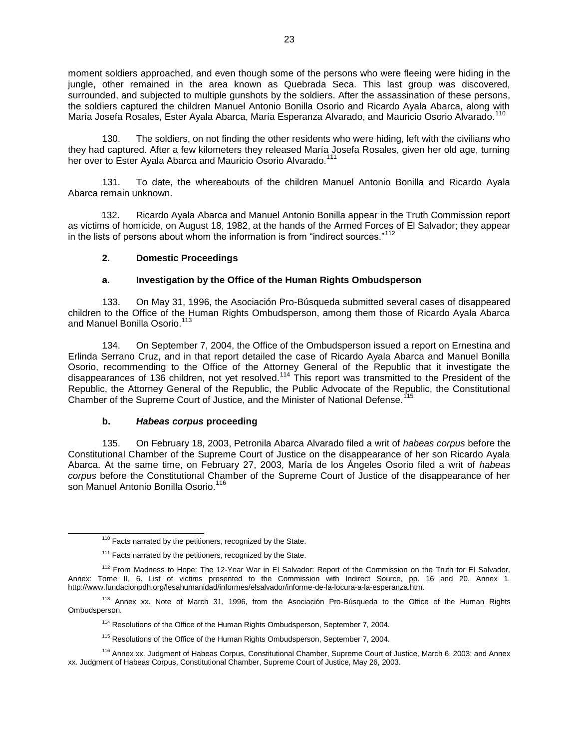moment soldiers approached, and even though some of the persons who were fleeing were hiding in the jungle, other remained in the area known as Quebrada Seca. This last group was discovered, surrounded, and subjected to multiple gunshots by the soldiers. After the assassination of these persons, the soldiers captured the children Manuel Antonio Bonilla Osorio and Ricardo Ayala Abarca, along with María Josefa Rosales, Ester Ayala Abarca, María Esperanza Alvarado, and Mauricio Osorio Alvarado.[110]

130. The soldiers, on not finding the other residents who were hiding, left with the civilians who they had captured. After a few kilometers they released María Josefa Rosales, given her old age, turning her over to Ester Ayala Abarca and Mauricio Osorio Alvarado.[111]

131. To date, the whereabouts of the children Manuel Antonio Bonilla and Ricardo Ayala Abarca remain unknown.

132. Ricardo Ayala Abarca and Manuel Antonio Bonilla appear in the Truth Commission report as victims of homicide, on August 18, 1982, at the hands of the Armed Forces of El Salvador; they appear in the lists of persons about whom the information is from "indirect sources."[112]

### 2. Domestic Proceedings

#### a. Investigation by the Office of the Human Rights Ombudsperson

133. On May 31, 1996, the Asociación Pro-Búsqueda submitted several cases of disappeared children to the Office of the Human Rights Ombudsperson, among them those of Ricardo Ayala Abarca and Manuel Bonilla Osorio.[113]

134. On September 7, 2004, the Office of the Ombudsperson issued a report on Ernestina and Erlinda Serrano Cruz, and in that report detailed the case of Ricardo Ayala Abarca and Manuel Bonilla Osorio, recommending to the Office of the Attorney General of the Republic that it investigate the disappearances of 136 children, not yet resolved.[114] This report was transmitted to the President of the Republic, the Attorney General of the Republic, the Public Advocate of the Republic, the Constitutional Chamber of the Supreme Court of Justice, and the Minister of National Defense.[115]

#### b. *Habeas corpus* proceeding

135. On February 18, 2003, Petronila Abarca Alvarado filed a writ of *habeas corpus* before the Constitutional Chamber of the Supreme Court of Justice on the disappearance of her son Ricardo Ayala Abarca. At the same time, on February 27, 2003, María de los Ángeles Osorio filed a writ of *habeas corpus* before the Constitutional Chamber of the Supreme Court of Justice of the disappearance of her son Manuel Antonio Bonilla Osorio.[116]

---

[110] Facts narrated by the petitioners, recognized by the State.

[111] Facts narrated by the petitioners, recognized by the State.

[112] From Madness to Hope: The 12-Year War in El Salvador: Report of the Commission on the Truth for El Salvador, Annex: Tome II, 6. List of victims presented to the Commission with Indirect Source, pp. 16 and 20. Annex 1. http://www.fundacionpdh.org/lesahumanidad/informes/elsalvador/informe-de-la-locura-a-la-esperanza.htm.

[113] Annex xx. Note of March 31, 1996, from the Asociación Pro-Búsqueda to the Office of the Human Rights Ombudsperson.

[114] Resolutions of the Office of the Human Rights Ombudsperson, September 7, 2004.

[115] Resolutions of the Office of the Human Rights Ombudsperson, September 7, 2004.

[116] Annex xx. Judgment of Habeas Corpus, Constitutional Chamber, Supreme Court of Justice, March 6, 2003; and Annex xx. Judgment of Habeas Corpus, Constitutional Chamber, Supreme Court of Justice, May 26, 2003.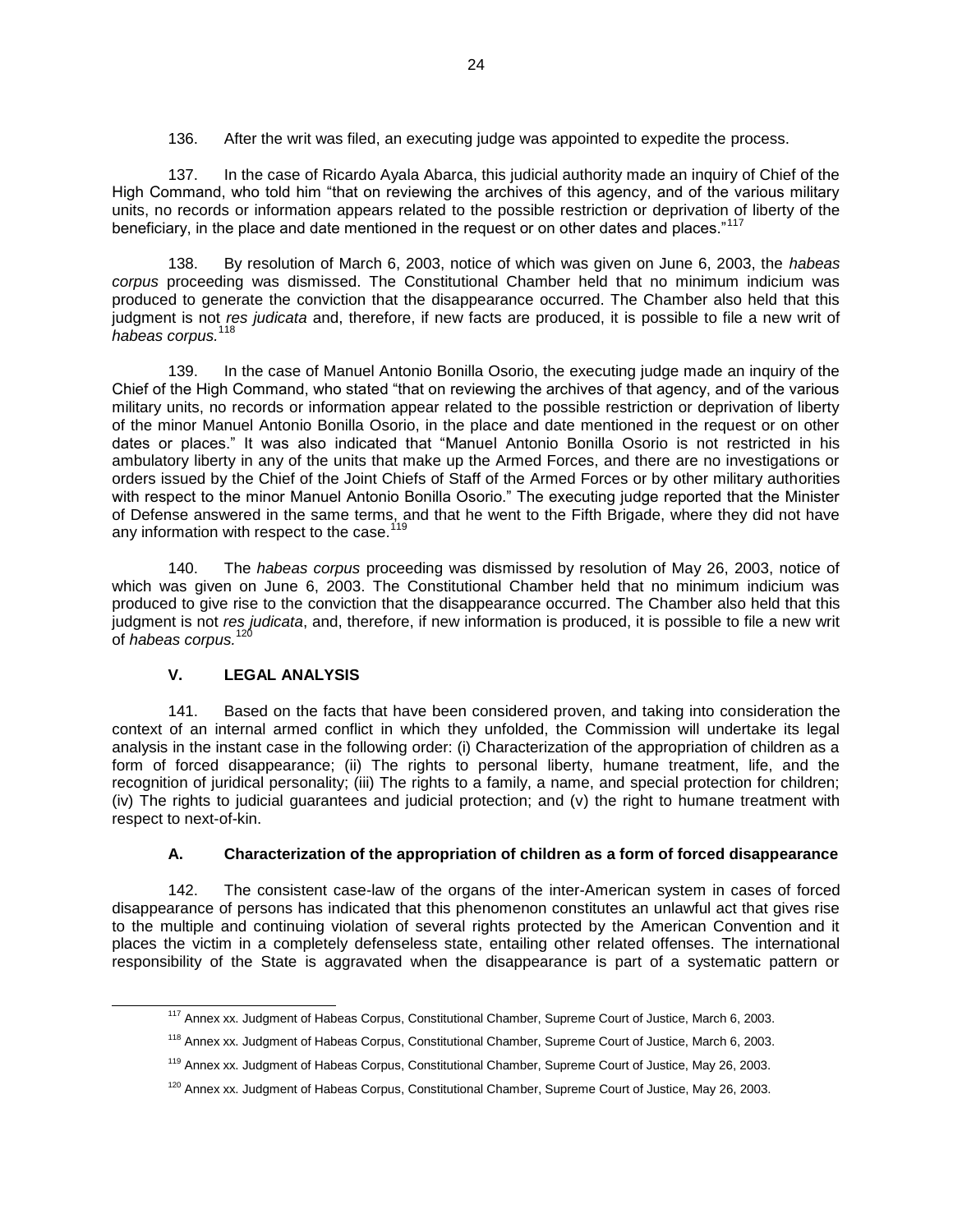136. After the writ was filed, an executing judge was appointed to expedite the process.

137. In the case of Ricardo Ayala Abarca, this judicial authority made an inquiry of Chief of the High Command, who told him "that on reviewing the archives of this agency, and of the various military units, no records or information appears related to the possible restriction or deprivation of liberty of the beneficiary, in the place and date mentioned in the request or on other dates and places."[117]

138. By resolution of March 6, 2003, notice of which was given on June 6, 2003, the *habeas corpus* proceeding was dismissed. The Constitutional Chamber held that no minimum indicium was produced to generate the conviction that the disappearance occurred. The Chamber also held that this judgment is not *res judicata* and, therefore, if new facts are produced, it is possible to file a new writ of *habeas corpus.*[118]

139. In the case of Manuel Antonio Bonilla Osorio, the executing judge made an inquiry of the Chief of the High Command, who stated "that on reviewing the archives of that agency, and of the various military units, no records or information appear related to the possible restriction or deprivation of liberty of the minor Manuel Antonio Bonilla Osorio, in the place and date mentioned in the request or on other dates or places." It was also indicated that "Manuel Antonio Bonilla Osorio is not restricted in his ambulatory liberty in any of the units that make up the Armed Forces, and there are no investigations or orders issued by the Chief of the Joint Chiefs of Staff of the Armed Forces or by other military authorities with respect to the minor Manuel Antonio Bonilla Osorio." The executing judge reported that the Minister of Defense answered in the same terms, and that he went to the Fifth Brigade, where they did not have any information with respect to the case.[119]

140. The *habeas corpus* proceeding was dismissed by resolution of May 26, 2003, notice of which was given on June 6, 2003. The Constitutional Chamber held that no minimum indicium was produced to give rise to the conviction that the disappearance occurred. The Chamber also held that this judgment is not *res judicata*, and, therefore, if new information is produced, it is possible to file a new writ of *habeas corpus.*[120]

## V. LEGAL ANALYSIS

141. Based on the facts that have been considered proven, and taking into consideration the context of an internal armed conflict in which they unfolded, the Commission will undertake its legal analysis in the instant case in the following order: (i) Characterization of the appropriation of children as a form of forced disappearance; (ii) The rights to personal liberty, humane treatment, life, and the recognition of juridical personality; (iii) The rights to a family, a name, and special protection for children; (iv) The rights to judicial guarantees and judicial protection; and (v) the right to humane treatment with respect to next-of-kin.

### A. Characterization of the appropriation of children as a form of forced disappearance

142. The consistent case-law of the organs of the inter-American system in cases of forced disappearance of persons has indicated that this phenomenon constitutes an unlawful act that gives rise to the multiple and continuing violation of several rights protected by the American Convention and it places the victim in a completely defenseless state, entailing other related offenses. The international responsibility of the State is aggravated when the disappearance is part of a systematic pattern or

[117] Annex xx. Judgment of Habeas Corpus, Constitutional Chamber, Supreme Court of Justice, March 6, 2003.

[118] Annex xx. Judgment of Habeas Corpus, Constitutional Chamber, Supreme Court of Justice, March 6, 2003.

[119] Annex xx. Judgment of Habeas Corpus, Constitutional Chamber, Supreme Court of Justice, May 26, 2003.

[120] Annex xx. Judgment of Habeas Corpus, Constitutional Chamber, Supreme Court of Justice, May 26, 2003.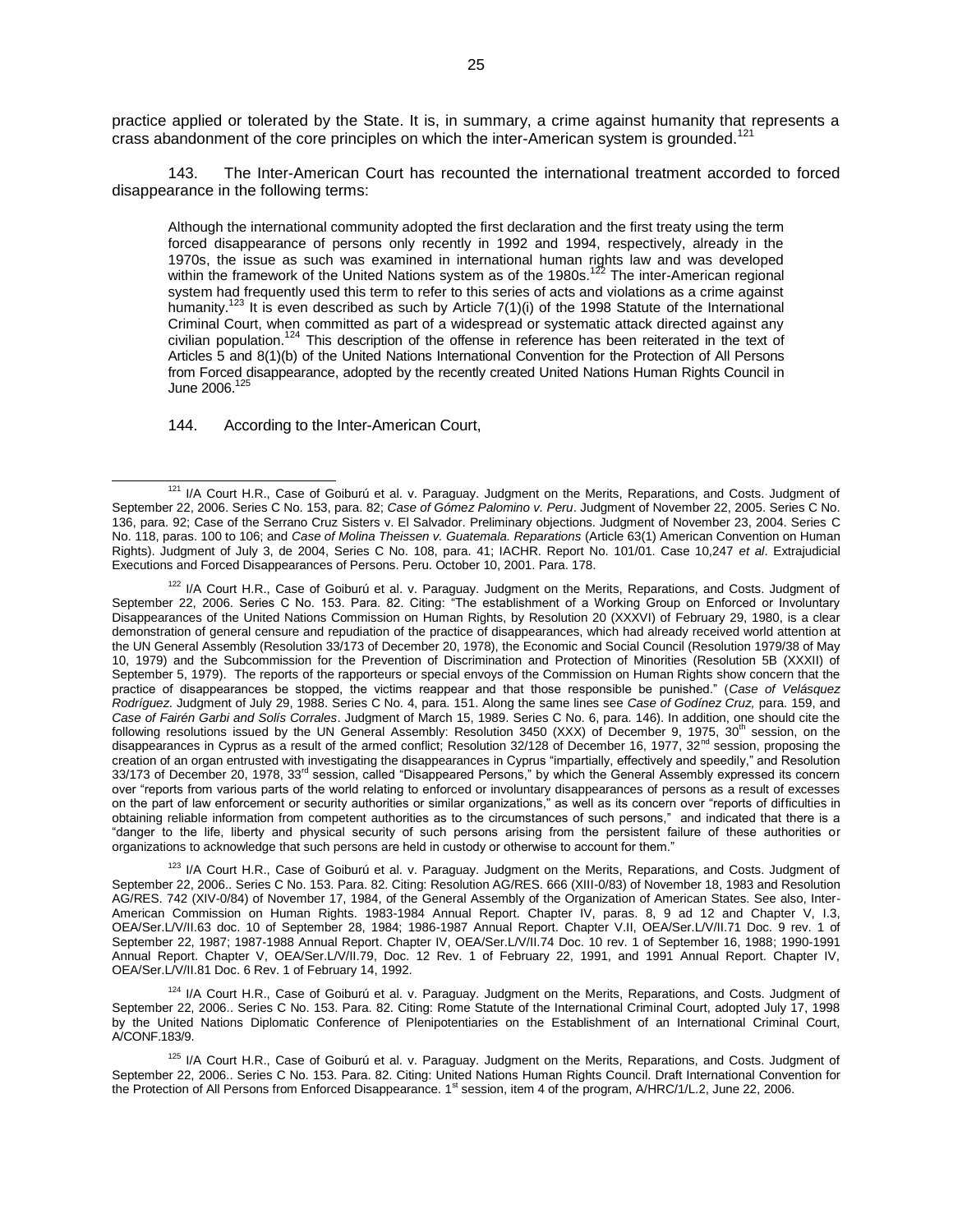practice applied or tolerated by the State. It is, in summary, a crime against humanity that represents a crass abandonment of the core principles on which the inter-American system is grounded.[121]

143. The Inter-American Court has recounted the international treatment accorded to forced disappearance in the following terms:

> Although the international community adopted the first declaration and the first treaty using the term forced disappearance of persons only recently in 1992 and 1994, respectively, already in the 1970s, the issue as such was examined in international human rights law and was developed within the framework of the United Nations system as of the 1980s.[122] The inter-American regional system had frequently used this term to refer to this series of acts and violations as a crime against humanity.[123] It is even described as such by Article 7(1)(i) of the 1998 Statute of the International Criminal Court, when committed as part of a widespread or systematic attack directed against any civilian population.[124] This description of the offense in reference has been reiterated in the text of Articles 5 and 8(1)(b) of the United Nations International Convention for the Protection of All Persons from Forced disappearance, adopted by the recently created United Nations Human Rights Council in June 2006.[125]

144. According to the Inter-American Court,

---

[121] I/A Court H.R., Case of Goiburú et al. v. Paraguay. Judgment on the Merits, Reparations, and Costs. Judgment of September 22, 2006. Series C No. 153, para. 82; *Case of Gómez Palomino v. Peru*. Judgment of November 22, 2005. Series C No. 136, para. 92; Case of the Serrano Cruz Sisters v. El Salvador. Preliminary objections. Judgment of November 23, 2004. Series C No. 118, paras. 100 to 106; and *Case of Molina Theissen v. Guatemala. Reparations* (Article 63(1) American Convention on Human Rights). Judgment of July 3, de 2004, Series C No. 108, para. 41; IACHR. Report No. 101/01. Case 10,247 *et al*. Extrajudicial Executions and Forced Disappearances of Persons. Peru. October 10, 2001. Para. 178.

[122] I/A Court H.R., Case of Goiburú et al. v. Paraguay. Judgment on the Merits, Reparations, and Costs. Judgment of September 22, 2006. Series C No. 153. Para. 82. Citing: "The establishment of a Working Group on Enforced or Involuntary Disappearances of the United Nations Commission on Human Rights, by Resolution 20 (XXXVI) of February 29, 1980, is a clear demonstration of general censure and repudiation of the practice of disappearances, which had already received world attention at the UN General Assembly (Resolution 33/173 of December 20, 1978), the Economic and Social Council (Resolution 1979/38 of May 10, 1979) and the Subcommission for the Prevention of Discrimination and Protection of Minorities (Resolution 5B (XXXII) of September 5, 1979). The reports of the rapporteurs or special envoys of the Commission on Human Rights show concern that the practice of disappearances be stopped, the victims reappear and that those responsible be punished." (*Case of Velásquez Rodríguez*. Judgment of July 29, 1988. Series C No. 4, para. 151. Along the same lines see *Case of Godínez Cruz,* para. 159, and *Case of Fairén Garbi and Solís Corrales*. Judgment of March 15, 1989. Series C No. 6, para. 146). In addition, one should cite the following resolutions issued by the UN General Assembly: Resolution 3450 (XXX) of December 9, 1975, 30th session, on the disappearances in Cyprus as a result of the armed conflict; Resolution 32/128 of December 16, 1977, 32nd session, proposing the creation of an organ entrusted with investigating the disappearances in Cyprus "impartially, effectively and speedily," and Resolution 33/173 of December 20, 1978, 33rd session, called "Disappeared Persons," by which the General Assembly expressed its concern over "reports from various parts of the world relating to enforced or involuntary disappearances of persons as a result of excesses on the part of law enforcement or security authorities or similar organizations," as well as its concern over "reports of difficulties in obtaining reliable information from competent authorities as to the circumstances of such persons," and indicated that there is a "danger to the life, liberty and physical security of such persons arising from the persistent failure of these authorities or organizations to acknowledge that such persons are held in custody or otherwise to account for them."

[123] I/A Court H.R., Case of Goiburú et al. v. Paraguay. Judgment on the Merits, Reparations, and Costs. Judgment of September 22, 2006.. Series C No. 153. Para. 82. Citing: Resolution AG/RES. 666 (XIII-0/83) of November 18, 1983 and Resolution AG/RES. 742 (XIV-0/84) of November 17, 1984, of the General Assembly of the Organization of American States. See also, Inter-American Commission on Human Rights. 1983-1984 Annual Report. Chapter IV, paras. 8, 9 ad 12 and Chapter V, I.3, OEA/Ser.L/V/II.63 doc. 10 of September 28, 1984; 1986-1987 Annual Report. Chapter V.II, OEA/Ser.L/V/II.71 Doc. 9 rev. 1 of September 22, 1987; 1987-1988 Annual Report. Chapter IV, OEA/Ser.L/V/II.74 Doc. 10 rev. 1 of September 16, 1988; 1990-1991 Annual Report. Chapter V, OEA/Ser.L/V/II.79, Doc. 12 Rev. 1 of February 22, 1991, and 1991 Annual Report. Chapter IV, OEA/Ser.L/V/II.81 Doc. 6 Rev. 1 of February 14, 1992.

[124] I/A Court H.R., Case of Goiburú et al. v. Paraguay. Judgment on the Merits, Reparations, and Costs. Judgment of September 22, 2006.. Series C No. 153. Para. 82. Citing: Rome Statute of the International Criminal Court, adopted July 17, 1998 by the United Nations Diplomatic Conference of Plenipotentiaries on the Establishment of an International Criminal Court, A/CONF.183/9.

[125] I/A Court H.R., Case of Goiburú et al. v. Paraguay. Judgment on the Merits, Reparations, and Costs. Judgment of September 22, 2006.. Series C No. 153. Para. 82. Citing: United Nations Human Rights Council. Draft International Convention for the Protection of All Persons from Enforced Disappearance. 1st session, item 4 of the program, A/HRC/1/L.2, June 22, 2006.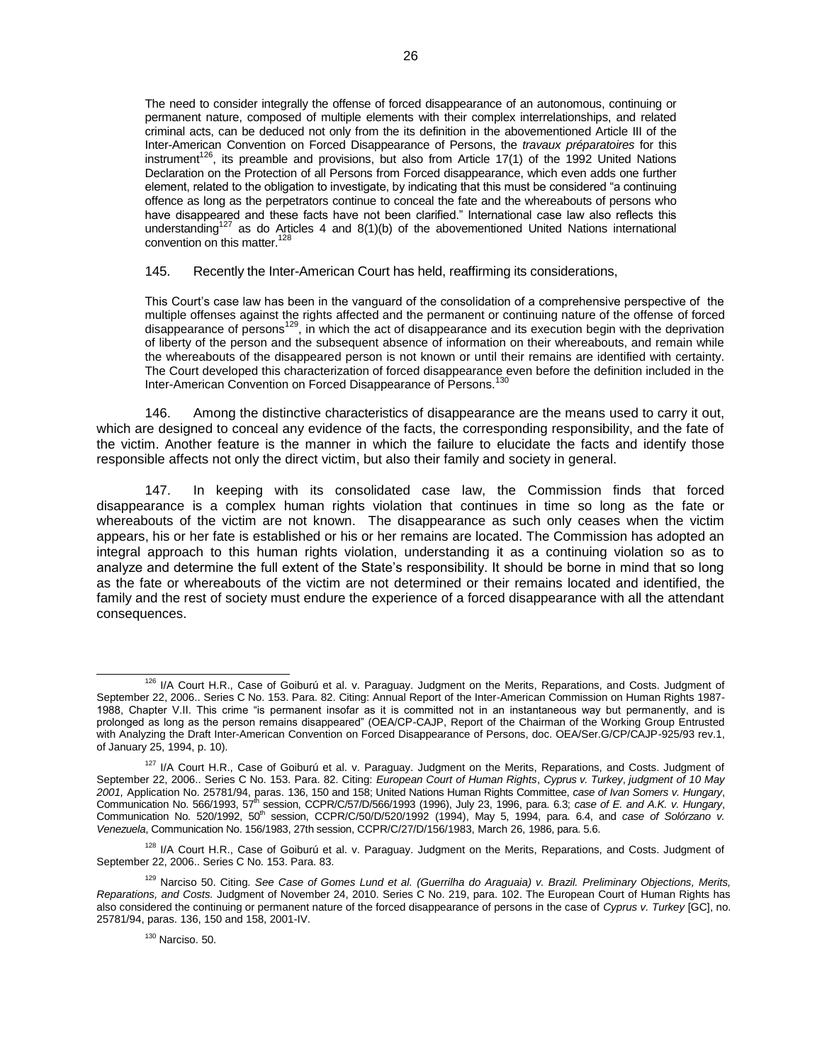> The need to consider integrally the offense of forced disappearance of an autonomous, continuing or permanent nature, composed of multiple elements with their complex interrelationships, and related criminal acts, can be deduced not only from the its definition in the abovementioned Article III of the Inter-American Convention on Forced Disappearance of Persons, the *travaux préparatoires* for this instrument[126], its preamble and provisions, but also from Article 17(1) of the 1992 United Nations Declaration on the Protection of all Persons from Forced disappearance, which even adds one further element, related to the obligation to investigate, by indicating that this must be considered "a continuing offence as long as the perpetrators continue to conceal the fate and the whereabouts of persons who have disappeared and these facts have not been clarified." International case law also reflects this understanding[127] as do Articles 4 and 8(1)(b) of the abovementioned United Nations international convention on this matter.[128]

145. Recently the Inter-American Court has held, reaffirming its considerations,

> This Court's case law has been in the vanguard of the consolidation of a comprehensive perspective of the multiple offenses against the rights affected and the permanent or continuing nature of the offense of forced disappearance of persons[129], in which the act of disappearance and its execution begin with the deprivation of liberty of the person and the subsequent absence of information on their whereabouts, and remain while the whereabouts of the disappeared person is not known or until their remains are identified with certainty. The Court developed this characterization of forced disappearance even before the definition included in the Inter-American Convention on Forced Disappearance of Persons.[130]

146. Among the distinctive characteristics of disappearance are the means used to carry it out, which are designed to conceal any evidence of the facts, the corresponding responsibility, and the fate of the victim. Another feature is the manner in which the failure to elucidate the facts and identify those responsible affects not only the direct victim, but also their family and society in general.

147. In keeping with its consolidated case law, the Commission finds that forced disappearance is a complex human rights violation that continues in time so long as the fate or whereabouts of the victim are not known. The disappearance as such only ceases when the victim appears, his or her fate is established or his or her remains are located. The Commission has adopted an integral approach to this human rights violation, understanding it as a continuing violation so as to analyze and determine the full extent of the State's responsibility. It should be borne in mind that so long as the fate or whereabouts of the victim are not determined or their remains located and identified, the family and the rest of society must endure the experience of a forced disappearance with all the attendant consequences.

---

[126] I/A Court H.R., Case of Goiburú et al. v. Paraguay. Judgment on the Merits, Reparations, and Costs. Judgment of September 22, 2006.. Series C No. 153. Para. 82. Citing: Annual Report of the Inter-American Commission on Human Rights 1987-1988, Chapter V.II. This crime "is permanent insofar as it is committed not in an instantaneous way but permanently, and is prolonged as long as the person remains disappeared" (OEA/CP-CAJP, Report of the Chairman of the Working Group Entrusted with Analyzing the Draft Inter-American Convention on Forced Disappearance of Persons, doc. OEA/Ser.G/CP/CAJP-925/93 rev.1, of January 25, 1994, p. 10).

[127] I/A Court H.R., Case of Goiburú et al. v. Paraguay. Judgment on the Merits, Reparations, and Costs. Judgment of September 22, 2006.. Series C No. 153. Para. 82. Citing: *European Court of Human Rights*, *Cyprus v. Turkey*, *judgment of 10 May 2001,* Application No. 25781/94, paras. 136, 150 and 158; United Nations Human Rights Committee, *case of Ivan Somers v. Hungary*, Communication No. 566/1993, 57th session, CCPR/C/57/D/566/1993 (1996), July 23, 1996, para. 6.3; *case of E. and A.K. v. Hungary*, Communication No. 520/1992, 50th session, CCPR/C/50/D/520/1992 (1994), May 5, 1994, para. 6.4, and *case of Solórzano v. Venezuela*, Communication No. 156/1983, 27th session, CCPR/C/27/D/156/1983, March 26, 1986, para. 5.6.

[128] I/A Court H.R., Case of Goiburú et al. v. Paraguay. Judgment on the Merits, Reparations, and Costs. Judgment of September 22, 2006.. Series C No. 153. Para. 83.

[129] Narciso 50. Citing. *See Case of Gomes Lund et al. (Guerrilha do Araguaia) v. Brazil. Preliminary Objections, Merits, Reparations, and Costs.* Judgment of November 24, 2010. Series C No. 219, para. 102. The European Court of Human Rights has also considered the continuing or permanent nature of the forced disappearance of persons in the case of *Cyprus v. Turkey* [GC], no. 25781/94, paras. 136, 150 and 158, 2001-IV.

[130] Narciso. 50.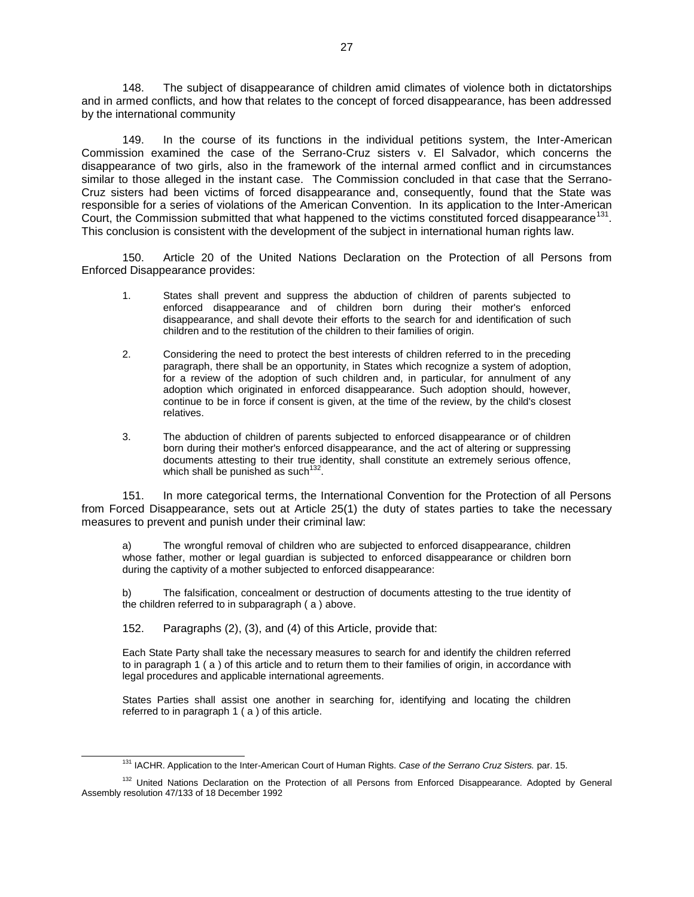148. The subject of disappearance of children amid climates of violence both in dictatorships and in armed conflicts, and how that relates to the concept of forced disappearance, has been addressed by the international community

149. In the course of its functions in the individual petitions system, the Inter-American Commission examined the case of the Serrano-Cruz sisters v. El Salvador, which concerns the disappearance of two girls, also in the framework of the internal armed conflict and in circumstances similar to those alleged in the instant case. The Commission concluded in that case that the Serrano-Cruz sisters had been victims of forced disappearance and, consequently, found that the State was responsible for a series of violations of the American Convention. In its application to the Inter-American Court, the Commission submitted that what happened to the victims constituted forced disappearance[131]. This conclusion is consistent with the development of the subject in international human rights law.

150. Article 20 of the United Nations Declaration on the Protection of all Persons from Enforced Disappearance provides:

> 1. States shall prevent and suppress the abduction of children of parents subjected to enforced disappearance and of children born during their mother's enforced disappearance, and shall devote their efforts to the search for and identification of such children and to the restitution of the children to their families of origin.
>
> 2. Considering the need to protect the best interests of children referred to in the preceding paragraph, there shall be an opportunity, in States which recognize a system of adoption, for a review of the adoption of such children and, in particular, for annulment of any adoption which originated in enforced disappearance. Such adoption should, however, continue to be in force if consent is given, at the time of the review, by the child's closest relatives.
>
> 3. The abduction of children of parents subjected to enforced disappearance or of children born during their mother's enforced disappearance, and the act of altering or suppressing documents attesting to their true identity, shall constitute an extremely serious offence, which shall be punished as such[132].

151. In more categorical terms, the International Convention for the Protection of all Persons from Forced Disappearance, sets out at Article 25(1) the duty of states parties to take the necessary measures to prevent and punish under their criminal law:

> a) The wrongful removal of children who are subjected to enforced disappearance, children whose father, mother or legal guardian is subjected to enforced disappearance or children born during the captivity of a mother subjected to enforced disappearance:
>
> b) The falsification, concealment or destruction of documents attesting to the true identity of the children referred to in subparagraph ( a ) above.

152. Paragraphs (2), (3), and (4) of this Article, provide that:

> Each State Party shall take the necessary measures to search for and identify the children referred to in paragraph 1 ( a ) of this article and to return them to their families of origin, in accordance with legal procedures and applicable international agreements.
>
> States Parties shall assist one another in searching for, identifying and locating the children referred to in paragraph 1 ( a ) of this article.

---

[131] IACHR. Application to the Inter-American Court of Human Rights. *Case of the Serrano Cruz Sisters.* par. 15.

[132] United Nations Declaration on the Protection of all Persons from Enforced Disappearance. Adopted by General Assembly resolution 47/133 of 18 December 1992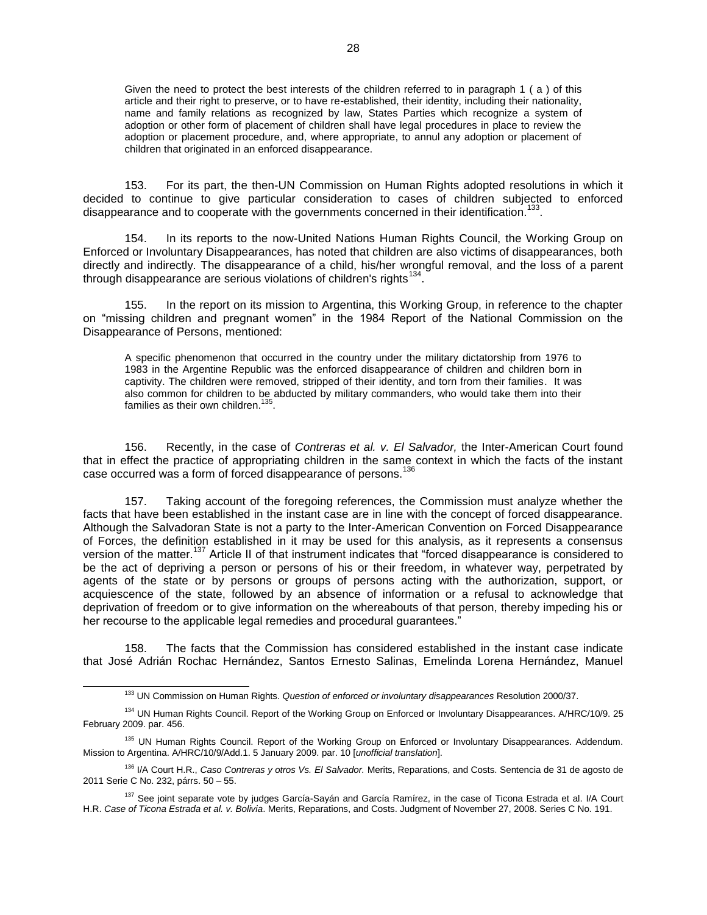> Given the need to protect the best interests of the children referred to in paragraph 1 ( a ) of this article and their right to preserve, or to have re-established, their identity, including their nationality, name and family relations as recognized by law, States Parties which recognize a system of adoption or other form of placement of children shall have legal procedures in place to review the adoption or placement procedure, and, where appropriate, to annul any adoption or placement of children that originated in an enforced disappearance.

153. For its part, the then-UN Commission on Human Rights adopted resolutions in which it decided to continue to give particular consideration to cases of children subjected to enforced disappearance and to cooperate with the governments concerned in their identification.[133].

154. In its reports to the now-United Nations Human Rights Council, the Working Group on Enforced or Involuntary Disappearances, has noted that children are also victims of disappearances, both directly and indirectly. The disappearance of a child, his/her wrongful removal, and the loss of a parent through disappearance are serious violations of children's rights[134].

155. In the report on its mission to Argentina, this Working Group, in reference to the chapter on "missing children and pregnant women" in the 1984 Report of the National Commission on the Disappearance of Persons, mentioned:

> A specific phenomenon that occurred in the country under the military dictatorship from 1976 to 1983 in the Argentine Republic was the enforced disappearance of children and children born in captivity. The children were removed, stripped of their identity, and torn from their families. It was also common for children to be abducted by military commanders, who would take them into their families as their own children.[135].

156. Recently, in the case of *Contreras et al. v. El Salvador,* the Inter-American Court found that in effect the practice of appropriating children in the same context in which the facts of the instant case occurred was a form of forced disappearance of persons.[136]

157. Taking account of the foregoing references, the Commission must analyze whether the facts that have been established in the instant case are in line with the concept of forced disappearance. Although the Salvadoran State is not a party to the Inter-American Convention on Forced Disappearance of Forces, the definition established in it may be used for this analysis, as it represents a consensus version of the matter.[137] Article II of that instrument indicates that "forced disappearance is considered to be the act of depriving a person or persons of his or their freedom, in whatever way, perpetrated by agents of the state or by persons or groups of persons acting with the authorization, support, or acquiescence of the state, followed by an absence of information or a refusal to acknowledge that deprivation of freedom or to give information on the whereabouts of that person, thereby impeding his or her recourse to the applicable legal remedies and procedural guarantees."

158. The facts that the Commission has considered established in the instant case indicate that José Adrián Rochac Hernández, Santos Ernesto Salinas, Emelinda Lorena Hernández, Manuel

---

[133] UN Commission on Human Rights. *Question of enforced or involuntary disappearances* Resolution 2000/37.

[134] UN Human Rights Council. Report of the Working Group on Enforced or Involuntary Disappearances. A/HRC/10/9. 25 February 2009. par. 456.

[135] UN Human Rights Council. Report of the Working Group on Enforced or Involuntary Disappearances. Addendum. Mission to Argentina. A/HRC/10/9/Add.1. 5 January 2009. par. 10 [*unofficial translation*].

[136] I/A Court H.R., *Caso Contreras y otros Vs. El Salvador.* Merits, Reparations, and Costs. Sentencia de 31 de agosto de 2011 Serie C No. 232, párrs. 50 – 55.

[137] See joint separate vote by judges García-Sayán and García Ramírez, in the case of Ticona Estrada et al. I/A Court H.R. *Case of Ticona Estrada et al. v. Bolivia*. Merits, Reparations, and Costs. Judgment of November 27, 2008. Series C No. 191.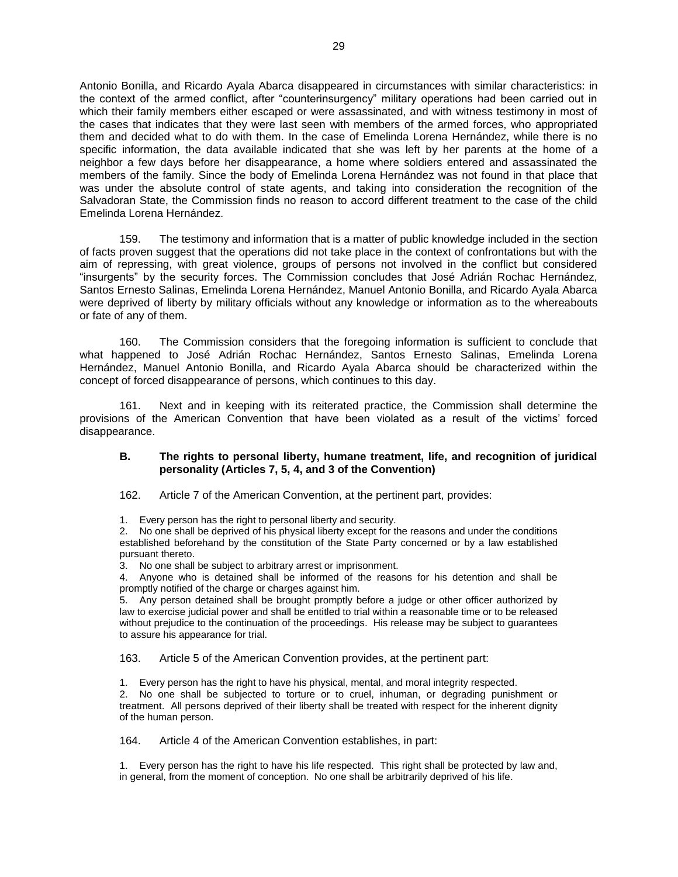Antonio Bonilla, and Ricardo Ayala Abarca disappeared in circumstances with similar characteristics: in the context of the armed conflict, after "counterinsurgency" military operations had been carried out in which their family members either escaped or were assassinated, and with witness testimony in most of the cases that indicates that they were last seen with members of the armed forces, who appropriated them and decided what to do with them. In the case of Emelinda Lorena Hernández, while there is no specific information, the data available indicated that she was left by her parents at the home of a neighbor a few days before her disappearance, a home where soldiers entered and assassinated the members of the family. Since the body of Emelinda Lorena Hernández was not found in that place that was under the absolute control of state agents, and taking into consideration the recognition of the Salvadoran State, the Commission finds no reason to accord different treatment to the case of the child Emelinda Lorena Hernández.

159. The testimony and information that is a matter of public knowledge included in the section of facts proven suggest that the operations did not take place in the context of confrontations but with the aim of repressing, with great violence, groups of persons not involved in the conflict but considered "insurgents" by the security forces. The Commission concludes that José Adrián Rochac Hernández, Santos Ernesto Salinas, Emelinda Lorena Hernández, Manuel Antonio Bonilla, and Ricardo Ayala Abarca were deprived of liberty by military officials without any knowledge or information as to the whereabouts or fate of any of them.

160. The Commission considers that the foregoing information is sufficient to conclude that what happened to José Adrián Rochac Hernández, Santos Ernesto Salinas, Emelinda Lorena Hernández, Manuel Antonio Bonilla, and Ricardo Ayala Abarca should be characterized within the concept of forced disappearance of persons, which continues to this day.

161. Next and in keeping with its reiterated practice, the Commission shall determine the provisions of the American Convention that have been violated as a result of the victims' forced disappearance.

### B. The rights to personal liberty, humane treatment, life, and recognition of juridical personality (Articles 7, 5, 4, and 3 of the Convention)

162. Article 7 of the American Convention, at the pertinent part, provides:

> 1. Every person has the right to personal liberty and security.
> 2. No one shall be deprived of his physical liberty except for the reasons and under the conditions established beforehand by the constitution of the State Party concerned or by a law established pursuant thereto.
> 3. No one shall be subject to arbitrary arrest or imprisonment.
> 4. Anyone who is detained shall be informed of the reasons for his detention and shall be promptly notified of the charge or charges against him.
> 5. Any person detained shall be brought promptly before a judge or other officer authorized by law to exercise judicial power and shall be entitled to trial within a reasonable time or to be released without prejudice to the continuation of the proceedings. His release may be subject to guarantees to assure his appearance for trial.

163. Article 5 of the American Convention provides, at the pertinent part:

> 1. Every person has the right to have his physical, mental, and moral integrity respected.
> 2. No one shall be subjected to torture or to cruel, inhuman, or degrading punishment or treatment. All persons deprived of their liberty shall be treated with respect for the inherent dignity of the human person.

164. Article 4 of the American Convention establishes, in part:

> 1. Every person has the right to have his life respected. This right shall be protected by law and, in general, from the moment of conception. No one shall be arbitrarily deprived of his life.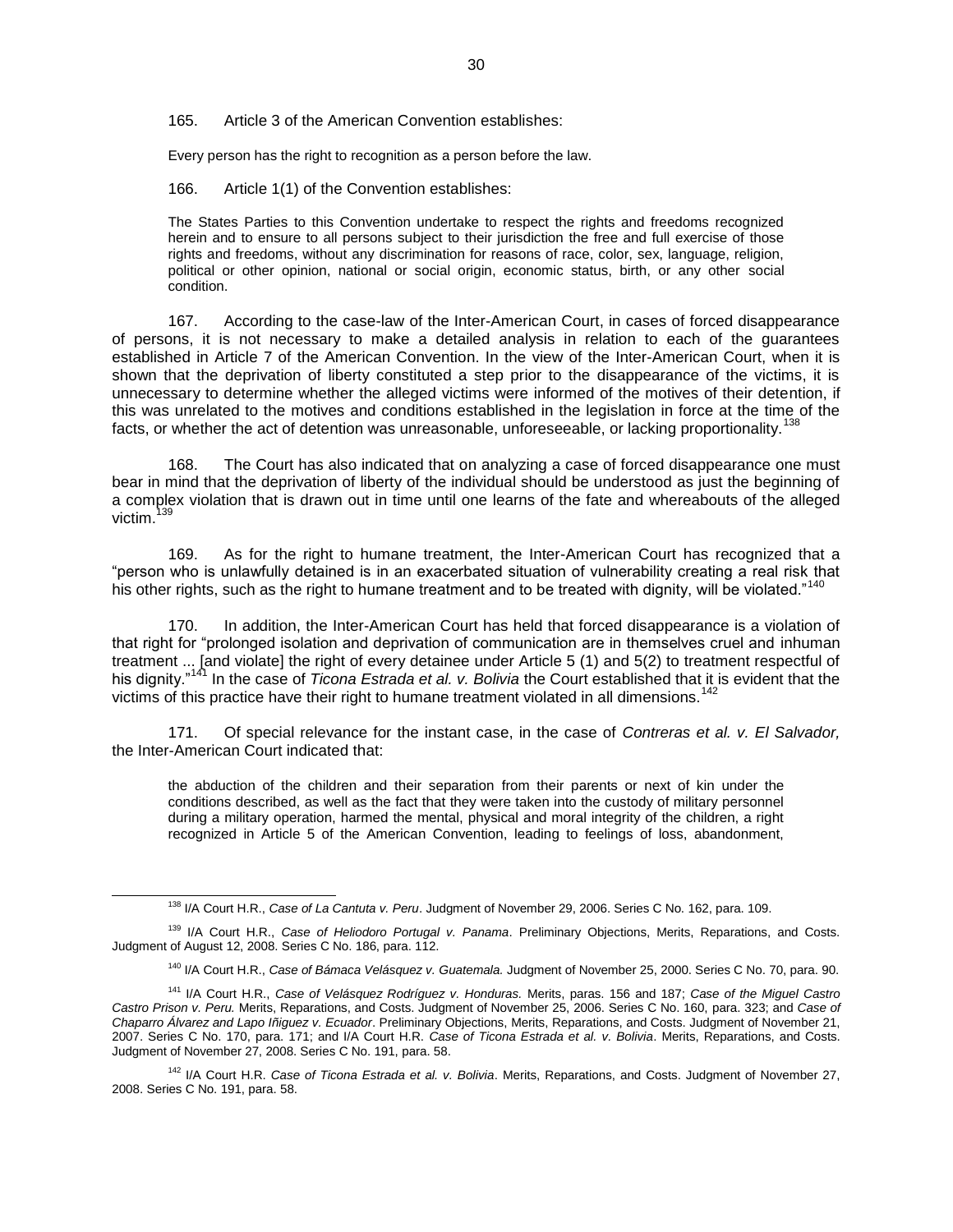165. Article 3 of the American Convention establishes:

> Every person has the right to recognition as a person before the law.

166. Article 1(1) of the Convention establishes:

> The States Parties to this Convention undertake to respect the rights and freedoms recognized herein and to ensure to all persons subject to their jurisdiction the free and full exercise of those rights and freedoms, without any discrimination for reasons of race, color, sex, language, religion, political or other opinion, national or social origin, economic status, birth, or any other social condition.

167. According to the case-law of the Inter-American Court, in cases of forced disappearance of persons, it is not necessary to make a detailed analysis in relation to each of the guarantees established in Article 7 of the American Convention. In the view of the Inter-American Court, when it is shown that the deprivation of liberty constituted a step prior to the disappearance of the victims, it is unnecessary to determine whether the alleged victims were informed of the motives of their detention, if this was unrelated to the motives and conditions established in the legislation in force at the time of the facts, or whether the act of detention was unreasonable, unforeseeable, or lacking proportionality.[138]

168. The Court has also indicated that on analyzing a case of forced disappearance one must bear in mind that the deprivation of liberty of the individual should be understood as just the beginning of a complex violation that is drawn out in time until one learns of the fate and whereabouts of the alleged victim.[139]

169. As for the right to humane treatment, the Inter-American Court has recognized that a "person who is unlawfully detained is in an exacerbated situation of vulnerability creating a real risk that his other rights, such as the right to humane treatment and to be treated with dignity, will be violated."[140]

170. In addition, the Inter-American Court has held that forced disappearance is a violation of that right for "prolonged isolation and deprivation of communication are in themselves cruel and inhuman treatment ... [and violate] the right of every detainee under Article 5 (1) and 5(2) to treatment respectful of his dignity."[141] In the case of *Ticona Estrada et al. v. Bolivia* the Court established that it is evident that the victims of this practice have their right to humane treatment violated in all dimensions.[142]

171. Of special relevance for the instant case, in the case of *Contreras et al. v. El Salvador,* the Inter-American Court indicated that:

> the abduction of the children and their separation from their parents or next of kin under the conditions described, as well as the fact that they were taken into the custody of military personnel during a military operation, harmed the mental, physical and moral integrity of the children, a right recognized in Article 5 of the American Convention, leading to feelings of loss, abandonment,

---

[138] I/A Court H.R., *Case of La Cantuta v. Peru*. Judgment of November 29, 2006. Series C No. 162, para. 109.

[139] I/A Court H.R., *Case of Heliodoro Portugal v. Panama*. Preliminary Objections, Merits, Reparations, and Costs. Judgment of August 12, 2008. Series C No. 186, para. 112.

[140] I/A Court H.R., *Case of Bámaca Velásquez v. Guatemala.* Judgment of November 25, 2000. Series C No. 70, para. 90.

[141] I/A Court H.R., *Case of Velásquez Rodríguez v. Honduras.* Merits, paras. 156 and 187; *Case of the Miguel Castro Castro Prison v. Peru.* Merits, Reparations, and Costs. Judgment of November 25, 2006. Series C No. 160, para. 323; and *Case of Chaparro Álvarez and Lapo Iñiguez v. Ecuador*. Preliminary Objections, Merits, Reparations, and Costs. Judgment of November 21, 2007. Series C No. 170, para. 171; and I/A Court H.R. *Case of Ticona Estrada et al. v. Bolivia*. Merits, Reparations, and Costs. Judgment of November 27, 2008. Series C No. 191, para. 58.

[142] I/A Court H.R. *Case of Ticona Estrada et al. v. Bolivia*. Merits, Reparations, and Costs. Judgment of November 27, 2008. Series C No. 191, para. 58.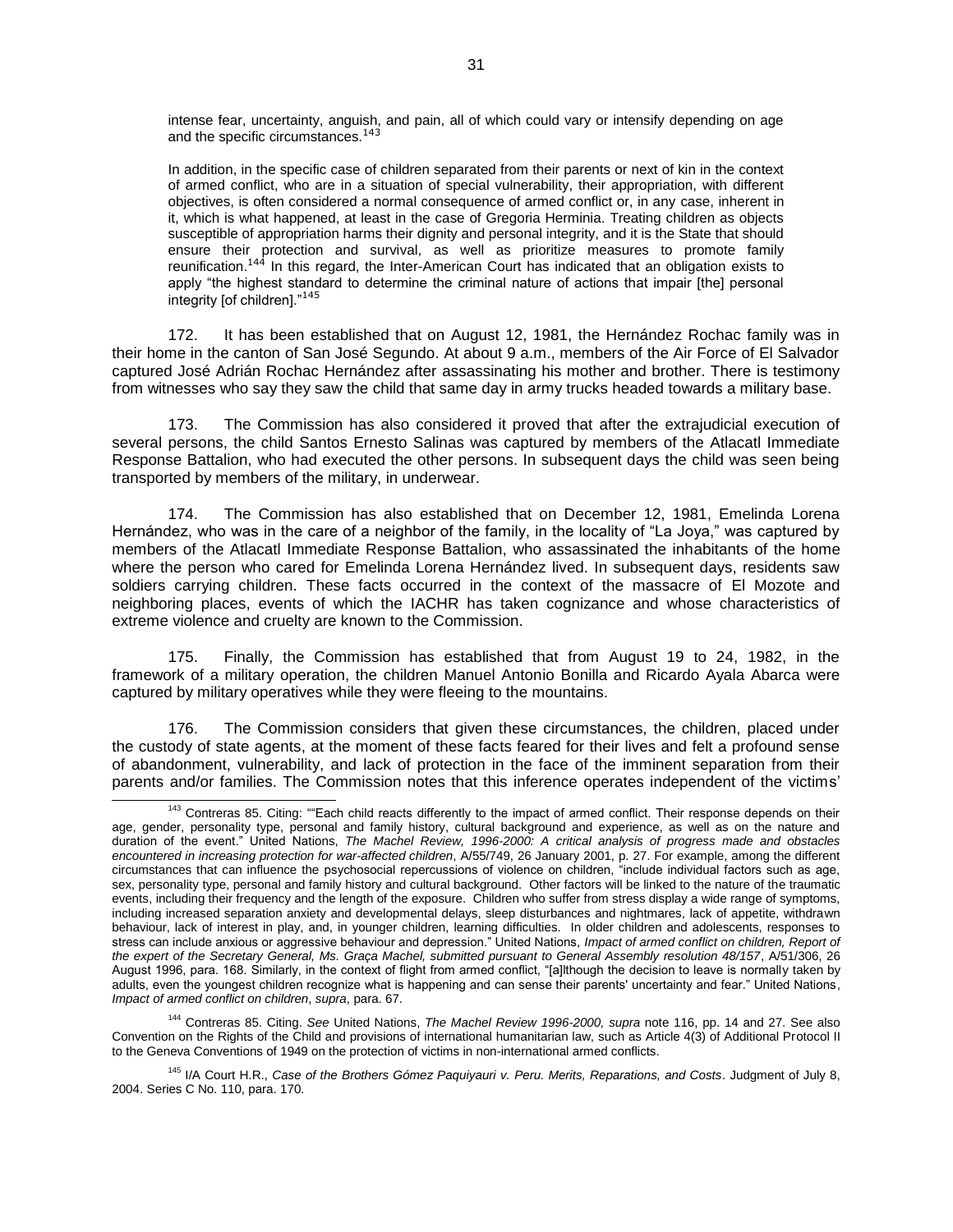> intense fear, uncertainty, anguish, and pain, all of which could vary or intensify depending on age and the specific circumstances.[143]
>
> In addition, in the specific case of children separated from their parents or next of kin in the context of armed conflict, who are in a situation of special vulnerability, their appropriation, with different objectives, is often considered a normal consequence of armed conflict or, in any case, inherent in it, which is what happened, at least in the case of Gregoria Herminia. Treating children as objects susceptible of appropriation harms their dignity and personal integrity, and it is the State that should ensure their protection and survival, as well as prioritize measures to promote family reunification.[144] In this regard, the Inter-American Court has indicated that an obligation exists to apply "the highest standard to determine the criminal nature of actions that impair [the] personal integrity [of children]."[145]

172. It has been established that on August 12, 1981, the Hernández Rochac family was in their home in the canton of San José Segundo. At about 9 a.m., members of the Air Force of El Salvador captured José Adrián Rochac Hernández after assassinating his mother and brother. There is testimony from witnesses who say they saw the child that same day in army trucks headed towards a military base.

173. The Commission has also considered it proved that after the extrajudicial execution of several persons, the child Santos Ernesto Salinas was captured by members of the Atlacatl Immediate Response Battalion, who had executed the other persons. In subsequent days the child was seen being transported by members of the military, in underwear.

174. The Commission has also established that on December 12, 1981, Emelinda Lorena Hernández, who was in the care of a neighbor of the family, in the locality of "La Joya," was captured by members of the Atlacatl Immediate Response Battalion, who assassinated the inhabitants of the home where the person who cared for Emelinda Lorena Hernández lived. In subsequent days, residents saw soldiers carrying children. These facts occurred in the context of the massacre of El Mozote and neighboring places, events of which the IACHR has taken cognizance and whose characteristics of extreme violence and cruelty are known to the Commission.

175. Finally, the Commission has established that from August 19 to 24, 1982, in the framework of a military operation, the children Manuel Antonio Bonilla and Ricardo Ayala Abarca were captured by military operatives while they were fleeing to the mountains.

176. The Commission considers that given these circumstances, the children, placed under the custody of state agents, at the moment of these facts feared for their lives and felt a profound sense of abandonment, vulnerability, and lack of protection in the face of the imminent separation from their parents and/or families. The Commission notes that this inference operates independent of the victims'

---

[143] Contreras 85. Citing: ""Each child reacts differently to the impact of armed conflict. Their response depends on their age, gender, personality type, personal and family history, cultural background and experience, as well as on the nature and duration of the event." United Nations, *The Machel Review, 1996-2000: A critical analysis of progress made and obstacles encountered in increasing protection for war-affected children*, A/55/749, 26 January 2001, p. 27. For example, among the different circumstances that can influence the psychosocial repercussions of violence on children, "include individual factors such as age, sex, personality type, personal and family history and cultural background. Other factors will be linked to the nature of the traumatic events, including their frequency and the length of the exposure. Children who suffer from stress display a wide range of symptoms, including increased separation anxiety and developmental delays, sleep disturbances and nightmares, lack of appetite, withdrawn behaviour, lack of interest in play, and, in younger children, learning difficulties. In older children and adolescents, responses to stress can include anxious or aggressive behaviour and depression." United Nations, *Impact of armed conflict on children, Report of the expert of the Secretary General, Ms. Graça Machel, submitted pursuant to General Assembly resolution 48/157*, A/51/306, 26 August 1996, para. 168. Similarly, in the context of flight from armed conflict, "[a]lthough the decision to leave is normally taken by adults, even the youngest children recognize what is happening and can sense their parents' uncertainty and fear." United Nations, *Impact of armed conflict on children*, *supra*, para. 67.

[144] Contreras 85. Citing. *See* United Nations, *The Machel Review 1996-2000, supra* note 116, pp. 14 and 27. See also Convention on the Rights of the Child and provisions of international humanitarian law, such as Article 4(3) of Additional Protocol II to the Geneva Conventions of 1949 on the protection of victims in non-international armed conflicts.

[145] I/A Court H.R., *Case of the Brothers Gómez Paquiyauri v. Peru. Merits, Reparations, and Costs*. Judgment of July 8, 2004. Series C No. 110, para. 170.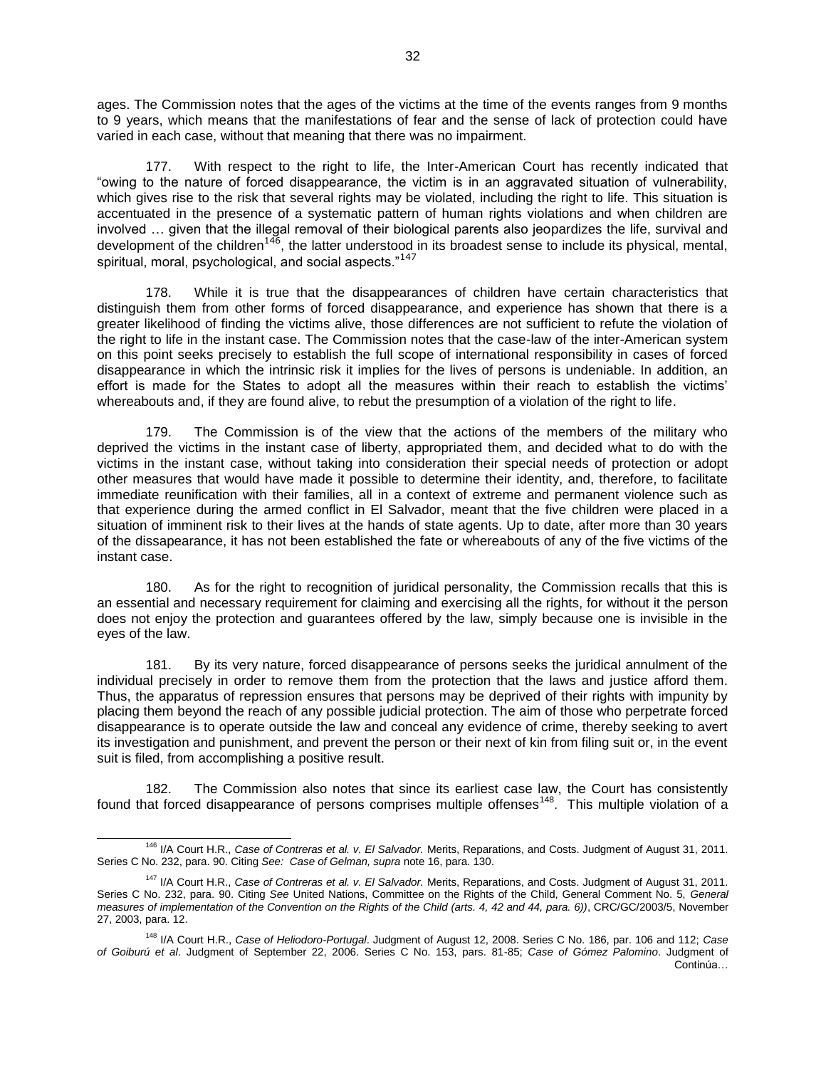ages. The Commission notes that the ages of the victims at the time of the events ranges from 9 months to 9 years, which means that the manifestations of fear and the sense of lack of protection could have varied in each case, without that meaning that there was no impairment.

177. With respect to the right to life, the Inter-American Court has recently indicated that "owing to the nature of forced disappearance, the victim is in an aggravated situation of vulnerability, which gives rise to the risk that several rights may be violated, including the right to life. This situation is accentuated in the presence of a systematic pattern of human rights violations and when children are involved … given that the illegal removal of their biological parents also jeopardizes the life, survival and development of the children[146], the latter understood in its broadest sense to include its physical, mental, spiritual, moral, psychological, and social aspects."[147]

178. While it is true that the disappearances of children have certain characteristics that distinguish them from other forms of forced disappearance, and experience has shown that there is a greater likelihood of finding the victims alive, those differences are not sufficient to refute the violation of the right to life in the instant case. The Commission notes that the case-law of the inter-American system on this point seeks precisely to establish the full scope of international responsibility in cases of forced disappearance in which the intrinsic risk it implies for the lives of persons is undeniable. In addition, an effort is made for the States to adopt all the measures within their reach to establish the victims' whereabouts and, if they are found alive, to rebut the presumption of a violation of the right to life.

179. The Commission is of the view that the actions of the members of the military who deprived the victims in the instant case of liberty, appropriated them, and decided what to do with the victims in the instant case, without taking into consideration their special needs of protection or adopt other measures that would have made it possible to determine their identity, and, therefore, to facilitate immediate reunification with their families, all in a context of extreme and permanent violence such as that experience during the armed conflict in El Salvador, meant that the five children were placed in a situation of imminent risk to their lives at the hands of state agents. Up to date, after more than 30 years of the dissapearance, it has not been established the fate or whereabouts of any of the five victims of the instant case.

180. As for the right to recognition of juridical personality, the Commission recalls that this is an essential and necessary requirement for claiming and exercising all the rights, for without it the person does not enjoy the protection and guarantees offered by the law, simply because one is invisible in the eyes of the law.

181. By its very nature, forced disappearance of persons seeks the juridical annulment of the individual precisely in order to remove them from the protection that the laws and justice afford them. Thus, the apparatus of repression ensures that persons may be deprived of their rights with impunity by placing them beyond the reach of any possible judicial protection. The aim of those who perpetrate forced disappearance is to operate outside the law and conceal any evidence of crime, thereby seeking to avert its investigation and punishment, and prevent the person or their next of kin from filing suit or, in the event suit is filed, from accomplishing a positive result.

182. The Commission also notes that since its earliest case law, the Court has consistently found that forced disappearance of persons comprises multiple offenses[148]. This multiple violation of a

---

[146] I/A Court H.R., *Case of Contreras et al. v. El Salvador.* Merits, Reparations, and Costs. Judgment of August 31, 2011. Series C No. 232, para. 90. Citing *See: Case of Gelman, supra* note 16, para. 130.

[147] I/A Court H.R., *Case of Contreras et al. v. El Salvador.* Merits, Reparations, and Costs. Judgment of August 31, 2011. Series C No. 232, para. 90. Citing *See* United Nations, Committee on the Rights of the Child, General Comment No. 5, *General measures of implementation of the Convention on the Rights of the Child (arts. 4, 42 and 44, para. 6))*, CRC/GC/2003/5, November 27, 2003, para. 12.

[148] I/A Court H.R., *Case of Heliodoro-Portugal*. Judgment of August 12, 2008. Series C No. 186, par. 106 and 112; *Case of Goiburú et al*. Judgment of September 22, 2006. Series C No. 153, pars. 81-85; *Case of Gómez Palomino*. Judgment of

Continúa…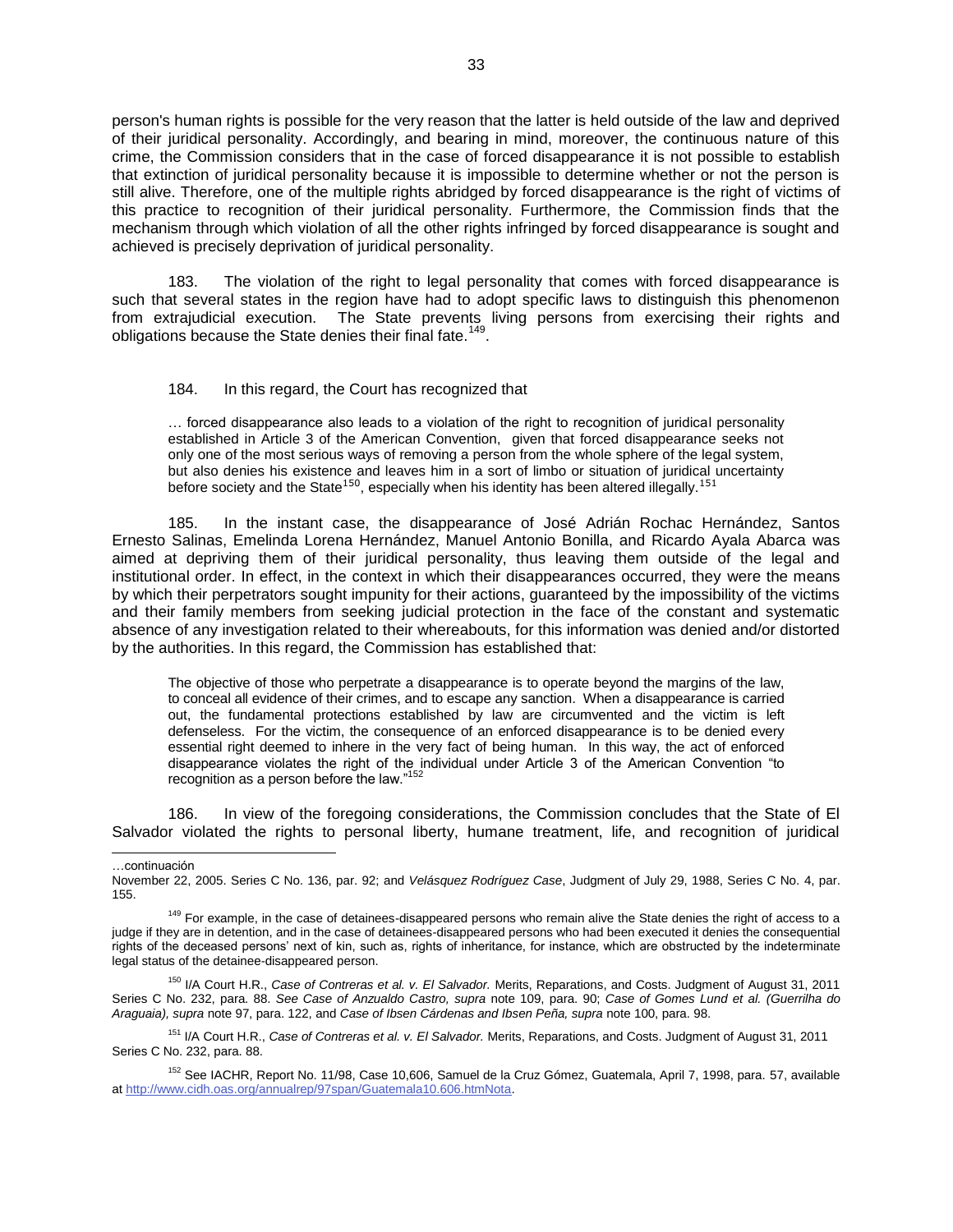person's human rights is possible for the very reason that the latter is held outside of the law and deprived of their juridical personality. Accordingly, and bearing in mind, moreover, the continuous nature of this crime, the Commission considers that in the case of forced disappearance it is not possible to establish that extinction of juridical personality because it is impossible to determine whether or not the person is still alive. Therefore, one of the multiple rights abridged by forced disappearance is the right of victims of this practice to recognition of their juridical personality. Furthermore, the Commission finds that the mechanism through which violation of all the other rights infringed by forced disappearance is sought and achieved is precisely deprivation of juridical personality.

183. The violation of the right to legal personality that comes with forced disappearance is such that several states in the region have had to adopt specific laws to distinguish this phenomenon from extrajudicial execution. The State prevents living persons from exercising their rights and obligations because the State denies their final fate.[149].

184. In this regard, the Court has recognized that

> … forced disappearance also leads to a violation of the right to recognition of juridical personality established in Article 3 of the American Convention, given that forced disappearance seeks not only one of the most serious ways of removing a person from the whole sphere of the legal system, but also denies his existence and leaves him in a sort of limbo or situation of juridical uncertainty before society and the State[150], especially when his identity has been altered illegally.[151]

185. In the instant case, the disappearance of José Adrián Rochac Hernández, Santos Ernesto Salinas, Emelinda Lorena Hernández, Manuel Antonio Bonilla, and Ricardo Ayala Abarca was aimed at depriving them of their juridical personality, thus leaving them outside of the legal and institutional order. In effect, in the context in which their disappearances occurred, they were the means by which their perpetrators sought impunity for their actions, guaranteed by the impossibility of the victims and their family members from seeking judicial protection in the face of the constant and systematic absence of any investigation related to their whereabouts, for this information was denied and/or distorted by the authorities. In this regard, the Commission has established that:

> The objective of those who perpetrate a disappearance is to operate beyond the margins of the law, to conceal all evidence of their crimes, and to escape any sanction. When a disappearance is carried out, the fundamental protections established by law are circumvented and the victim is left defenseless. For the victim, the consequence of an enforced disappearance is to be denied every essential right deemed to inhere in the very fact of being human. In this way, the act of enforced disappearance violates the right of the individual under Article 3 of the American Convention "to recognition as a person before the law."[152]

186. In view of the foregoing considerations, the Commission concludes that the State of El Salvador violated the rights to personal liberty, humane treatment, life, and recognition of juridical

---

…continuación

November 22, 2005. Series C No. 136, par. 92; and *Velásquez Rodríguez Case*, Judgment of July 29, 1988, Series C No. 4, par. 155.

[149] For example, in the case of detainees-disappeared persons who remain alive the State denies the right of access to a judge if they are in detention, and in the case of detainees-disappeared persons who had been executed it denies the consequential rights of the deceased persons' next of kin, such as, rights of inheritance, for instance, which are obstructed by the indeterminate legal status of the detainee-disappeared person.

[150] I/A Court H.R., *Case of Contreras et al. v. El Salvador.* Merits, Reparations, and Costs. Judgment of August 31, 2011 Series C No. 232, para. 88. *See Case of Anzualdo Castro, supra* note 109, para. 90; *Case of Gomes Lund et al. (Guerrilha do Araguaia), supra* note 97, para. 122, and *Case of Ibsen Cárdenas and Ibsen Peña, supra* note 100, para. 98.

[151] I/A Court H.R., *Case of Contreras et al. v. El Salvador.* Merits, Reparations, and Costs. Judgment of August 31, 2011 Series C No. 232, para. 88.

[152] See IACHR, Report No. 11/98, Case 10,606, Samuel de la Cruz Gómez, Guatemala, April 7, 1998, para. 57, available at http://www.cidh.oas.org/annualrep/97span/Guatemala10.606.htmNota.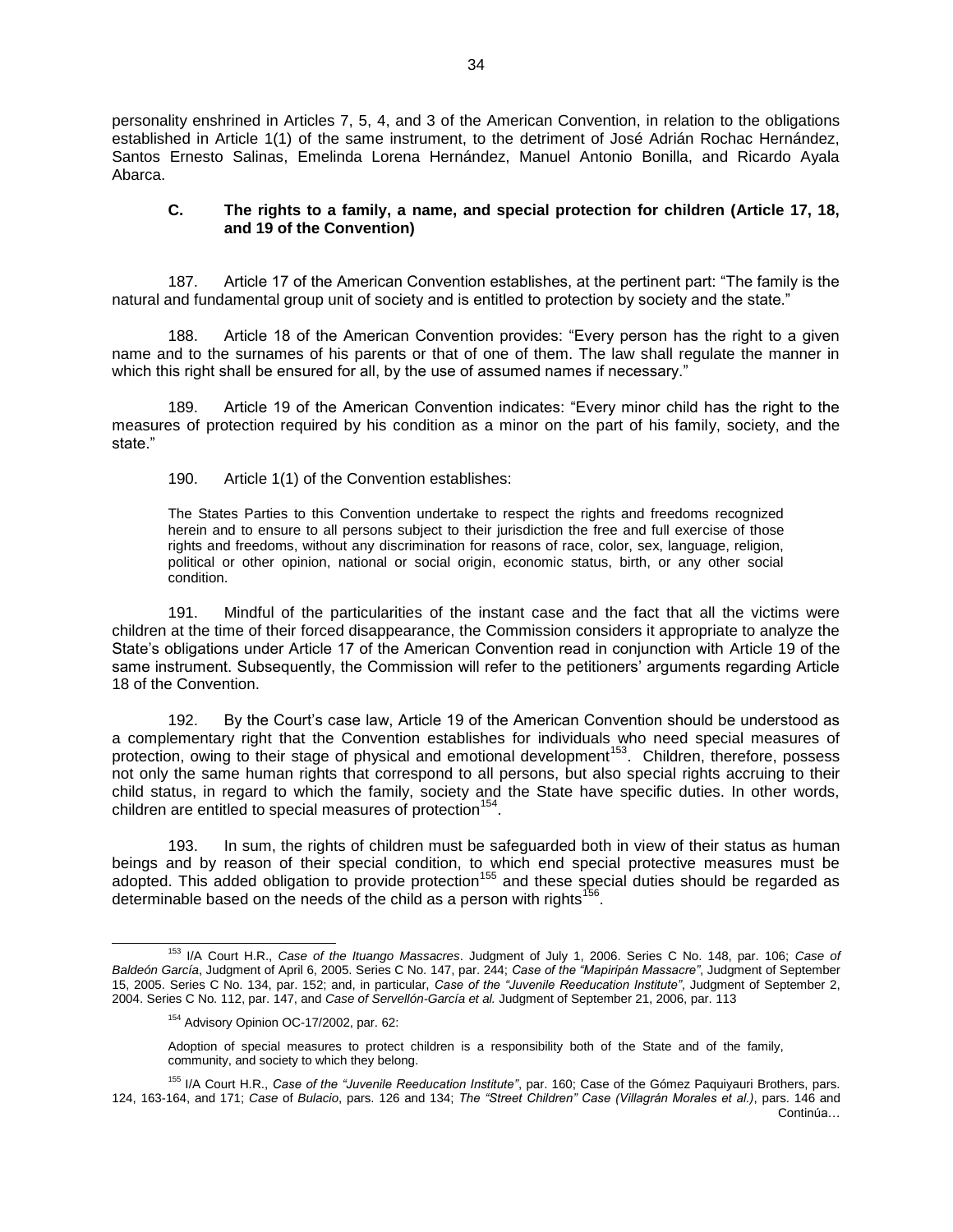personality enshrined in Articles 7, 5, 4, and 3 of the American Convention, in relation to the obligations established in Article 1(1) of the same instrument, to the detriment of José Adrián Rochac Hernández, Santos Ernesto Salinas, Emelinda Lorena Hernández, Manuel Antonio Bonilla, and Ricardo Ayala Abarca.

### C. The rights to a family, a name, and special protection for children (Article 17, 18, and 19 of the Convention)

187. Article 17 of the American Convention establishes, at the pertinent part: "The family is the natural and fundamental group unit of society and is entitled to protection by society and the state."

188. Article 18 of the American Convention provides: "Every person has the right to a given name and to the surnames of his parents or that of one of them. The law shall regulate the manner in which this right shall be ensured for all, by the use of assumed names if necessary."

189. Article 19 of the American Convention indicates: "Every minor child has the right to the measures of protection required by his condition as a minor on the part of his family, society, and the state."

190. Article 1(1) of the Convention establishes:

> The States Parties to this Convention undertake to respect the rights and freedoms recognized herein and to ensure to all persons subject to their jurisdiction the free and full exercise of those rights and freedoms, without any discrimination for reasons of race, color, sex, language, religion, political or other opinion, national or social origin, economic status, birth, or any other social condition.

191. Mindful of the particularities of the instant case and the fact that all the victims were children at the time of their forced disappearance, the Commission considers it appropriate to analyze the State's obligations under Article 17 of the American Convention read in conjunction with Article 19 of the same instrument. Subsequently, the Commission will refer to the petitioners' arguments regarding Article 18 of the Convention.

192. By the Court's case law, Article 19 of the American Convention should be understood as a complementary right that the Convention establishes for individuals who need special measures of protection, owing to their stage of physical and emotional development[153]. Children, therefore, possess not only the same human rights that correspond to all persons, but also special rights accruing to their child status, in regard to which the family, society and the State have specific duties. In other words, children are entitled to special measures of protection[154].

193. In sum, the rights of children must be safeguarded both in view of their status as human beings and by reason of their special condition, to which end special protective measures must be adopted. This added obligation to provide protection[155] and these special duties should be regarded as determinable based on the needs of the child as a person with rights[156].

---

[153] I/A Court H.R., *Case of the Ituango Massacres*. Judgment of July 1, 2006. Series C No. 148, par. 106; *Case of Baldeón García*, Judgment of April 6, 2005. Series C No. 147, par. 244; *Case of the "Mapiripán Massacre"*, Judgment of September 15, 2005. Series C No. 134, par. 152; and, in particular, *Case of the "Juvenile Reeducation Institute"*, Judgment of September 2, 2004. Series C No. 112, par. 147, and *Case of Servellón-García et al.* Judgment of September 21, 2006, par. 113

[154] Advisory Opinion OC-17/2002, par. 62:

> Adoption of special measures to protect children is a responsibility both of the State and of the family, community, and society to which they belong.

[155] I/A Court H.R., *Case of the "Juvenile Reeducation Institute"*, par. 160; Case of the Gómez Paquiyauri Brothers, pars. 124, 163-164, and 171; *Case* of *Bulacio*, pars. 126 and 134; *The "Street Children" Case (Villagrán Morales et al.)*, pars. 146 and

Continúa…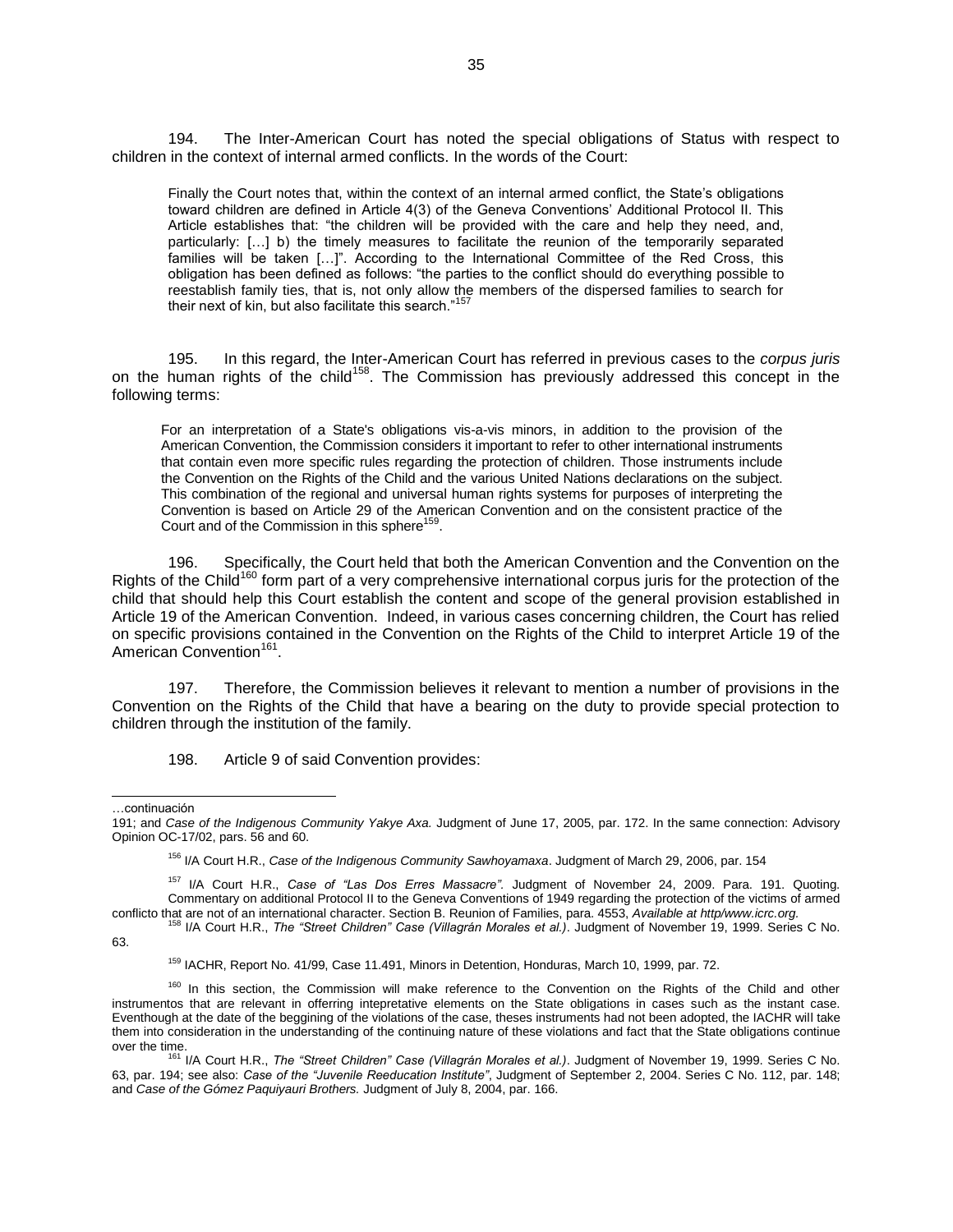194. The Inter-American Court has noted the special obligations of Status with respect to children in the context of internal armed conflicts. In the words of the Court:

> Finally the Court notes that, within the context of an internal armed conflict, the State's obligations toward children are defined in Article 4(3) of the Geneva Conventions' Additional Protocol II. This Article establishes that: "the children will be provided with the care and help they need, and, particularly: […] b) the timely measures to facilitate the reunion of the temporarily separated families will be taken […]". According to the International Committee of the Red Cross, this obligation has been defined as follows: "the parties to the conflict should do everything possible to reestablish family ties, that is, not only allow the members of the dispersed families to search for their next of kin, but also facilitate this search."[157]

195. In this regard, the Inter-American Court has referred in previous cases to the *corpus juris* on the human rights of the child[158]. The Commission has previously addressed this concept in the following terms:

> For an interpretation of a State's obligations vis-a-vis minors, in addition to the provision of the American Convention, the Commission considers it important to refer to other international instruments that contain even more specific rules regarding the protection of children. Those instruments include the Convention on the Rights of the Child and the various United Nations declarations on the subject. This combination of the regional and universal human rights systems for purposes of interpreting the Convention is based on Article 29 of the American Convention and on the consistent practice of the Court and of the Commission in this sphere[159].

196. Specifically, the Court held that both the American Convention and the Convention on the Rights of the Child[160] form part of a very comprehensive international corpus juris for the protection of the child that should help this Court establish the content and scope of the general provision established in Article 19 of the American Convention. Indeed, in various cases concerning children, the Court has relied on specific provisions contained in the Convention on the Rights of the Child to interpret Article 19 of the American Convention[161].

197. Therefore, the Commission believes it relevant to mention a number of provisions in the Convention on the Rights of the Child that have a bearing on the duty to provide special protection to children through the institution of the family.

198. Article 9 of said Convention provides:

---

…continuación

191; and *Case of the Indigenous Community Yakye Axa.* Judgment of June 17, 2005, par. 172. In the same connection: Advisory Opinion OC-17/02, pars. 56 and 60.

[156] I/A Court H.R., *Case of the Indigenous Community Sawhoyamaxa*. Judgment of March 29, 2006, par. 154

[157] I/A Court H.R., *Case of "Las Dos Erres Massacre"*. Judgment of November 24, 2009. Para. 191. Quoting. Commentary on additional Protocol II to the Geneva Conventions of 1949 regarding the protection of the victims of armed conflicto that are not of an international character. Section B. Reunion of Families, para. 4553, *Available at http/www.icrc.org.*

[158] I/A Court H.R., *The "Street Children" Case (Villagrán Morales et al.)*. Judgment of November 19, 1999. Series C No. 63.

[159] IACHR, Report No. 41/99, Case 11.491, Minors in Detention, Honduras, March 10, 1999, par. 72.

[160] In this section, the Commission will make reference to the Convention on the Rights of the Child and other instrumentos that are relevant in offerring intepretative elements on the State obligations in cases such as the instant case. Eventhough at the date of the beggining of the violations of the case, theses instruments had not been adopted, the IACHR will take them into consideration in the understanding of the continuing nature of these violations and fact that the State obligations continue over the time.

[161] I/A Court H.R., *The "Street Children" Case (Villagrán Morales et al.)*. Judgment of November 19, 1999. Series C No. 63, par. 194; see also: *Case of the "Juvenile Reeducation Institute"*, Judgment of September 2, 2004. Series C No. 112, par. 148; and *Case of the Gómez Paquiyauri Brothers.* Judgment of July 8, 2004, par. 166.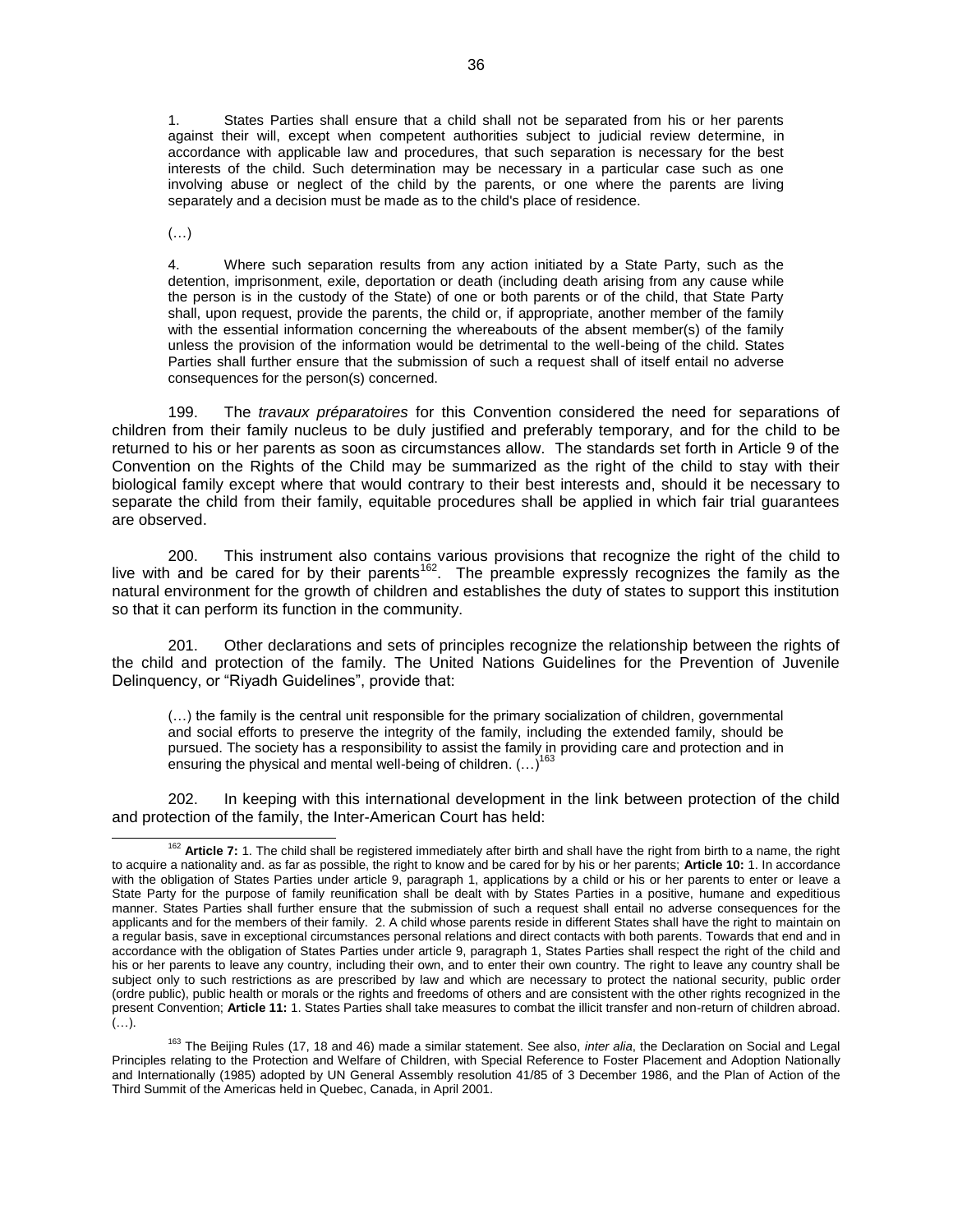> 1. States Parties shall ensure that a child shall not be separated from his or her parents against their will, except when competent authorities subject to judicial review determine, in accordance with applicable law and procedures, that such separation is necessary for the best interests of the child. Such determination may be necessary in a particular case such as one involving abuse or neglect of the child by the parents, or one where the parents are living separately and a decision must be made as to the child's place of residence.
>
> (…)
>
> 4. Where such separation results from any action initiated by a State Party, such as the detention, imprisonment, exile, deportation or death (including death arising from any cause while the person is in the custody of the State) of one or both parents or of the child, that State Party shall, upon request, provide the parents, the child or, if appropriate, another member of the family with the essential information concerning the whereabouts of the absent member(s) of the family unless the provision of the information would be detrimental to the well-being of the child. States Parties shall further ensure that the submission of such a request shall of itself entail no adverse consequences for the person(s) concerned.

199. The *travaux préparatoires* for this Convention considered the need for separations of children from their family nucleus to be duly justified and preferably temporary, and for the child to be returned to his or her parents as soon as circumstances allow. The standards set forth in Article 9 of the Convention on the Rights of the Child may be summarized as the right of the child to stay with their biological family except where that would contrary to their best interests and, should it be necessary to separate the child from their family, equitable procedures shall be applied in which fair trial guarantees are observed.

200. This instrument also contains various provisions that recognize the right of the child to live with and be cared for by their parents[162]. The preamble expressly recognizes the family as the natural environment for the growth of children and establishes the duty of states to support this institution so that it can perform its function in the community.

201. Other declarations and sets of principles recognize the relationship between the rights of the child and protection of the family. The United Nations Guidelines for the Prevention of Juvenile Delinquency, or "Riyadh Guidelines", provide that:

> (…) the family is the central unit responsible for the primary socialization of children, governmental and social efforts to preserve the integrity of the family, including the extended family, should be pursued. The society has a responsibility to assist the family in providing care and protection and in ensuring the physical and mental well-being of children. (…)[163]

202. In keeping with this international development in the link between protection of the child and protection of the family, the Inter-American Court has held:

---

[162] **Article 7:** 1. The child shall be registered immediately after birth and shall have the right from birth to a name, the right to acquire a nationality and. as far as possible, the right to know and be cared for by his or her parents; **Article 10:** 1. In accordance with the obligation of States Parties under article 9, paragraph 1, applications by a child or his or her parents to enter or leave a State Party for the purpose of family reunification shall be dealt with by States Parties in a positive, humane and expeditious manner. States Parties shall further ensure that the submission of such a request shall entail no adverse consequences for the applicants and for the members of their family. 2. A child whose parents reside in different States shall have the right to maintain on a regular basis, save in exceptional circumstances personal relations and direct contacts with both parents. Towards that end and in accordance with the obligation of States Parties under article 9, paragraph 1, States Parties shall respect the right of the child and his or her parents to leave any country, including their own, and to enter their own country. The right to leave any country shall be subject only to such restrictions as are prescribed by law and which are necessary to protect the national security, public order (ordre public), public health or morals or the rights and freedoms of others and are consistent with the other rights recognized in the present Convention; **Article 11:** 1. States Parties shall take measures to combat the illicit transfer and non-return of children abroad. (…).

[163] The Beijing Rules (17, 18 and 46) made a similar statement. See also, *inter alia*, the Declaration on Social and Legal Principles relating to the Protection and Welfare of Children, with Special Reference to Foster Placement and Adoption Nationally and Internationally (1985) adopted by UN General Assembly resolution 41/85 of 3 December 1986, and the Plan of Action of the Third Summit of the Americas held in Quebec, Canada, in April 2001.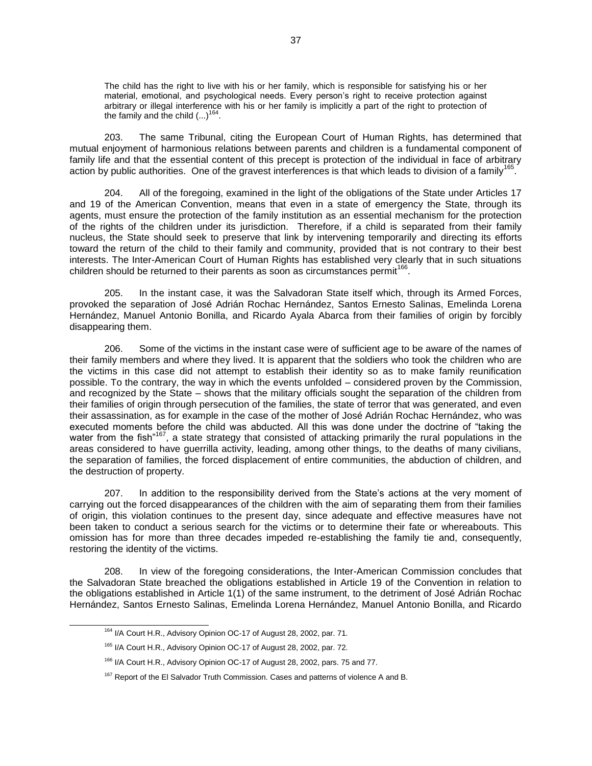> The child has the right to live with his or her family, which is responsible for satisfying his or her material, emotional, and psychological needs. Every person's right to receive protection against arbitrary or illegal interference with his or her family is implicitly a part of the right to protection of the family and the child (...)[164].

203. The same Tribunal, citing the European Court of Human Rights, has determined that mutual enjoyment of harmonious relations between parents and children is a fundamental component of family life and that the essential content of this precept is protection of the individual in face of arbitrary action by public authorities. One of the gravest interferences is that which leads to division of a family[165].

204. All of the foregoing, examined in the light of the obligations of the State under Articles 17 and 19 of the American Convention, means that even in a state of emergency the State, through its agents, must ensure the protection of the family institution as an essential mechanism for the protection of the rights of the children under its jurisdiction. Therefore, if a child is separated from their family nucleus, the State should seek to preserve that link by intervening temporarily and directing its efforts toward the return of the child to their family and community, provided that is not contrary to their best interests. The Inter-American Court of Human Rights has established very clearly that in such situations children should be returned to their parents as soon as circumstances permit[166].

205. In the instant case, it was the Salvadoran State itself which, through its Armed Forces, provoked the separation of José Adrián Rochac Hernández, Santos Ernesto Salinas, Emelinda Lorena Hernández, Manuel Antonio Bonilla, and Ricardo Ayala Abarca from their families of origin by forcibly disappearing them.

206. Some of the victims in the instant case were of sufficient age to be aware of the names of their family members and where they lived. It is apparent that the soldiers who took the children who are the victims in this case did not attempt to establish their identity so as to make family reunification possible. To the contrary, the way in which the events unfolded – considered proven by the Commission, and recognized by the State – shows that the military officials sought the separation of the children from their families of origin through persecution of the families, the state of terror that was generated, and even their assassination, as for example in the case of the mother of José Adrián Rochac Hernández, who was executed moments before the child was abducted. All this was done under the doctrine of "taking the water from the fish"[167], a state strategy that consisted of attacking primarily the rural populations in the areas considered to have guerrilla activity, leading, among other things, to the deaths of many civilians, the separation of families, the forced displacement of entire communities, the abduction of children, and the destruction of property.

207. In addition to the responsibility derived from the State's actions at the very moment of carrying out the forced disappearances of the children with the aim of separating them from their families of origin, this violation continues to the present day, since adequate and effective measures have not been taken to conduct a serious search for the victims or to determine their fate or whereabouts. This omission has for more than three decades impeded re-establishing the family tie and, consequently, restoring the identity of the victims.

208. In view of the foregoing considerations, the Inter-American Commission concludes that the Salvadoran State breached the obligations established in Article 19 of the Convention in relation to the obligations established in Article 1(1) of the same instrument, to the detriment of José Adrián Rochac Hernández, Santos Ernesto Salinas, Emelinda Lorena Hernández, Manuel Antonio Bonilla, and Ricardo

---

[164] I/A Court H.R., Advisory Opinion OC-17 of August 28, 2002, par. 71.

[165] I/A Court H.R., Advisory Opinion OC-17 of August 28, 2002, par. 72.

[166] I/A Court H.R., Advisory Opinion OC-17 of August 28, 2002, pars. 75 and 77.

[167] Report of the El Salvador Truth Commission. Cases and patterns of violence A and B.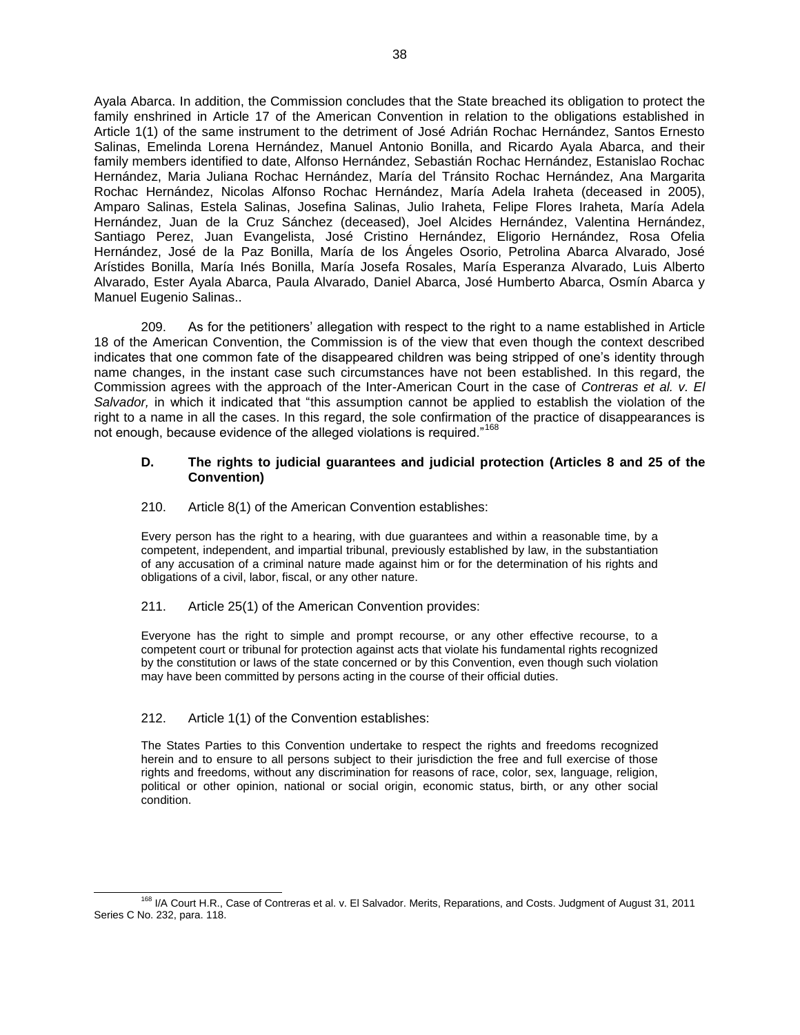Ayala Abarca. In addition, the Commission concludes that the State breached its obligation to protect the family enshrined in Article 17 of the American Convention in relation to the obligations established in Article 1(1) of the same instrument to the detriment of José Adrián Rochac Hernández, Santos Ernesto Salinas, Emelinda Lorena Hernández, Manuel Antonio Bonilla, and Ricardo Ayala Abarca, and their family members identified to date, Alfonso Hernández, Sebastián Rochac Hernández, Estanislao Rochac Hernández, Maria Juliana Rochac Hernández, María del Tránsito Rochac Hernández, Ana Margarita Rochac Hernández, Nicolas Alfonso Rochac Hernández, María Adela Iraheta (deceased in 2005), Amparo Salinas, Estela Salinas, Josefina Salinas, Julio Iraheta, Felipe Flores Iraheta, María Adela Hernández, Juan de la Cruz Sánchez (deceased), Joel Alcides Hernández, Valentina Hernández, Santiago Perez, Juan Evangelista, José Cristino Hernández, Eligorio Hernández, Rosa Ofelia Hernández, José de la Paz Bonilla, María de los Ángeles Osorio, Petrolina Abarca Alvarado, José Arístides Bonilla, María Inés Bonilla, María Josefa Rosales, María Esperanza Alvarado, Luis Alberto Alvarado, Ester Ayala Abarca, Paula Alvarado, Daniel Abarca, José Humberto Abarca, Osmín Abarca y Manuel Eugenio Salinas..

209. As for the petitioners' allegation with respect to the right to a name established in Article 18 of the American Convention, the Commission is of the view that even though the context described indicates that one common fate of the disappeared children was being stripped of one's identity through name changes, in the instant case such circumstances have not been established. In this regard, the Commission agrees with the approach of the Inter-American Court in the case of *Contreras et al. v. El Salvador,* in which it indicated that "this assumption cannot be applied to establish the violation of the right to a name in all the cases. In this regard, the sole confirmation of the practice of disappearances is not enough, because evidence of the alleged violations is required."[168]

### D. The rights to judicial guarantees and judicial protection (Articles 8 and 25 of the Convention)

210. Article 8(1) of the American Convention establishes:

> Every person has the right to a hearing, with due guarantees and within a reasonable time, by a competent, independent, and impartial tribunal, previously established by law, in the substantiation of any accusation of a criminal nature made against him or for the determination of his rights and obligations of a civil, labor, fiscal, or any other nature.

211. Article 25(1) of the American Convention provides:

> Everyone has the right to simple and prompt recourse, or any other effective recourse, to a competent court or tribunal for protection against acts that violate his fundamental rights recognized by the constitution or laws of the state concerned or by this Convention, even though such violation may have been committed by persons acting in the course of their official duties.

212. Article 1(1) of the Convention establishes:

> The States Parties to this Convention undertake to respect the rights and freedoms recognized herein and to ensure to all persons subject to their jurisdiction the free and full exercise of those rights and freedoms, without any discrimination for reasons of race, color, sex, language, religion, political or other opinion, national or social origin, economic status, birth, or any other social condition.

---

[168] I/A Court H.R., Case of Contreras et al. v. El Salvador. Merits, Reparations, and Costs. Judgment of August 31, 2011 Series C No. 232, para. 118.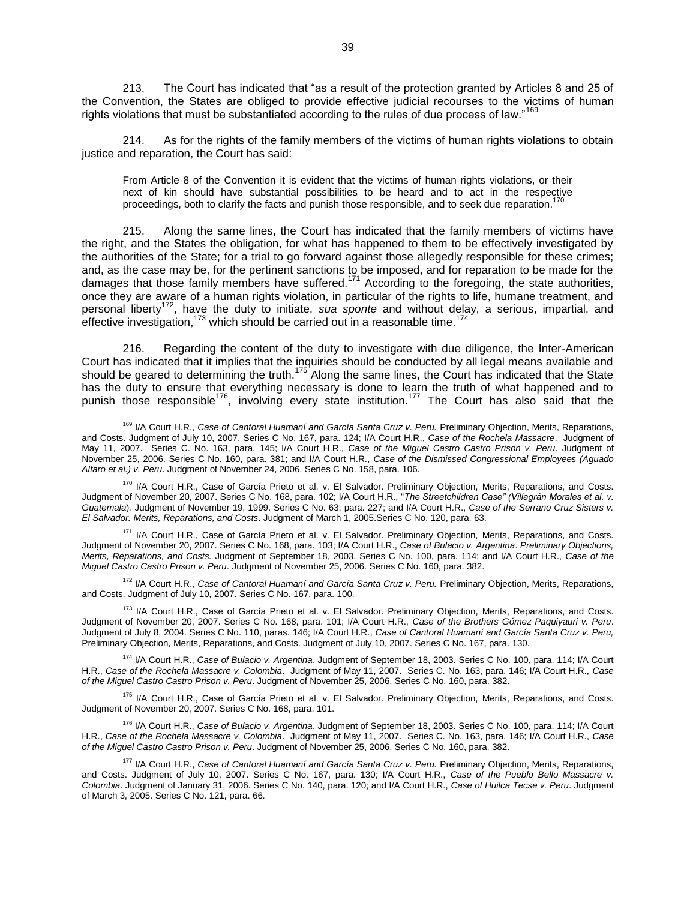213. The Court has indicated that "as a result of the protection granted by Articles 8 and 25 of the Convention, the States are obliged to provide effective judicial recourses to the victims of human rights violations that must be substantiated according to the rules of due process of law."[169]

214. As for the rights of the family members of the victims of human rights violations to obtain justice and reparation, the Court has said:

> From Article 8 of the Convention it is evident that the victims of human rights violations, or their next of kin should have substantial possibilities to be heard and to act in the respective proceedings, both to clarify the facts and punish those responsible, and to seek due reparation.[170]

215. Along the same lines, the Court has indicated that the family members of victims have the right, and the States the obligation, for what has happened to them to be effectively investigated by the authorities of the State; for a trial to go forward against those allegedly responsible for these crimes; and, as the case may be, for the pertinent sanctions to be imposed, and for reparation to be made for the damages that those family members have suffered.[171] According to the foregoing, the state authorities, once they are aware of a human rights violation, in particular of the rights to life, humane treatment, and personal liberty[172], have the duty to initiate, *sua sponte* and without delay, a serious, impartial, and effective investigation,[173] which should be carried out in a reasonable time.[174]

216. Regarding the content of the duty to investigate with due diligence, the Inter-American Court has indicated that it implies that the inquiries should be conducted by all legal means available and should be geared to determining the truth.[175] Along the same lines, the Court has indicated that the State has the duty to ensure that everything necessary is done to learn the truth of what happened and to punish those responsible[176], involving every state institution.[177] The Court has also said that the

---

[169] I/A Court H.R., *Case of Cantoral Huamaní and García Santa Cruz v. Peru.* Preliminary Objection, Merits, Reparations, and Costs. Judgment of July 10, 2007. Series C No. 167, para. 124; I/A Court H.R., *Case of the Rochela Massacre*. Judgment of May 11, 2007. Series C. No. 163, para. 145; I/A Court H.R., *Case of the Miguel Castro Castro Prison v. Peru*. Judgment of November 25, 2006. Series C No. 160, para. 381; and I/A Court H.R., *Case of the Dismissed Congressional Employees (Aguado Alfaro et al.) v. Peru*. Judgment of November 24, 2006. Series C No. 158, para. 106.

[170] I/A Court H.R., Case of García Prieto et al. v. El Salvador. Preliminary Objection, Merits, Reparations, and Costs. Judgment of November 20, 2007. Series C No. 168, para. 102; I/A Court H.R., "*The Streetchildren Case" (Villagrán Morales et al. v. Guatemala*). Judgment of November 19, 1999. Series C No. 63, para. 227; and I/A Court H.R., *Case of the Serrano Cruz Sisters v. El Salvador. Merits, Reparations, and Costs*. Judgment of March 1, 2005.Series C No. 120, para. 63.

[171] I/A Court H.R., Case of García Prieto et al. v. El Salvador. Preliminary Objection, Merits, Reparations, and Costs. Judgment of November 20, 2007. Series C No. 168, para. 103; I/A Court H.R., *Case of Bulacio v. Argentina*. *Preliminary Objections, Merits, Reparations, and Costs.* Judgment of September 18, 2003. Series C No. 100, para. 114; and I/A Court H.R., *Case of the Miguel Castro Castro Prison v. Peru*. Judgment of November 25, 2006. Series C No. 160, para. 382.

[172] I/A Court H.R., *Case of Cantoral Huamaní and García Santa Cruz v. Peru.* Preliminary Objection, Merits, Reparations, and Costs. Judgment of July 10, 2007. Series C No. 167, para. 100.

[173] I/A Court H.R., Case of García Prieto et al. v. El Salvador. Preliminary Objection, Merits, Reparations, and Costs. Judgment of November 20, 2007. Series C No. 168, para. 101; I/A Court H.R., *Case of the Brothers Gómez Paquiyauri v. Peru*. Judgment of July 8, 2004. Series C No. 110, paras. 146; I/A Court H.R., *Case of Cantoral Huamaní and García Santa Cruz v. Peru,* Preliminary Objection, Merits, Reparations, and Costs. Judgment of July 10, 2007. Series C No. 167, para. 130.

[174] I/A Court H.R., *Case of Bulacio v. Argentina*. Judgment of September 18, 2003. Series C No. 100, para. 114; I/A Court H.R., *Case of the Rochela Massacre v. Colombia*. Judgment of May 11, 2007. Series C. No. 163, para. 146; I/A Court H.R., *Case of the Miguel Castro Castro Prison v. Peru*. Judgment of November 25, 2006. Series C No. 160, para. 382.

[175] I/A Court H.R., Case of García Prieto et al. v. El Salvador. Preliminary Objection, Merits, Reparations, and Costs. Judgment of November 20, 2007. Series C No. 168, para. 101.

[176] I/A Court H.R., *Case of Bulacio v. Argentina*. Judgment of September 18, 2003. Series C No. 100, para. 114; I/A Court H.R., *Case of the Rochela Massacre v. Colombia*. Judgment of May 11, 2007. Series C. No. 163, para. 146; I/A Court H.R., *Case of the Miguel Castro Castro Prison v. Peru*. Judgment of November 25, 2006. Series C No. 160, para. 382.

[177] I/A Court H.R., *Case of Cantoral Huamaní and García Santa Cruz v. Peru.* Preliminary Objection, Merits, Reparations, and Costs. Judgment of July 10, 2007. Series C No. 167, para. 130; I/A Court H.R., *Case of the Pueblo Bello Massacre v. Colombia*. Judgment of January 31, 2006. Series C No. 140, para. 120; and I/A Court H.R., *Case of Huilca Tecse v. Peru*. Judgment of March 3, 2005. Series C No. 121, para. 66.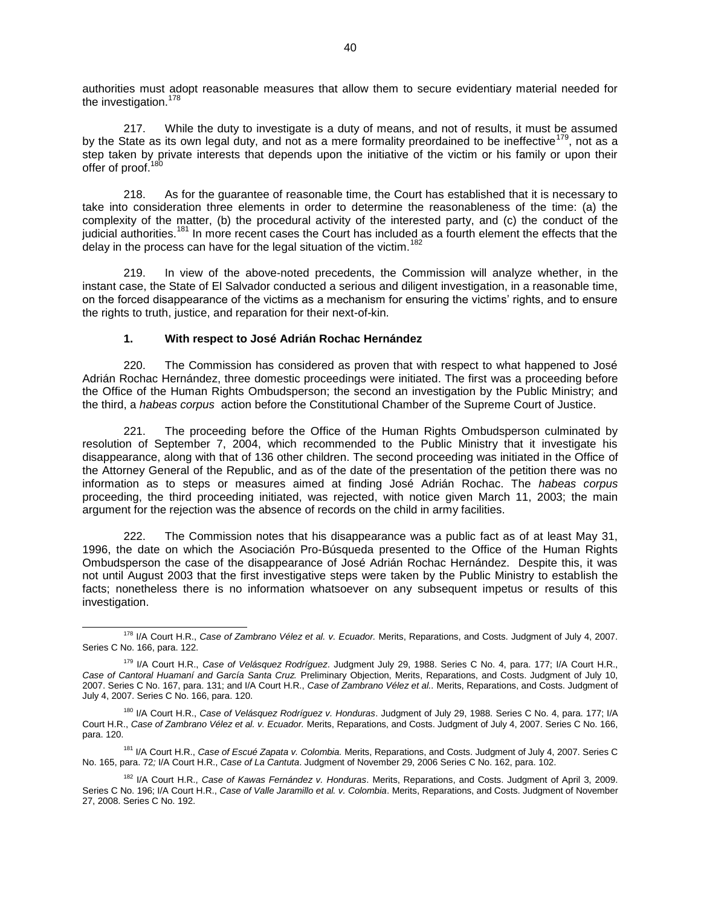authorities must adopt reasonable measures that allow them to secure evidentiary material needed for the investigation.[178]

217. While the duty to investigate is a duty of means, and not of results, it must be assumed by the State as its own legal duty, and not as a mere formality preordained to be ineffective[179], not as a step taken by private interests that depends upon the initiative of the victim or his family or upon their offer of proof.[180]

218. As for the guarantee of reasonable time, the Court has established that it is necessary to take into consideration three elements in order to determine the reasonableness of the time: (a) the complexity of the matter, (b) the procedural activity of the interested party, and (c) the conduct of the judicial authorities.[181] In more recent cases the Court has included as a fourth element the effects that the delay in the process can have for the legal situation of the victim.[182]

219. In view of the above-noted precedents, the Commission will analyze whether, in the instant case, the State of El Salvador conducted a serious and diligent investigation, in a reasonable time, on the forced disappearance of the victims as a mechanism for ensuring the victims' rights, and to ensure the rights to truth, justice, and reparation for their next-of-kin.

### 1. With respect to José Adrián Rochac Hernández

220. The Commission has considered as proven that with respect to what happened to José Adrián Rochac Hernández, three domestic proceedings were initiated. The first was a proceeding before the Office of the Human Rights Ombudsperson; the second an investigation by the Public Ministry; and the third, a *habeas corpus* action before the Constitutional Chamber of the Supreme Court of Justice.

221. The proceeding before the Office of the Human Rights Ombudsperson culminated by resolution of September 7, 2004, which recommended to the Public Ministry that it investigate his disappearance, along with that of 136 other children. The second proceeding was initiated in the Office of the Attorney General of the Republic, and as of the date of the presentation of the petition there was no information as to steps or measures aimed at finding José Adrián Rochac. The *habeas corpus* proceeding, the third proceeding initiated, was rejected, with notice given March 11, 2003; the main argument for the rejection was the absence of records on the child in army facilities.

222. The Commission notes that his disappearance was a public fact as of at least May 31, 1996, the date on which the Asociación Pro-Búsqueda presented to the Office of the Human Rights Ombudsperson the case of the disappearance of José Adrián Rochac Hernández. Despite this, it was not until August 2003 that the first investigative steps were taken by the Public Ministry to establish the facts; nonetheless there is no information whatsoever on any subsequent impetus or results of this investigation.

---

[178] I/A Court H.R., *Case of Zambrano Vélez et al. v. Ecuador.* Merits, Reparations, and Costs. Judgment of July 4, 2007. Series C No. 166, para. 122.

[179] I/A Court H.R., *Case of Velásquez Rodríguez*. Judgment July 29, 1988. Series C No. 4, para. 177; I/A Court H.R., *Case of Cantoral Huamaní and García Santa Cruz.* Preliminary Objection, Merits, Reparations, and Costs. Judgment of July 10, 2007. Series C No. 167, para. 131; and I/A Court H.R., *Case of Zambrano Vélez et al..* Merits, Reparations, and Costs. Judgment of July 4, 2007. Series C No. 166, para. 120.

[180] I/A Court H.R., *Case of Velásquez Rodríguez v. Honduras*. Judgment of July 29, 1988. Series C No. 4, para. 177; I/A Court H.R., *Case of Zambrano Vélez et al. v. Ecuador.* Merits, Reparations, and Costs. Judgment of July 4, 2007. Series C No. 166, para. 120.

[181] I/A Court H.R., *Case of Escué Zapata v. Colombia.* Merits, Reparations, and Costs. Judgment of July 4, 2007. Series C No. 165, para. 72; I/A Court H.R., *Case of La Cantuta*. Judgment of November 29, 2006 Series C No. 162, para. 102.

[182] I/A Court H.R., *Case of Kawas Fernández v. Honduras*. Merits, Reparations, and Costs. Judgment of April 3, 2009. Series C No. 196; I/A Court H.R., *Case of Valle Jaramillo et al. v. Colombia*. Merits, Reparations, and Costs. Judgment of November 27, 2008. Series C No. 192.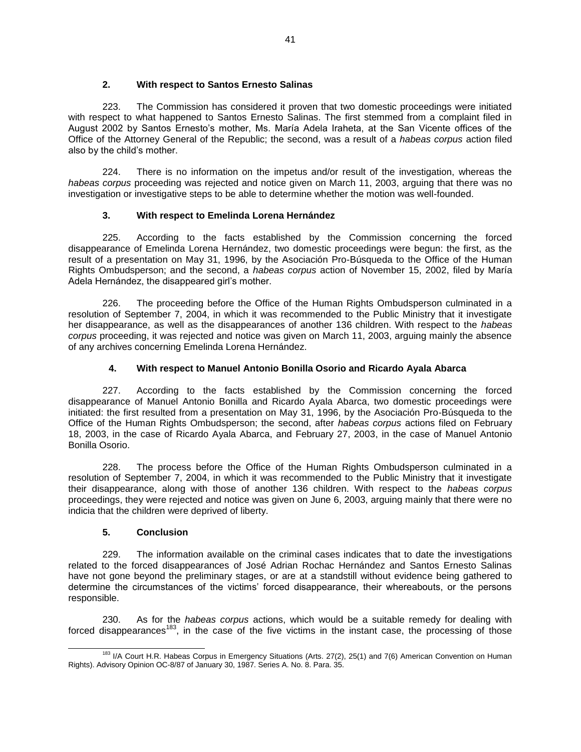### 2. With respect to Santos Ernesto Salinas

223. The Commission has considered it proven that two domestic proceedings were initiated with respect to what happened to Santos Ernesto Salinas. The first stemmed from a complaint filed in August 2002 by Santos Ernesto's mother, Ms. María Adela Iraheta, at the San Vicente offices of the Office of the Attorney General of the Republic; the second, was a result of a *habeas corpus* action filed also by the child's mother.

224. There is no information on the impetus and/or result of the investigation, whereas the *habeas corpus* proceeding was rejected and notice given on March 11, 2003, arguing that there was no investigation or investigative steps to be able to determine whether the motion was well-founded.

### 3. With respect to Emelinda Lorena Hernández

225. According to the facts established by the Commission concerning the forced disappearance of Emelinda Lorena Hernández, two domestic proceedings were begun: the first, as the result of a presentation on May 31, 1996, by the Asociación Pro-Búsqueda to the Office of the Human Rights Ombudsperson; and the second, a *habeas corpus* action of November 15, 2002, filed by María Adela Hernández, the disappeared girl's mother.

226. The proceeding before the Office of the Human Rights Ombudsperson culminated in a resolution of September 7, 2004, in which it was recommended to the Public Ministry that it investigate her disappearance, as well as the disappearances of another 136 children. With respect to the *habeas corpus* proceeding, it was rejected and notice was given on March 11, 2003, arguing mainly the absence of any archives concerning Emelinda Lorena Hernández.

### 4. With respect to Manuel Antonio Bonilla Osorio and Ricardo Ayala Abarca

227. According to the facts established by the Commission concerning the forced disappearance of Manuel Antonio Bonilla and Ricardo Ayala Abarca, two domestic proceedings were initiated: the first resulted from a presentation on May 31, 1996, by the Asociación Pro-Búsqueda to the Office of the Human Rights Ombudsperson; the second, after *habeas corpus* actions filed on February 18, 2003, in the case of Ricardo Ayala Abarca, and February 27, 2003, in the case of Manuel Antonio Bonilla Osorio.

228. The process before the Office of the Human Rights Ombudsperson culminated in a resolution of September 7, 2004, in which it was recommended to the Public Ministry that it investigate their disappearance, along with those of another 136 children. With respect to the *habeas corpus* proceedings, they were rejected and notice was given on June 6, 2003, arguing mainly that there were no indicia that the children were deprived of liberty.

### 5. Conclusion

229. The information available on the criminal cases indicates that to date the investigations related to the forced disappearances of José Adrian Rochac Hernández and Santos Ernesto Salinas have not gone beyond the preliminary stages, or are at a standstill without evidence being gathered to determine the circumstances of the victims' forced disappearance, their whereabouts, or the persons responsible.

230. As for the *habeas corpus* actions, which would be a suitable remedy for dealing with forced disappearances[183], in the case of the five victims in the instant case, the processing of those

---

[183] I/A Court H.R. Habeas Corpus in Emergency Situations (Arts. 27(2), 25(1) and 7(6) American Convention on Human Rights). Advisory Opinion OC-8/87 of January 30, 1987. Series A. No. 8. Para. 35.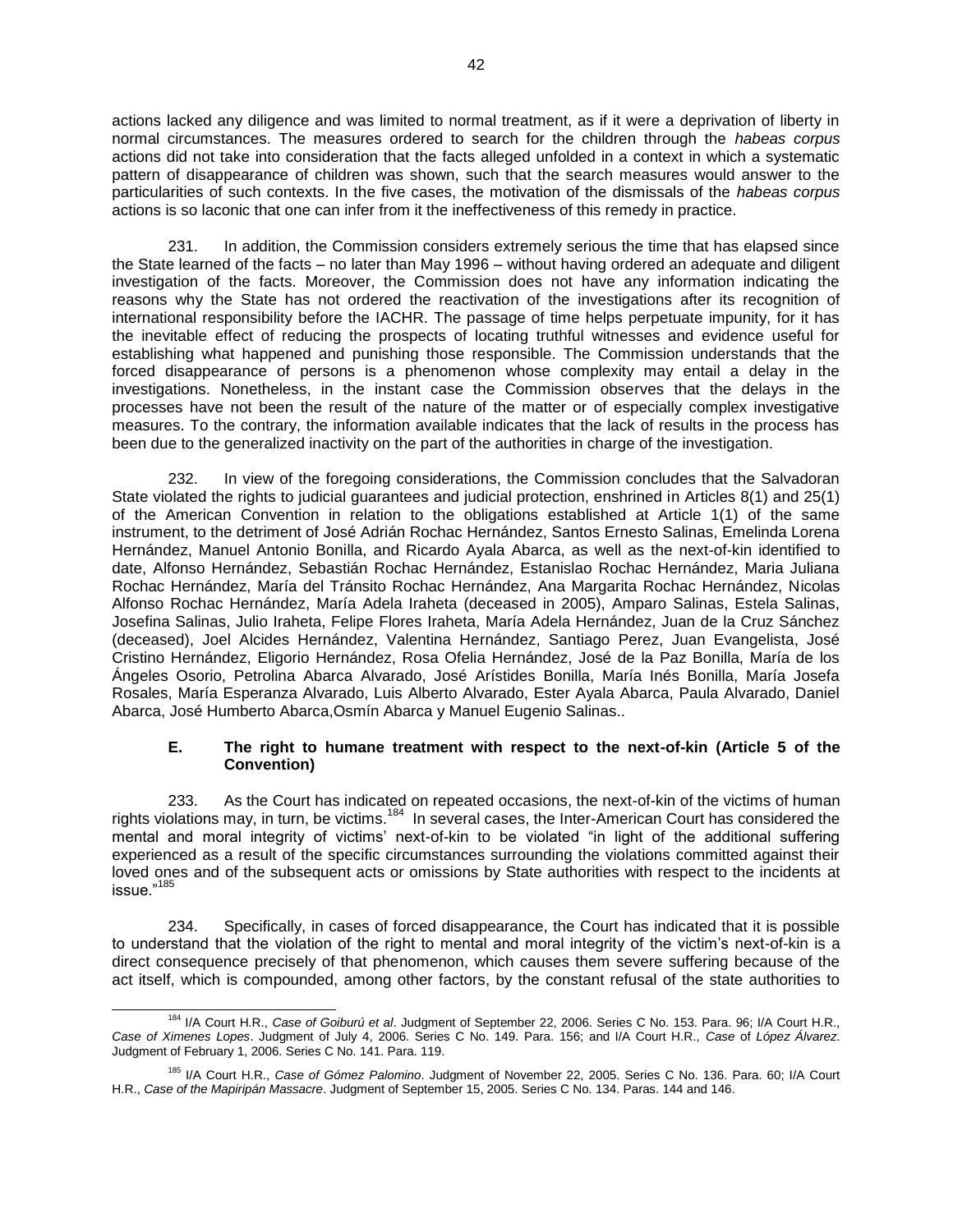actions lacked any diligence and was limited to normal treatment, as if it were a deprivation of liberty in normal circumstances. The measures ordered to search for the children through the *habeas corpus* actions did not take into consideration that the facts alleged unfolded in a context in which a systematic pattern of disappearance of children was shown, such that the search measures would answer to the particularities of such contexts. In the five cases, the motivation of the dismissals of the *habeas corpus* actions is so laconic that one can infer from it the ineffectiveness of this remedy in practice.

231. In addition, the Commission considers extremely serious the time that has elapsed since the State learned of the facts – no later than May 1996 – without having ordered an adequate and diligent investigation of the facts. Moreover, the Commission does not have any information indicating the reasons why the State has not ordered the reactivation of the investigations after its recognition of international responsibility before the IACHR. The passage of time helps perpetuate impunity, for it has the inevitable effect of reducing the prospects of locating truthful witnesses and evidence useful for establishing what happened and punishing those responsible. The Commission understands that the forced disappearance of persons is a phenomenon whose complexity may entail a delay in the investigations. Nonetheless, in the instant case the Commission observes that the delays in the processes have not been the result of the nature of the matter or of especially complex investigative measures. To the contrary, the information available indicates that the lack of results in the process has been due to the generalized inactivity on the part of the authorities in charge of the investigation.

232. In view of the foregoing considerations, the Commission concludes that the Salvadoran State violated the rights to judicial guarantees and judicial protection, enshrined in Articles 8(1) and 25(1) of the American Convention in relation to the obligations established at Article 1(1) of the same instrument, to the detriment of José Adrián Rochac Hernández, Santos Ernesto Salinas, Emelinda Lorena Hernández, Manuel Antonio Bonilla, and Ricardo Ayala Abarca, as well as the next-of-kin identified to date, Alfonso Hernández, Sebastián Rochac Hernández, Estanislao Rochac Hernández, Maria Juliana Rochac Hernández, María del Tránsito Rochac Hernández, Ana Margarita Rochac Hernández, Nicolas Alfonso Rochac Hernández, María Adela Iraheta (deceased in 2005), Amparo Salinas, Estela Salinas, Josefina Salinas, Julio Iraheta, Felipe Flores Iraheta, María Adela Hernández, Juan de la Cruz Sánchez (deceased), Joel Alcides Hernández, Valentina Hernández, Santiago Perez, Juan Evangelista, José Cristino Hernández, Eligorio Hernández, Rosa Ofelia Hernández, José de la Paz Bonilla, María de los Ángeles Osorio, Petrolina Abarca Alvarado, José Arístides Bonilla, María Inés Bonilla, María Josefa Rosales, María Esperanza Alvarado, Luis Alberto Alvarado, Ester Ayala Abarca, Paula Alvarado, Daniel Abarca, José Humberto Abarca,Osmín Abarca y Manuel Eugenio Salinas..

### E. The right to humane treatment with respect to the next-of-kin (Article 5 of the Convention)

233. As the Court has indicated on repeated occasions, the next-of-kin of the victims of human rights violations may, in turn, be victims.[184] In several cases, the Inter-American Court has considered the mental and moral integrity of victims' next-of-kin to be violated "in light of the additional suffering experienced as a result of the specific circumstances surrounding the violations committed against their loved ones and of the subsequent acts or omissions by State authorities with respect to the incidents at issue."[185]

234. Specifically, in cases of forced disappearance, the Court has indicated that it is possible to understand that the violation of the right to mental and moral integrity of the victim's next-of-kin is a direct consequence precisely of that phenomenon, which causes them severe suffering because of the act itself, which is compounded, among other factors, by the constant refusal of the state authorities to

---

[184] I/A Court H.R., *Case of Goiburú et al*. Judgment of September 22, 2006. Series C No. 153. Para. 96; I/A Court H.R., *Case of Ximenes Lopes*. Judgment of July 4, 2006. Series C No. 149. Para. 156; and I/A Court H.R., *Case* of *López Álvarez*. Judgment of February 1, 2006. Series C No. 141. Para. 119.

[185] I/A Court H.R., *Case of Gómez Palomino*. Judgment of November 22, 2005. Series C No. 136. Para. 60; I/A Court H.R., *Case of the Mapiripán Massacre*. Judgment of September 15, 2005. Series C No. 134. Paras. 144 and 146.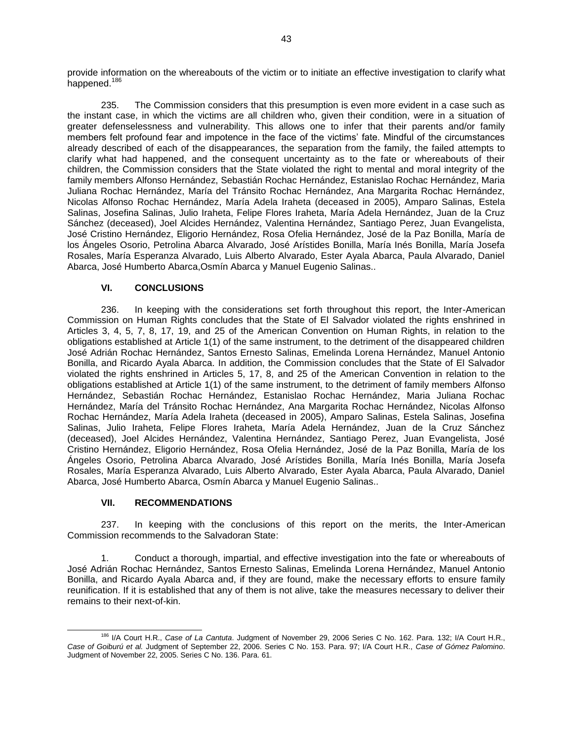provide information on the whereabouts of the victim or to initiate an effective investigation to clarify what happened.[186]

235. The Commission considers that this presumption is even more evident in a case such as the instant case, in which the victims are all children who, given their condition, were in a situation of greater defenselessness and vulnerability. This allows one to infer that their parents and/or family members felt profound fear and impotence in the face of the victims' fate. Mindful of the circumstances already described of each of the disappearances, the separation from the family, the failed attempts to clarify what had happened, and the consequent uncertainty as to the fate or whereabouts of their children, the Commission considers that the State violated the right to mental and moral integrity of the family members Alfonso Hernández, Sebastián Rochac Hernández, Estanislao Rochac Hernández, Maria Juliana Rochac Hernández, María del Tránsito Rochac Hernández, Ana Margarita Rochac Hernández, Nicolas Alfonso Rochac Hernández, María Adela Iraheta (deceased in 2005), Amparo Salinas, Estela Salinas, Josefina Salinas, Julio Iraheta, Felipe Flores Iraheta, María Adela Hernández, Juan de la Cruz Sánchez (deceased), Joel Alcides Hernández, Valentina Hernández, Santiago Perez, Juan Evangelista, José Cristino Hernández, Eligorio Hernández, Rosa Ofelia Hernández, José de la Paz Bonilla, María de los Ángeles Osorio, Petrolina Abarca Alvarado, José Arístides Bonilla, María Inés Bonilla, María Josefa Rosales, María Esperanza Alvarado, Luis Alberto Alvarado, Ester Ayala Abarca, Paula Alvarado, Daniel Abarca, José Humberto Abarca,Osmín Abarca y Manuel Eugenio Salinas..

## VI. CONCLUSIONS

236. In keeping with the considerations set forth throughout this report, the Inter-American Commission on Human Rights concludes that the State of El Salvador violated the rights enshrined in Articles 3, 4, 5, 7, 8, 17, 19, and 25 of the American Convention on Human Rights, in relation to the obligations established at Article 1(1) of the same instrument, to the detriment of the disappeared children José Adrián Rochac Hernández, Santos Ernesto Salinas, Emelinda Lorena Hernández, Manuel Antonio Bonilla, and Ricardo Ayala Abarca. In addition, the Commission concludes that the State of El Salvador violated the rights enshrined in Articles 5, 17, 8, and 25 of the American Convention in relation to the obligations established at Article 1(1) of the same instrument, to the detriment of family members Alfonso Hernández, Sebastián Rochac Hernández, Estanislao Rochac Hernández, Maria Juliana Rochac Hernández, María del Tránsito Rochac Hernández, Ana Margarita Rochac Hernández, Nicolas Alfonso Rochac Hernández, María Adela Iraheta (deceased in 2005), Amparo Salinas, Estela Salinas, Josefina Salinas, Julio Iraheta, Felipe Flores Iraheta, María Adela Hernández, Juan de la Cruz Sánchez (deceased), Joel Alcides Hernández, Valentina Hernández, Santiago Perez, Juan Evangelista, José Cristino Hernández, Eligorio Hernández, Rosa Ofelia Hernández, José de la Paz Bonilla, María de los Ángeles Osorio, Petrolina Abarca Alvarado, José Arístides Bonilla, María Inés Bonilla, María Josefa Rosales, María Esperanza Alvarado, Luis Alberto Alvarado, Ester Ayala Abarca, Paula Alvarado, Daniel Abarca, José Humberto Abarca, Osmín Abarca y Manuel Eugenio Salinas..

## VII. RECOMMENDATIONS

237. In keeping with the conclusions of this report on the merits, the Inter-American Commission recommends to the Salvadoran State:

1. Conduct a thorough, impartial, and effective investigation into the fate or whereabouts of José Adrián Rochac Hernández, Santos Ernesto Salinas, Emelinda Lorena Hernández, Manuel Antonio Bonilla, and Ricardo Ayala Abarca and, if they are found, make the necessary efforts to ensure family reunification. If it is established that any of them is not alive, take the measures necessary to deliver their remains to their next-of-kin.

---

[186] I/A Court H.R., *Case of La Cantuta*. Judgment of November 29, 2006 Series C No. 162. Para. 132; I/A Court H.R., *Case of Goiburú et al.* Judgment of September 22, 2006. Series C No. 153. Para. 97; I/A Court H.R., *Case of Gómez Palomino*. Judgment of November 22, 2005. Series C No. 136. Para. 61.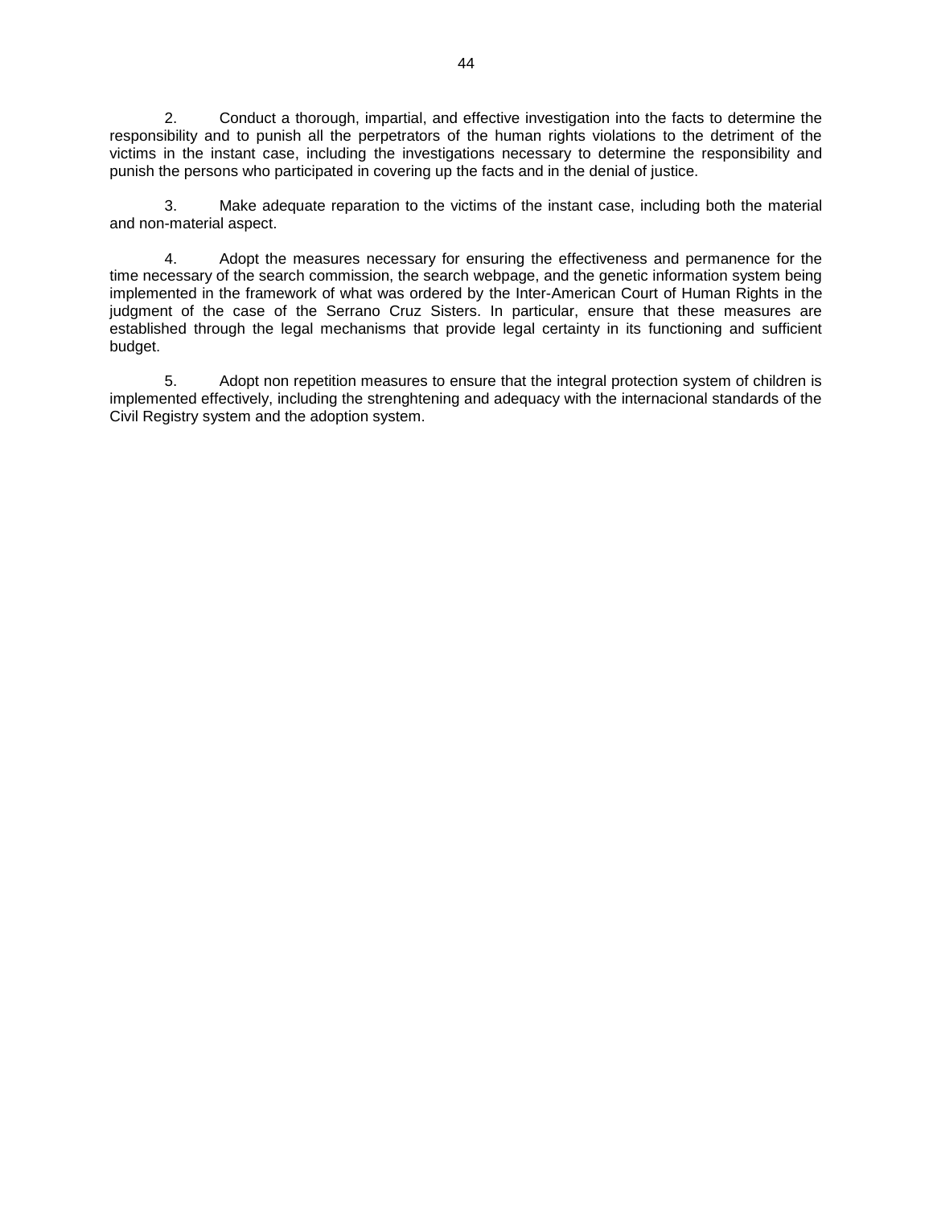2. Conduct a thorough, impartial, and effective investigation into the facts to determine the responsibility and to punish all the perpetrators of the human rights violations to the detriment of the victims in the instant case, including the investigations necessary to determine the responsibility and punish the persons who participated in covering up the facts and in the denial of justice.

3. Make adequate reparation to the victims of the instant case, including both the material and non-material aspect.

4. Adopt the measures necessary for ensuring the effectiveness and permanence for the time necessary of the search commission, the search webpage, and the genetic information system being implemented in the framework of what was ordered by the Inter-American Court of Human Rights in the judgment of the case of the Serrano Cruz Sisters. In particular, ensure that these measures are established through the legal mechanisms that provide legal certainty in its functioning and sufficient budget.

5. Adopt non repetition measures to ensure that the integral protection system of children is implemented effectively, including the strenghtening and adequacy with the internacional standards of the Civil Registry system and the adoption system.